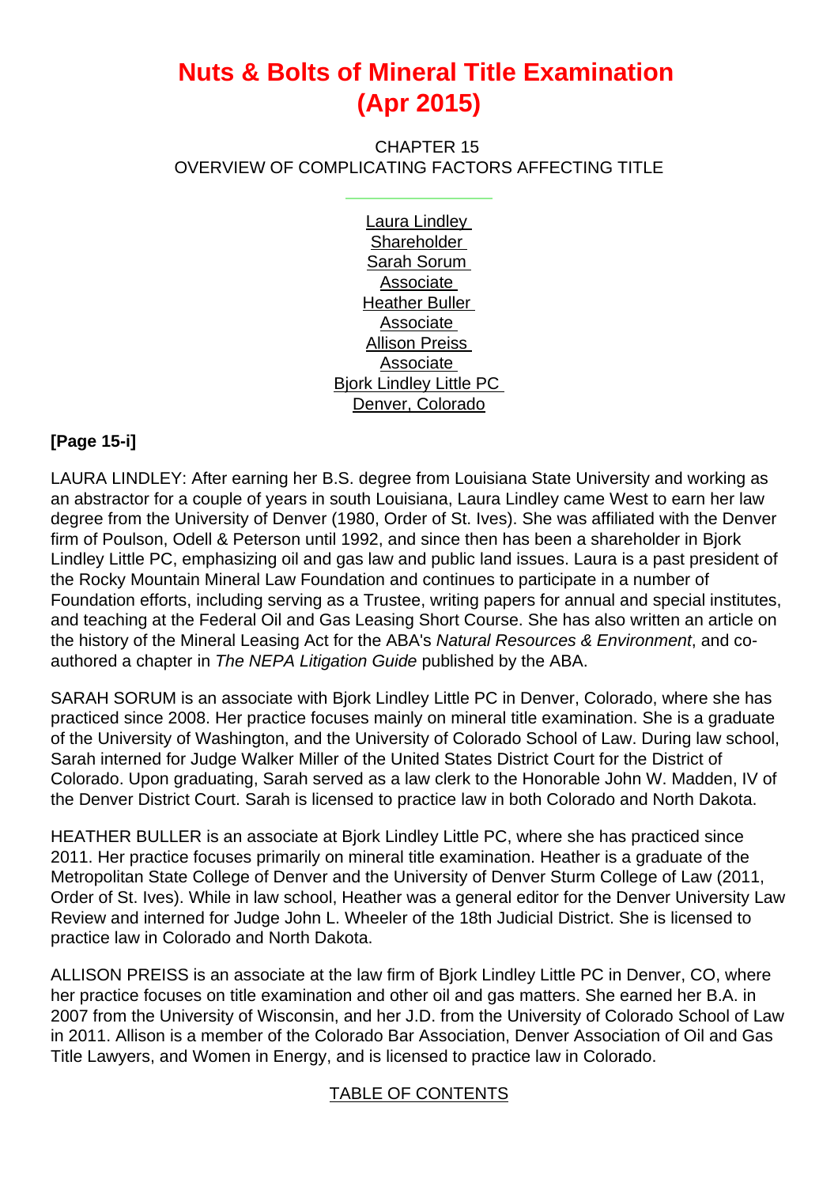# Nuts & Bolts of Mineral Title Examination (Apr 2015)

CHAPTER 15
OVERVIEW OF COMPLICATING FACTORS AFFECTING TITLE

Laura Lindley
Shareholder
Sarah Sorum
Associate
Heather Buller
Associate
Allison Preiss
Associate
Bjork Lindley Little PC
Denver, Colorado

**[Page 15-i]**

LAURA LINDLEY: After earning her B.S. degree from Louisiana State University and working as an abstractor for a couple of years in south Louisiana, Laura Lindley came West to earn her law degree from the University of Denver (1980, Order of St. Ives). She was affiliated with the Denver firm of Poulson, Odell & Peterson until 1992, and since then has been a shareholder in Bjork Lindley Little PC, emphasizing oil and gas law and public land issues. Laura is a past president of the Rocky Mountain Mineral Law Foundation and continues to participate in a number of Foundation efforts, including serving as a Trustee, writing papers for annual and special institutes, and teaching at the Federal Oil and Gas Leasing Short Course. She has also written an article on the history of the Mineral Leasing Act for the ABA's *Natural Resources & Environment*, and co-authored a chapter in *The NEPA Litigation Guide* published by the ABA.

SARAH SORUM is an associate with Bjork Lindley Little PC in Denver, Colorado, where she has practiced since 2008. Her practice focuses mainly on mineral title examination. She is a graduate of the University of Washington, and the University of Colorado School of Law. During law school, Sarah interned for Judge Walker Miller of the United States District Court for the District of Colorado. Upon graduating, Sarah served as a law clerk to the Honorable John W. Madden, IV of the Denver District Court. Sarah is licensed to practice law in both Colorado and North Dakota.

HEATHER BULLER is an associate at Bjork Lindley Little PC, where she has practiced since 2011. Her practice focuses primarily on mineral title examination. Heather is a graduate of the Metropolitan State College of Denver and the University of Denver Sturm College of Law (2011, Order of St. Ives). While in law school, Heather was a general editor for the Denver University Law Review and interned for Judge John L. Wheeler of the 18th Judicial District. She is licensed to practice law in Colorado and North Dakota.

ALLISON PREISS is an associate at the law firm of Bjork Lindley Little PC in Denver, CO, where her practice focuses on title examination and other oil and gas matters. She earned her B.A. in 2007 from the University of Wisconsin, and her J.D. from the University of Colorado School of Law in 2011. Allison is a member of the Colorado Bar Association, Denver Association of Oil and Gas Title Lawyers, and Women in Energy, and is licensed to practice law in Colorado.

TABLE OF CONTENTS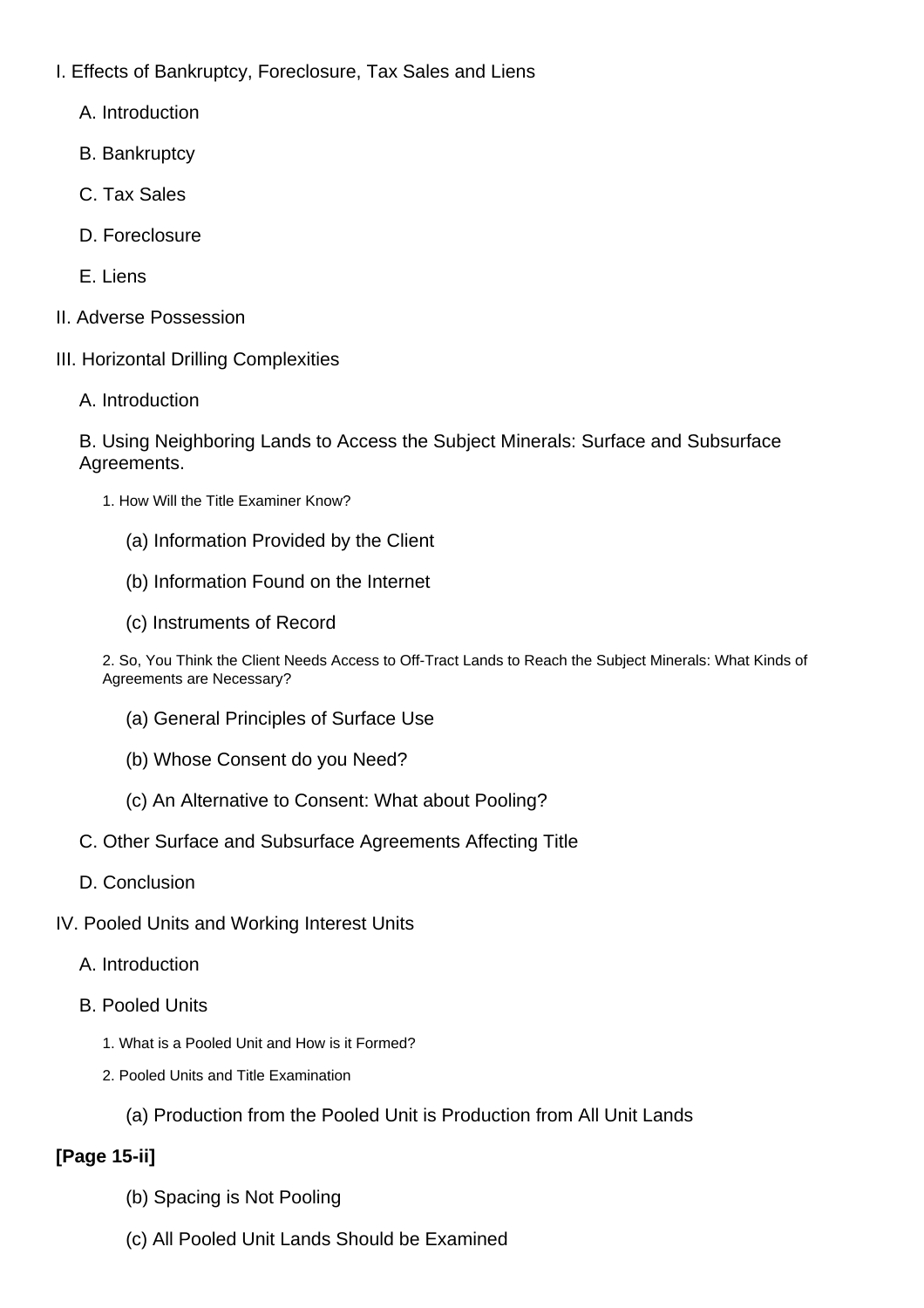I. Effects of Bankruptcy, Foreclosure, Tax Sales and Liens

- A. Introduction
- B. Bankruptcy
- C. Tax Sales
- D. Foreclosure
- E. Liens

II. Adverse Possession

III. Horizontal Drilling Complexities

- A. Introduction
- B. Using Neighboring Lands to Access the Subject Minerals: Surface and Subsurface Agreements.
  - 1. How Will the Title Examiner Know?
    - (a) Information Provided by the Client
    - (b) Information Found on the Internet
    - (c) Instruments of Record
  - 2. So, You Think the Client Needs Access to Off-Tract Lands to Reach the Subject Minerals: What Kinds of Agreements are Necessary?
    - (a) General Principles of Surface Use
    - (b) Whose Consent do you Need?
    - (c) An Alternative to Consent: What about Pooling?
- C. Other Surface and Subsurface Agreements Affecting Title
- D. Conclusion

IV. Pooled Units and Working Interest Units

- A. Introduction
- B. Pooled Units
  - 1. What is a Pooled Unit and How is it Formed?
  - 2. Pooled Units and Title Examination
    - (a) Production from the Pooled Unit is Production from All Unit Lands

**[Page 15-ii]**

    - (b) Spacing is Not Pooling
    - (c) All Pooled Unit Lands Should be Examined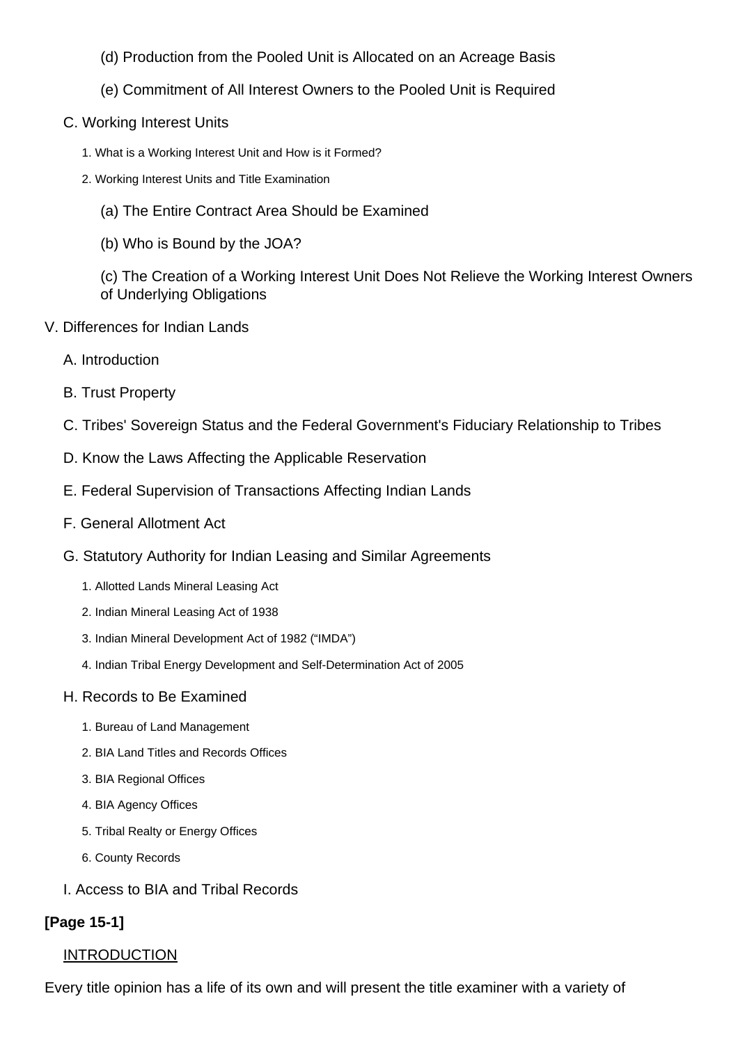(d) Production from the Pooled Unit is Allocated on an Acreage Basis

(e) Commitment of All Interest Owners to the Pooled Unit is Required

C. Working Interest Units

1. What is a Working Interest Unit and How is it Formed?

2. Working Interest Units and Title Examination

(a) The Entire Contract Area Should be Examined

(b) Who is Bound by the JOA?

(c) The Creation of a Working Interest Unit Does Not Relieve the Working Interest Owners of Underlying Obligations

V. Differences for Indian Lands

A. Introduction

B. Trust Property

C. Tribes' Sovereign Status and the Federal Government's Fiduciary Relationship to Tribes

D. Know the Laws Affecting the Applicable Reservation

E. Federal Supervision of Transactions Affecting Indian Lands

F. General Allotment Act

G. Statutory Authority for Indian Leasing and Similar Agreements

1. Allotted Lands Mineral Leasing Act

2. Indian Mineral Leasing Act of 1938

3. Indian Mineral Development Act of 1982 ("IMDA")

4. Indian Tribal Energy Development and Self-Determination Act of 2005

H. Records to Be Examined

1. Bureau of Land Management

2. BIA Land Titles and Records Offices

3. BIA Regional Offices

4. BIA Agency Offices

5. Tribal Realty or Energy Offices

6. County Records

I. Access to BIA and Tribal Records

**[Page 15-1]**

## INTRODUCTION

Every title opinion has a life of its own and will present the title examiner with a variety of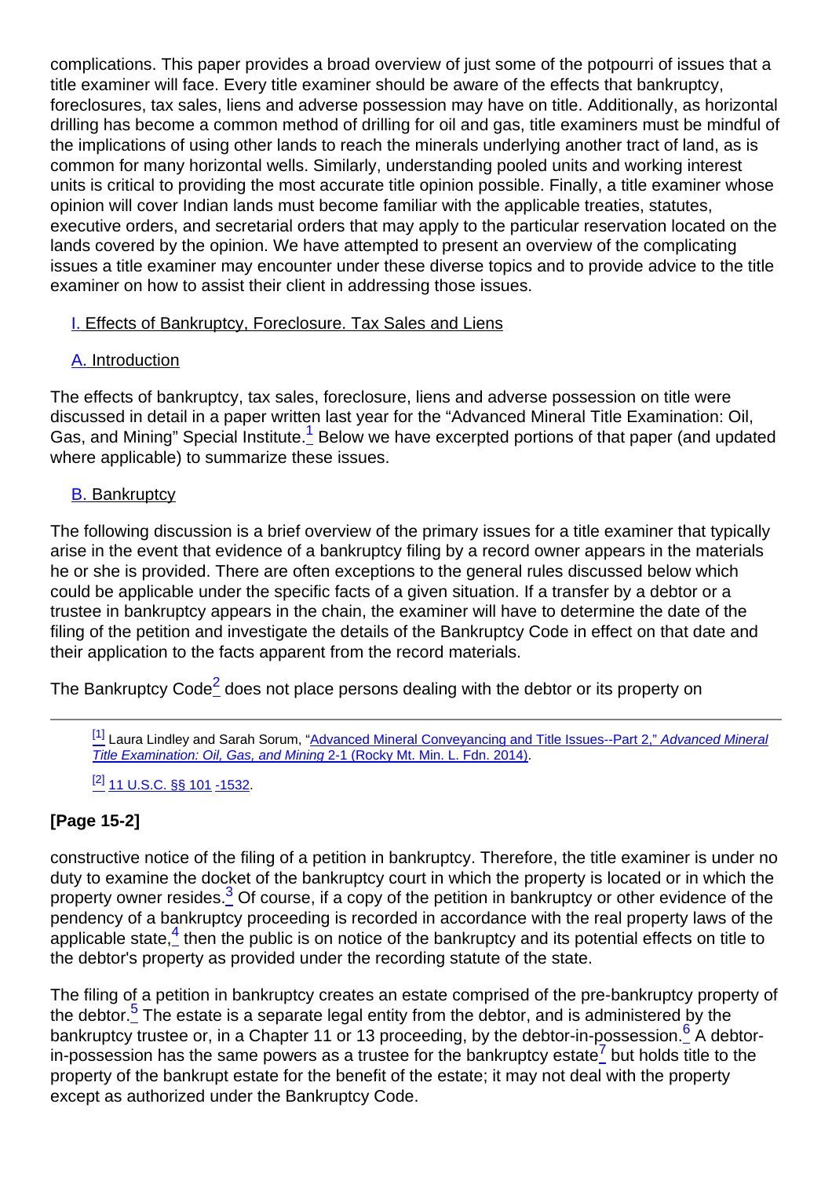complications. This paper provides a broad overview of just some of the potpourri of issues that a title examiner will face. Every title examiner should be aware of the effects that bankruptcy, foreclosures, tax sales, liens and adverse possession may have on title. Additionally, as horizontal drilling has become a common method of drilling for oil and gas, title examiners must be mindful of the implications of using other lands to reach the minerals underlying another tract of land, as is common for many horizontal wells. Similarly, understanding pooled units and working interest units is critical to providing the most accurate title opinion possible. Finally, a title examiner whose opinion will cover Indian lands must become familiar with the applicable treaties, statutes, executive orders, and secretarial orders that may apply to the particular reservation located on the lands covered by the opinion. We have attempted to present an overview of the complicating issues a title examiner may encounter under these diverse topics and to provide advice to the title examiner on how to assist their client in addressing those issues.

## I. Effects of Bankruptcy, Foreclosure. Tax Sales and Liens

### A. Introduction

The effects of bankruptcy, tax sales, foreclosure, liens and adverse possession on title were discussed in detail in a paper written last year for the "Advanced Mineral Title Examination: Oil, Gas, and Mining" Special Institute.[1] Below we have excerpted portions of that paper (and updated where applicable) to summarize these issues.

### B. Bankruptcy

The following discussion is a brief overview of the primary issues for a title examiner that typically arise in the event that evidence of a bankruptcy filing by a record owner appears in the materials he or she is provided. There are often exceptions to the general rules discussed below which could be applicable under the specific facts of a given situation. If a transfer by a debtor or a trustee in bankruptcy appears in the chain, the examiner will have to determine the date of the filing of the petition and investigate the details of the Bankruptcy Code in effect on that date and their application to the facts apparent from the record materials.

The Bankruptcy Code[2] does not place persons dealing with the debtor or its property on

---

[1] Laura Lindley and Sarah Sorum, "Advanced Mineral Conveyancing and Title Issues--Part 2," *Advanced Mineral Title Examination: Oil, Gas, and Mining* 2-1 (Rocky Mt. Min. L. Fdn. 2014).

[2] 11 U.S.C. §§ 101 -1532.

**[Page 15-2]**

constructive notice of the filing of a petition in bankruptcy. Therefore, the title examiner is under no duty to examine the docket of the bankruptcy court in which the property is located or in which the property owner resides.[3] Of course, if a copy of the petition in bankruptcy or other evidence of the pendency of a bankruptcy proceeding is recorded in accordance with the real property laws of the applicable state,[4] then the public is on notice of the bankruptcy and its potential effects on title to the debtor's property as provided under the recording statute of the state.

The filing of a petition in bankruptcy creates an estate comprised of the pre-bankruptcy property of the debtor.[5] The estate is a separate legal entity from the debtor, and is administered by the bankruptcy trustee or, in a Chapter 11 or 13 proceeding, by the debtor-in-possession.[6] A debtor-in-possession has the same powers as a trustee for the bankruptcy estate[7] but holds title to the property of the bankrupt estate for the benefit of the estate; it may not deal with the property except as authorized under the Bankruptcy Code.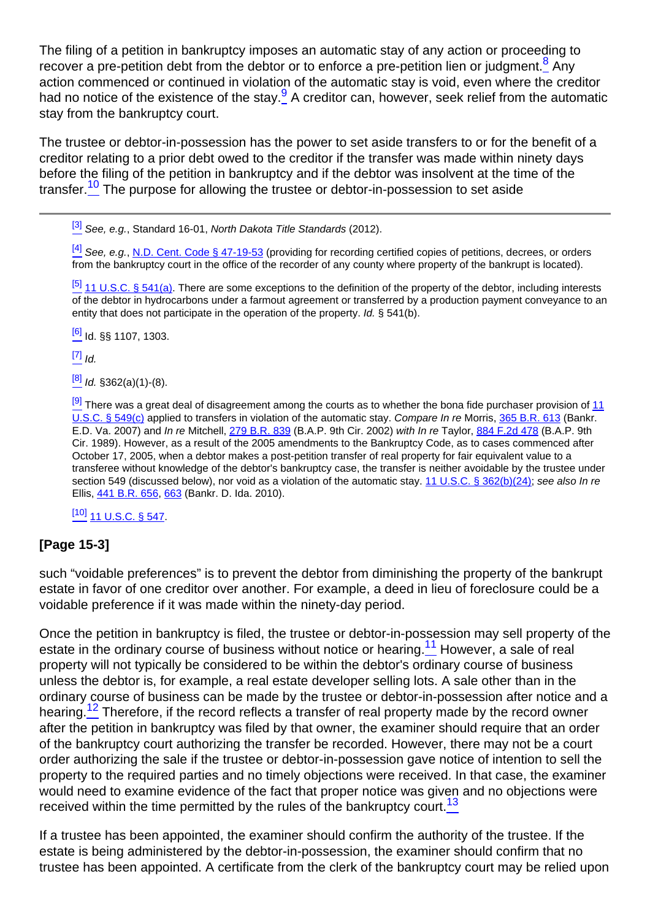The filing of a petition in bankruptcy imposes an automatic stay of any action or proceeding to recover a pre-petition debt from the debtor or to enforce a pre-petition lien or judgment.[8] Any action commenced or continued in violation of the automatic stay is void, even where the creditor had no notice of the existence of the stay.[9] A creditor can, however, seek relief from the automatic stay from the bankruptcy court.

The trustee or debtor-in-possession has the power to set aside transfers to or for the benefit of a creditor relating to a prior debt owed to the creditor if the transfer was made within ninety days before the filing of the petition in bankruptcy and if the debtor was insolvent at the time of the transfer.[10] The purpose for allowing the trustee or debtor-in-possession to set aside

---

[3] *See, e.g.*, Standard 16-01, *North Dakota Title Standards* (2012).

[4] *See, e.g.*, N.D. Cent. Code § 47-19-53 (providing for recording certified copies of petitions, decrees, or orders from the bankruptcy court in the office of the recorder of any county where property of the bankrupt is located).

[5] 11 U.S.C. § 541(a). There are some exceptions to the definition of the property of the debtor, including interests of the debtor in hydrocarbons under a farmout agreement or transferred by a production payment conveyance to an entity that does not participate in the operation of the property. *Id.* § 541(b).

[6] Id. §§ 1107, 1303.

[7] *Id.*

[8] *Id.* §362(a)(1)-(8).

[9] There was a great deal of disagreement among the courts as to whether the bona fide purchaser provision of 11 U.S.C. § 549(c) applied to transfers in violation of the automatic stay. *Compare In re* Morris, 365 B.R. 613 (Bankr. E.D. Va. 2007) and *In re* Mitchell, 279 B.R. 839 (B.A.P. 9th Cir. 2002) *with In re* Taylor, 884 F.2d 478 (B.A.P. 9th Cir. 1989). However, as a result of the 2005 amendments to the Bankruptcy Code, as to cases commenced after October 17, 2005, when a debtor makes a post-petition transfer of real property for fair equivalent value to a transferee without knowledge of the debtor's bankruptcy case, the transfer is neither avoidable by the trustee under section 549 (discussed below), nor void as a violation of the automatic stay. 11 U.S.C. § 362(b)(24); *see also In re* Ellis, 441 B.R. 656, 663 (Bankr. D. Ida. 2010).

[10] 11 U.S.C. § 547.

**[Page 15-3]**

such "voidable preferences" is to prevent the debtor from diminishing the property of the bankrupt estate in favor of one creditor over another. For example, a deed in lieu of foreclosure could be a voidable preference if it was made within the ninety-day period.

Once the petition in bankruptcy is filed, the trustee or debtor-in-possession may sell property of the estate in the ordinary course of business without notice or hearing.[11] However, a sale of real property will not typically be considered to be within the debtor's ordinary course of business unless the debtor is, for example, a real estate developer selling lots. A sale other than in the ordinary course of business can be made by the trustee or debtor-in-possession after notice and a hearing.[12] Therefore, if the record reflects a transfer of real property made by the record owner after the petition in bankruptcy was filed by that owner, the examiner should require that an order of the bankruptcy court authorizing the transfer be recorded. However, there may not be a court order authorizing the sale if the trustee or debtor-in-possession gave notice of intention to sell the property to the required parties and no timely objections were received. In that case, the examiner would need to examine evidence of the fact that proper notice was given and no objections were received within the time permitted by the rules of the bankruptcy court.[13]

If a trustee has been appointed, the examiner should confirm the authority of the trustee. If the estate is being administered by the debtor-in-possession, the examiner should confirm that no trustee has been appointed. A certificate from the clerk of the bankruptcy court may be relied upon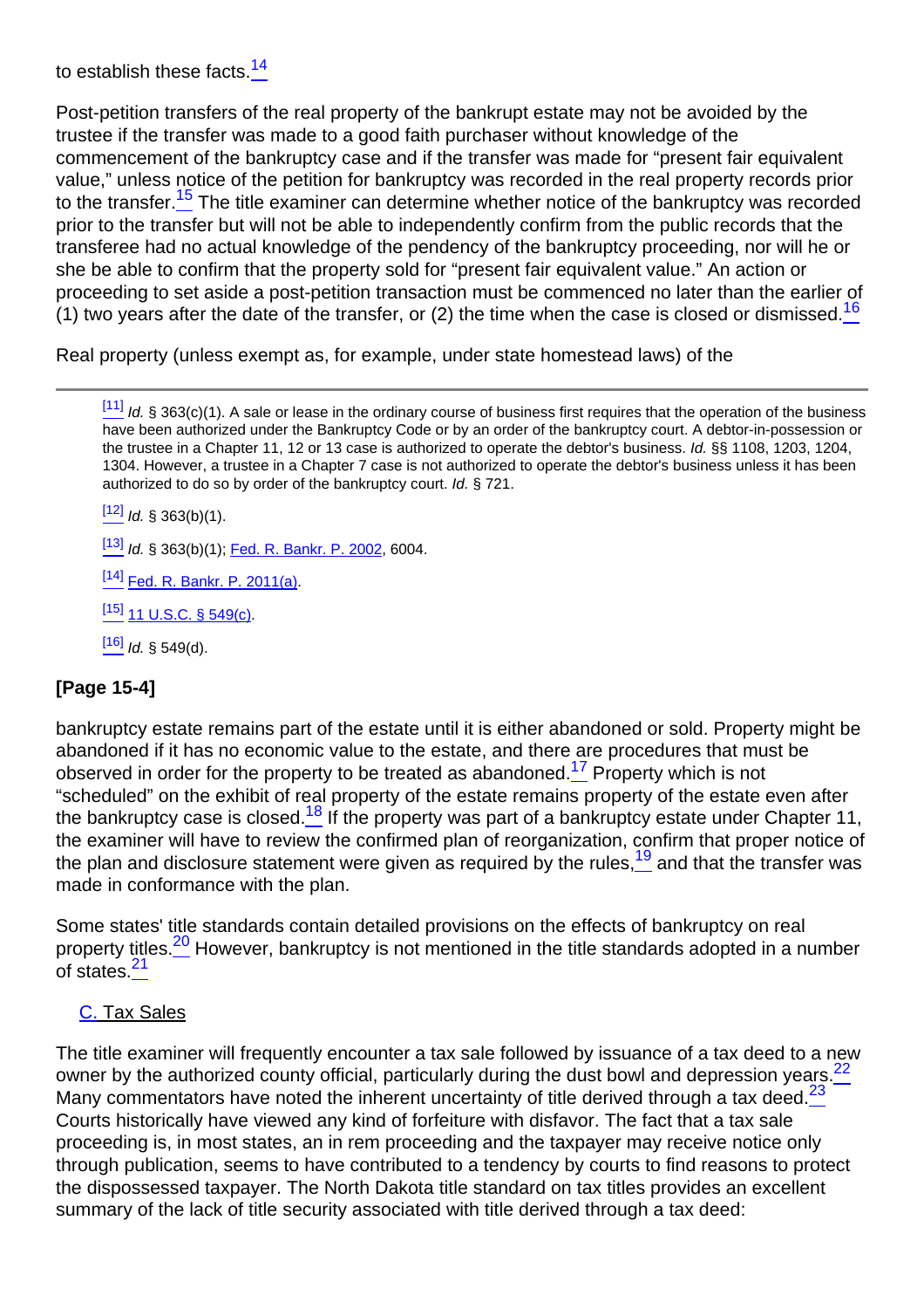to establish these facts.[14]

Post-petition transfers of the real property of the bankrupt estate may not be avoided by the trustee if the transfer was made to a good faith purchaser without knowledge of the commencement of the bankruptcy case and if the transfer was made for "present fair equivalent value," unless notice of the petition for bankruptcy was recorded in the real property records prior to the transfer.[15] The title examiner can determine whether notice of the bankruptcy was recorded prior to the transfer but will not be able to independently confirm from the public records that the transferee had no actual knowledge of the pendency of the bankruptcy proceeding, nor will he or she be able to confirm that the property sold for "present fair equivalent value." An action or proceeding to set aside a post-petition transaction must be commenced no later than the earlier of (1) two years after the date of the transfer, or (2) the time when the case is closed or dismissed.[16]

Real property (unless exempt as, for example, under state homestead laws) of the

---

[11] *Id.* § 363(c)(1). A sale or lease in the ordinary course of business first requires that the operation of the business have been authorized under the Bankruptcy Code or by an order of the bankruptcy court. A debtor-in-possession or the trustee in a Chapter 11, 12 or 13 case is authorized to operate the debtor's business. *Id.* §§ 1108, 1203, 1204, 1304. However, a trustee in a Chapter 7 case is not authorized to operate the debtor's business unless it has been authorized to do so by order of the bankruptcy court. *Id.* § 721.

[12] *Id.* § 363(b)(1).

[13] *Id.* § 363(b)(1); Fed. R. Bankr. P. 2002, 6004.

[14] Fed. R. Bankr. P. 2011(a).

[15] 11 U.S.C. § 549(c).

[16] *Id.* § 549(d).

**[Page 15-4]**

bankruptcy estate remains part of the estate until it is either abandoned or sold. Property might be abandoned if it has no economic value to the estate, and there are procedures that must be observed in order for the property to be treated as abandoned.[17] Property which is not "scheduled" on the exhibit of real property of the estate remains property of the estate even after the bankruptcy case is closed.[18] If the property was part of a bankruptcy estate under Chapter 11, the examiner will have to review the confirmed plan of reorganization, confirm that proper notice of the plan and disclosure statement were given as required by the rules,[19] and that the transfer was made in conformance with the plan.

Some states' title standards contain detailed provisions on the effects of bankruptcy on real property titles.[20] However, bankruptcy is not mentioned in the title standards adopted in a number of states.[21]

### C. Tax Sales

The title examiner will frequently encounter a tax sale followed by issuance of a tax deed to a new owner by the authorized county official, particularly during the dust bowl and depression years.[22] Many commentators have noted the inherent uncertainty of title derived through a tax deed.[23] Courts historically have viewed any kind of forfeiture with disfavor. The fact that a tax sale proceeding is, in most states, an in rem proceeding and the taxpayer may receive notice only through publication, seems to have contributed to a tendency by courts to find reasons to protect the dispossessed taxpayer. The North Dakota title standard on tax titles provides an excellent summary of the lack of title security associated with title derived through a tax deed: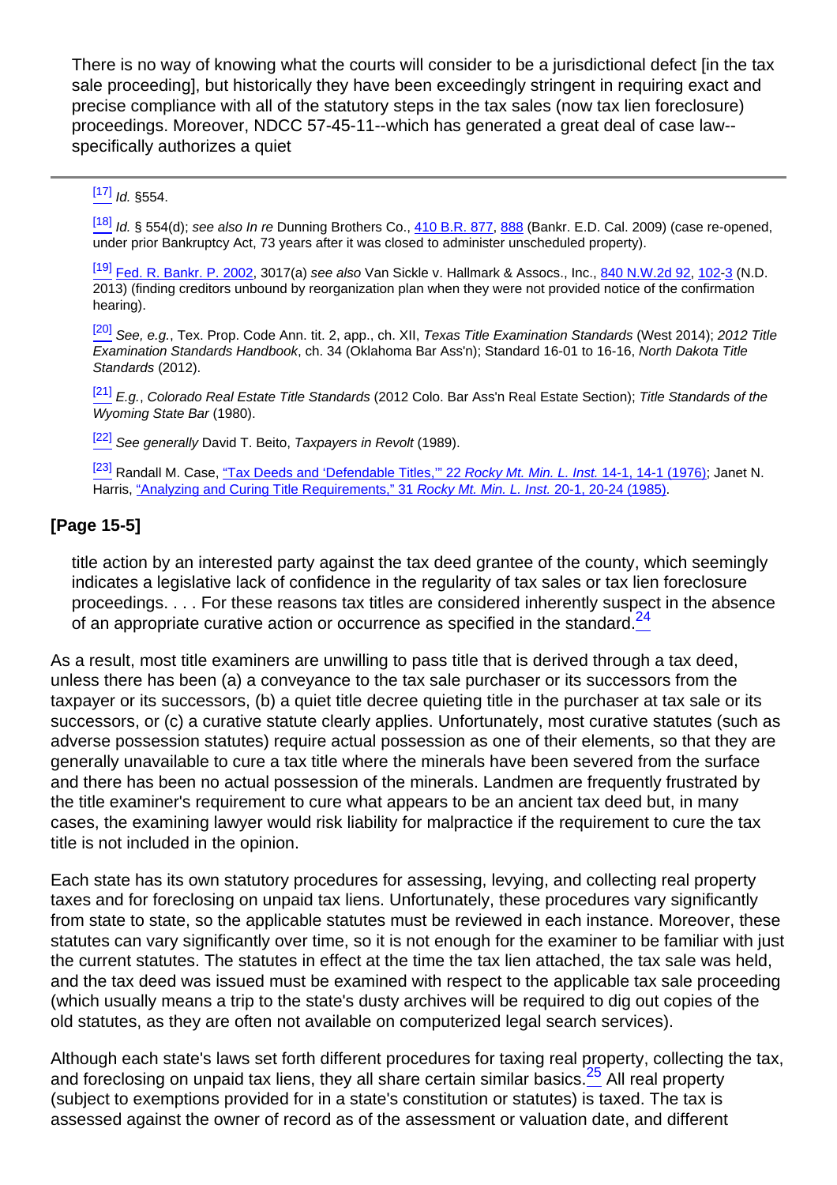> There is no way of knowing what the courts will consider to be a jurisdictional defect [in the tax sale proceeding], but historically they have been exceedingly stringent in requiring exact and precise compliance with all of the statutory steps in the tax sales (now tax lien foreclosure) proceedings. Moreover, NDCC 57-45-11--which has generated a great deal of case law--specifically authorizes a quiet

---

[17] *Id.* §554.

[18] *Id.* § 554(d); *see also In re* Dunning Brothers Co., 410 B.R. 877, 888 (Bankr. E.D. Cal. 2009) (case re-opened, under prior Bankruptcy Act, 73 years after it was closed to administer unscheduled property).

[19] Fed. R. Bankr. P. 2002, 3017(a) *see also* Van Sickle v. Hallmark & Assocs., Inc., 840 N.W.2d 92, 102-3 (N.D. 2013) (finding creditors unbound by reorganization plan when they were not provided notice of the confirmation hearing).

[20] *See, e.g.*, Tex. Prop. Code Ann. tit. 2, app., ch. XII, *Texas Title Examination Standards* (West 2014); *2012 Title Examination Standards Handbook*, ch. 34 (Oklahoma Bar Ass'n); Standard 16-01 to 16-16, *North Dakota Title Standards* (2012).

[21] *E.g.*, *Colorado Real Estate Title Standards* (2012 Colo. Bar Ass'n Real Estate Section); *Title Standards of the Wyoming State Bar* (1980).

[22] *See generally* David T. Beito, *Taxpayers in Revolt* (1989).

[23] Randall M. Case, "Tax Deeds and 'Defendable Titles,'" 22 *Rocky Mt. Min. L. Inst.* 14-1, 14-1 (1976); Janet N. Harris, "Analyzing and Curing Title Requirements," 31 *Rocky Mt. Min. L. Inst.* 20-1, 20-24 (1985).

**[Page 15-5]**

> title action by an interested party against the tax deed grantee of the county, which seemingly indicates a legislative lack of confidence in the regularity of tax sales or tax lien foreclosure proceedings. . . . For these reasons tax titles are considered inherently suspect in the absence of an appropriate curative action or occurrence as specified in the standard.[24]

As a result, most title examiners are unwilling to pass title that is derived through a tax deed, unless there has been (a) a conveyance to the tax sale purchaser or its successors from the taxpayer or its successors, (b) a quiet title decree quieting title in the purchaser at tax sale or its successors, or (c) a curative statute clearly applies. Unfortunately, most curative statutes (such as adverse possession statutes) require actual possession as one of their elements, so that they are generally unavailable to cure a tax title where the minerals have been severed from the surface and there has been no actual possession of the minerals. Landmen are frequently frustrated by the title examiner's requirement to cure what appears to be an ancient tax deed but, in many cases, the examining lawyer would risk liability for malpractice if the requirement to cure the tax title is not included in the opinion.

Each state has its own statutory procedures for assessing, levying, and collecting real property taxes and for foreclosing on unpaid tax liens. Unfortunately, these procedures vary significantly from state to state, so the applicable statutes must be reviewed in each instance. Moreover, these statutes can vary significantly over time, so it is not enough for the examiner to be familiar with just the current statutes. The statutes in effect at the time the tax lien attached, the tax sale was held, and the tax deed was issued must be examined with respect to the applicable tax sale proceeding (which usually means a trip to the state's dusty archives will be required to dig out copies of the old statutes, as they are often not available on computerized legal search services).

Although each state's laws set forth different procedures for taxing real property, collecting the tax, and foreclosing on unpaid tax liens, they all share certain similar basics.[25] All real property (subject to exemptions provided for in a state's constitution or statutes) is taxed. The tax is assessed against the owner of record as of the assessment or valuation date, and different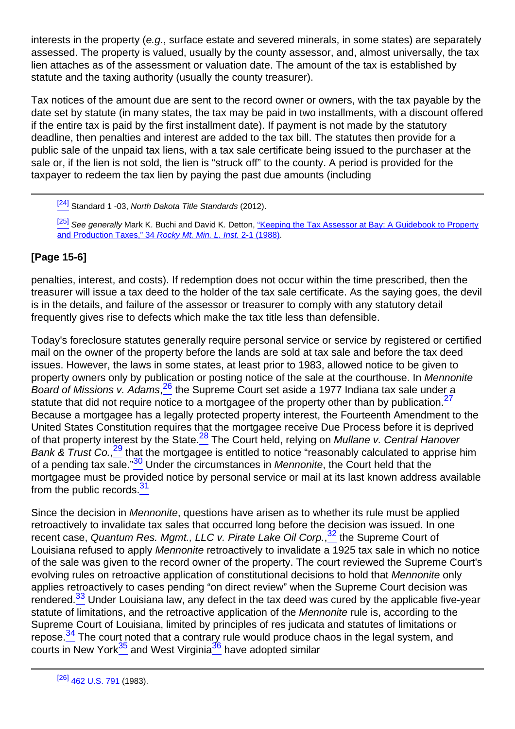interests in the property (*e.g.*, surface estate and severed minerals, in some states) are separately assessed. The property is valued, usually by the county assessor, and, almost universally, the tax lien attaches as of the assessment or valuation date. The amount of the tax is established by statute and the taxing authority (usually the county treasurer).

Tax notices of the amount due are sent to the record owner or owners, with the tax payable by the date set by statute (in many states, the tax may be paid in two installments, with a discount offered if the entire tax is paid by the first installment date). If payment is not made by the statutory deadline, then penalties and interest are added to the tax bill. The statutes then provide for a public sale of the unpaid tax liens, with a tax sale certificate being issued to the purchaser at the sale or, if the lien is not sold, the lien is "struck off" to the county. A period is provided for the taxpayer to redeem the tax lien by paying the past due amounts (including

[24] Standard 1 -03, *North Dakota Title Standards* (2012).

[25] *See generally* Mark K. Buchi and David K. Detton, "Keeping the Tax Assessor at Bay: A Guidebook to Property and Production Taxes," 34 *Rocky Mt. Min. L. Inst.* 2-1 (1988).

**[Page 15-6]**

penalties, interest, and costs). If redemption does not occur within the time prescribed, then the treasurer will issue a tax deed to the holder of the tax sale certificate. As the saying goes, the devil is in the details, and failure of the assessor or treasurer to comply with any statutory detail frequently gives rise to defects which make the tax title less than defensible.

Today's foreclosure statutes generally require personal service or service by registered or certified mail on the owner of the property before the lands are sold at tax sale and before the tax deed issues. However, the laws in some states, at least prior to 1983, allowed notice to be given to property owners only by publication or posting notice of the sale at the courthouse. In *Mennonite Board of Missions v. Adams*,[26] the Supreme Court set aside a 1977 Indiana tax sale under a statute that did not require notice to a mortgagee of the property other than by publication.[27] Because a mortgagee has a legally protected property interest, the Fourteenth Amendment to the United States Constitution requires that the mortgagee receive Due Process before it is deprived of that property interest by the State.[28] The Court held, relying on *Mullane v. Central Hanover Bank & Trust Co.*,[29] that the mortgagee is entitled to notice "reasonably calculated to apprise him of a pending tax sale."[30] Under the circumstances in *Mennonite*, the Court held that the mortgagee must be provided notice by personal service or mail at its last known address available from the public records.[31]

Since the decision in *Mennonite*, questions have arisen as to whether its rule must be applied retroactively to invalidate tax sales that occurred long before the decision was issued. In one recent case, *Quantum Res. Mgmt., LLC v. Pirate Lake Oil Corp.*,[32] the Supreme Court of Louisiana refused to apply *Mennonite* retroactively to invalidate a 1925 tax sale in which no notice of the sale was given to the record owner of the property. The court reviewed the Supreme Court's evolving rules on retroactive application of constitutional decisions to hold that *Mennonite* only applies retroactively to cases pending "on direct review" when the Supreme Court decision was rendered.[33] Under Louisiana law, any defect in the tax deed was cured by the applicable five-year statute of limitations, and the retroactive application of the *Mennonite* rule is, according to the Supreme Court of Louisiana, limited by principles of res judicata and statutes of limitations or repose.[34] The court noted that a contrary rule would produce chaos in the legal system, and courts in New York[35] and West Virginia[36] have adopted similar

[26] 462 U.S. 791 (1983).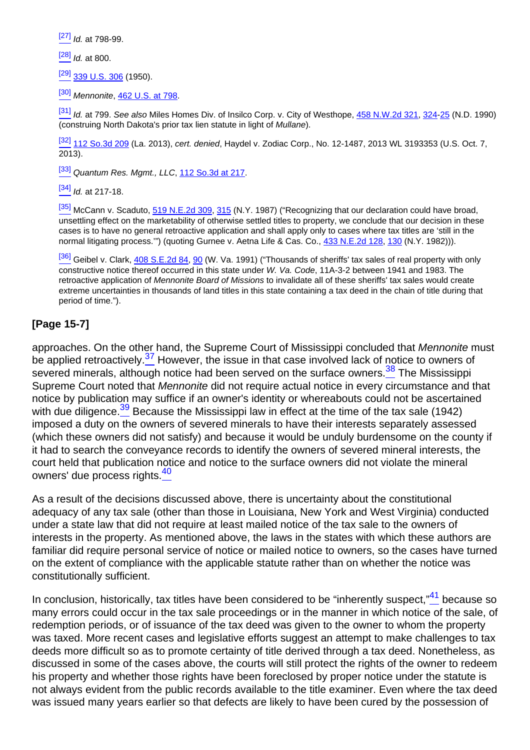[27] *Id.* at 798-99.

[28] *Id.* at 800.

[29] 339 U.S. 306 (1950).

[30] *Mennonite*, 462 U.S. at 798.

[31] *Id.* at 799. *See also* Miles Homes Div. of Insilco Corp. v. City of Westhope, 458 N.W.2d 321, 324-25 (N.D. 1990) (construing North Dakota's prior tax lien statute in light of *Mullane*).

[32] 112 So.3d 209 (La. 2013), *cert. denied*, Haydel v. Zodiac Corp., No. 12-1487, 2013 WL 3193353 (U.S. Oct. 7, 2013).

[33] *Quantum Res. Mgmt., LLC*, 112 So.3d at 217.

[34] *Id.* at 217-18.

[35] McCann v. Scaduto, 519 N.E.2d 309, 315 (N.Y. 1987) ("Recognizing that our declaration could have broad, unsettling effect on the marketability of otherwise settled titles to property, we conclude that our decision in these cases is to have no general retroactive application and shall apply only to cases where tax titles are 'still in the normal litigating process.'") (quoting Gurnee v. Aetna Life & Cas. Co., 433 N.E.2d 128, 130 (N.Y. 1982))).

[36] Geibel v. Clark, 408 S.E.2d 84, 90 (W. Va. 1991) ("Thousands of sheriffs' tax sales of real property with only constructive notice thereof occurred in this state under *W. Va. Code*, 11A-3-2 between 1941 and 1983. The retroactive application of *Mennonite Board of Missions* to invalidate all of these sheriffs' tax sales would create extreme uncertainties in thousands of land titles in this state containing a tax deed in the chain of title during that period of time.").

**[Page 15-7]**

approaches. On the other hand, the Supreme Court of Mississippi concluded that *Mennonite* must be applied retroactively.[37] However, the issue in that case involved lack of notice to owners of severed minerals, although notice had been served on the surface owners.[38] The Mississippi Supreme Court noted that *Mennonite* did not require actual notice in every circumstance and that notice by publication may suffice if an owner's identity or whereabouts could not be ascertained with due diligence.[39] Because the Mississippi law in effect at the time of the tax sale (1942) imposed a duty on the owners of severed minerals to have their interests separately assessed (which these owners did not satisfy) and because it would be unduly burdensome on the county if it had to search the conveyance records to identify the owners of severed mineral interests, the court held that publication notice and notice to the surface owners did not violate the mineral owners' due process rights.[40]

As a result of the decisions discussed above, there is uncertainty about the constitutional adequacy of any tax sale (other than those in Louisiana, New York and West Virginia) conducted under a state law that did not require at least mailed notice of the tax sale to the owners of interests in the property. As mentioned above, the laws in the states with which these authors are familiar did require personal service of notice or mailed notice to owners, so the cases have turned on the extent of compliance with the applicable statute rather than on whether the notice was constitutionally sufficient.

In conclusion, historically, tax titles have been considered to be "inherently suspect,"[41] because so many errors could occur in the tax sale proceedings or in the manner in which notice of the sale, of redemption periods, or of issuance of the tax deed was given to the owner to whom the property was taxed. More recent cases and legislative efforts suggest an attempt to make challenges to tax deeds more difficult so as to promote certainty of title derived through a tax deed. Nonetheless, as discussed in some of the cases above, the courts will still protect the rights of the owner to redeem his property and whether those rights have been foreclosed by proper notice under the statute is not always evident from the public records available to the title examiner. Even where the tax deed was issued many years earlier so that defects are likely to have been cured by the possession of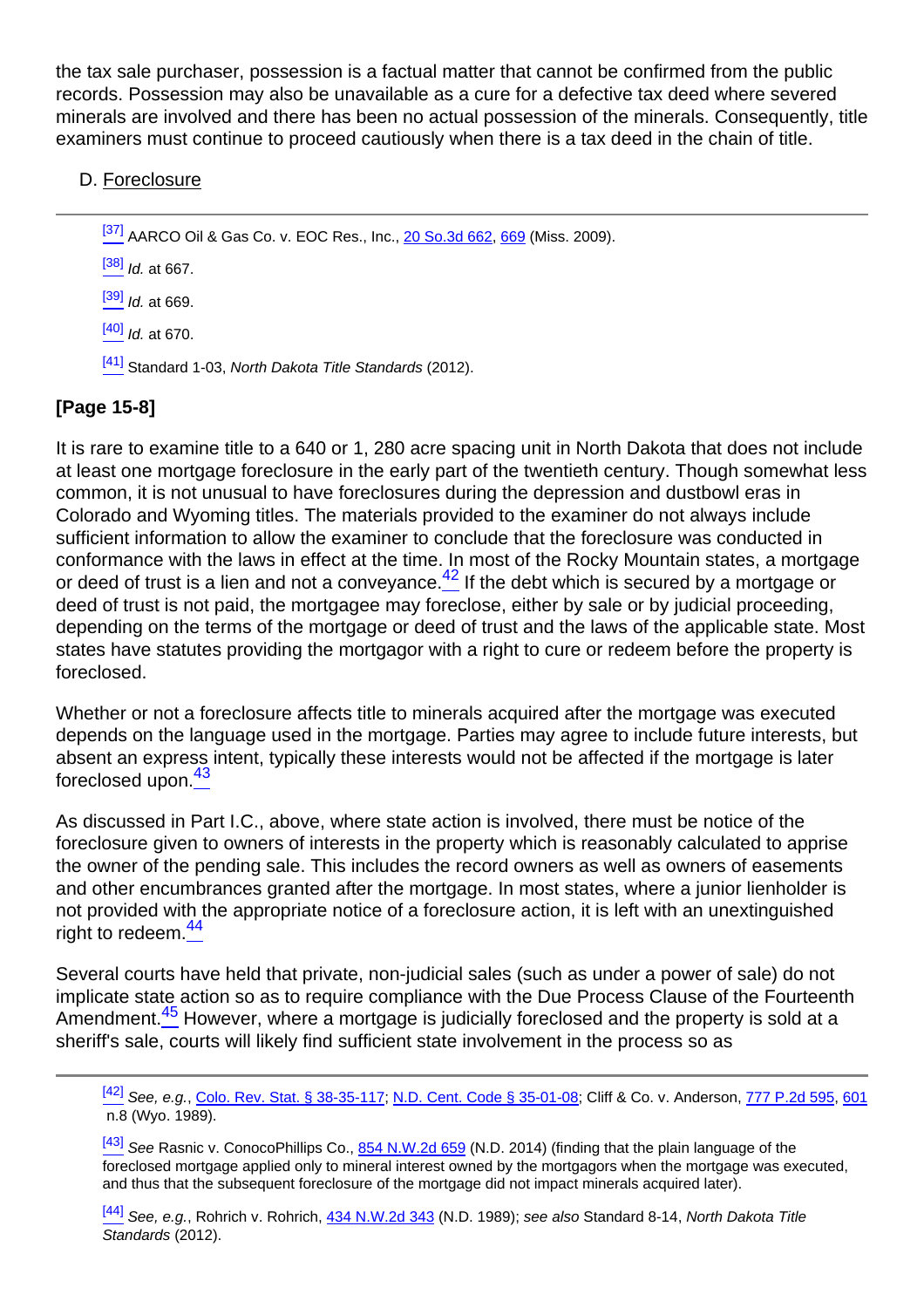the tax sale purchaser, possession is a factual matter that cannot be confirmed from the public records. Possession may also be unavailable as a cure for a defective tax deed where severed minerals are involved and there has been no actual possession of the minerals. Consequently, title examiners must continue to proceed cautiously when there is a tax deed in the chain of title.

D. Foreclosure

---

[37] AARCO Oil & Gas Co. v. EOC Res., Inc., 20 So.3d 662, 669 (Miss. 2009).

[38] *Id.* at 667.

[39] *Id.* at 669.

[40] *Id.* at 670.

[41] Standard 1-03, *North Dakota Title Standards* (2012).

**[Page 15-8]**

It is rare to examine title to a 640 or 1, 280 acre spacing unit in North Dakota that does not include at least one mortgage foreclosure in the early part of the twentieth century. Though somewhat less common, it is not unusual to have foreclosures during the depression and dustbowl eras in Colorado and Wyoming titles. The materials provided to the examiner do not always include sufficient information to allow the examiner to conclude that the foreclosure was conducted in conformance with the laws in effect at the time. In most of the Rocky Mountain states, a mortgage or deed of trust is a lien and not a conveyance.[42] If the debt which is secured by a mortgage or deed of trust is not paid, the mortgagee may foreclose, either by sale or by judicial proceeding, depending on the terms of the mortgage or deed of trust and the laws of the applicable state. Most states have statutes providing the mortgagor with a right to cure or redeem before the property is foreclosed.

Whether or not a foreclosure affects title to minerals acquired after the mortgage was executed depends on the language used in the mortgage. Parties may agree to include future interests, but absent an express intent, typically these interests would not be affected if the mortgage is later foreclosed upon.[43]

As discussed in Part I.C., above, where state action is involved, there must be notice of the foreclosure given to owners of interests in the property which is reasonably calculated to apprise the owner of the pending sale. This includes the record owners as well as owners of easements and other encumbrances granted after the mortgage. In most states, where a junior lienholder is not provided with the appropriate notice of a foreclosure action, it is left with an unextinguished right to redeem.[44]

Several courts have held that private, non-judicial sales (such as under a power of sale) do not implicate state action so as to require compliance with the Due Process Clause of the Fourteenth Amendment.[45] However, where a mortgage is judicially foreclosed and the property is sold at a sheriff's sale, courts will likely find sufficient state involvement in the process so as

---

[42] *See, e.g.*, Colo. Rev. Stat. § 38-35-117; N.D. Cent. Code § 35-01-08; Cliff & Co. v. Anderson, 777 P.2d 595, 601 n.8 (Wyo. 1989).

[43] *See* Rasnic v. ConocoPhillips Co., 854 N.W.2d 659 (N.D. 2014) (finding that the plain language of the foreclosed mortgage applied only to mineral interest owned by the mortgagors when the mortgage was executed, and thus that the subsequent foreclosure of the mortgage did not impact minerals acquired later).

[44] *See, e.g.*, Rohrich v. Rohrich, 434 N.W.2d 343 (N.D. 1989); *see also* Standard 8-14, *North Dakota Title Standards* (2012).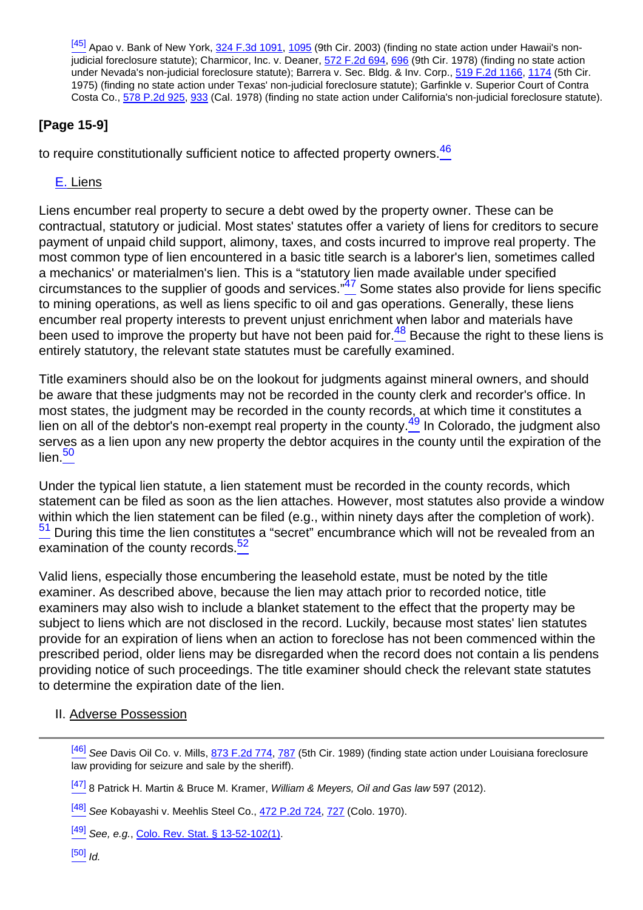[45] Apao v. Bank of New York, 324 F.3d 1091, 1095 (9th Cir. 2003) (finding no state action under Hawaii's non-judicial foreclosure statute); Charmicor, Inc. v. Deaner, 572 F.2d 694, 696 (9th Cir. 1978) (finding no state action under Nevada's non-judicial foreclosure statute); Barrera v. Sec. Bldg. & Inv. Corp., 519 F.2d 1166, 1174 (5th Cir. 1975) (finding no state action under Texas' non-judicial foreclosure statute); Garfinkle v. Superior Court of Contra Costa Co., 578 P.2d 925, 933 (Cal. 1978) (finding no state action under California's non-judicial foreclosure statute).

**[Page 15-9]**

to require constitutionally sufficient notice to affected property owners.[46]

### E. Liens

Liens encumber real property to secure a debt owed by the property owner. These can be contractual, statutory or judicial. Most states' statutes offer a variety of liens for creditors to secure payment of unpaid child support, alimony, taxes, and costs incurred to improve real property. The most common type of lien encountered in a basic title search is a laborer's lien, sometimes called a mechanics' or materialmen's lien. This is a "statutory lien made available under specified circumstances to the supplier of goods and services."[47] Some states also provide for liens specific to mining operations, as well as liens specific to oil and gas operations. Generally, these liens encumber real property interests to prevent unjust enrichment when labor and materials have been used to improve the property but have not been paid for.[48] Because the right to these liens is entirely statutory, the relevant state statutes must be carefully examined.

Title examiners should also be on the lookout for judgments against mineral owners, and should be aware that these judgments may not be recorded in the county clerk and recorder's office. In most states, the judgment may be recorded in the county records, at which time it constitutes a lien on all of the debtor's non-exempt real property in the county.[49] In Colorado, the judgment also serves as a lien upon any new property the debtor acquires in the county until the expiration of the lien.[50]

Under the typical lien statute, a lien statement must be recorded in the county records, which statement can be filed as soon as the lien attaches. However, most statutes also provide a window within which the lien statement can be filed (e.g., within ninety days after the completion of work).[51] During this time the lien constitutes a "secret" encumbrance which will not be revealed from an examination of the county records.[52]

Valid liens, especially those encumbering the leasehold estate, must be noted by the title examiner. As described above, because the lien may attach prior to recorded notice, title examiners may also wish to include a blanket statement to the effect that the property may be subject to liens which are not disclosed in the record. Luckily, because most states' lien statutes provide for an expiration of liens when an action to foreclose has not been commenced within the prescribed period, older liens may be disregarded when the record does not contain a lis pendens providing notice of such proceedings. The title examiner should check the relevant state statutes to determine the expiration date of the lien.

## II. Adverse Possession

---

[46] *See* Davis Oil Co. v. Mills, 873 F.2d 774, 787 (5th Cir. 1989) (finding state action under Louisiana foreclosure law providing for seizure and sale by the sheriff).

[47] 8 Patrick H. Martin & Bruce M. Kramer, *William & Meyers, Oil and Gas law* 597 (2012).

[48] *See* Kobayashi v. Meehlis Steel Co., 472 P.2d 724, 727 (Colo. 1970).

[49] *See, e.g.*, Colo. Rev. Stat. § 13-52-102(1).

[50] *Id.*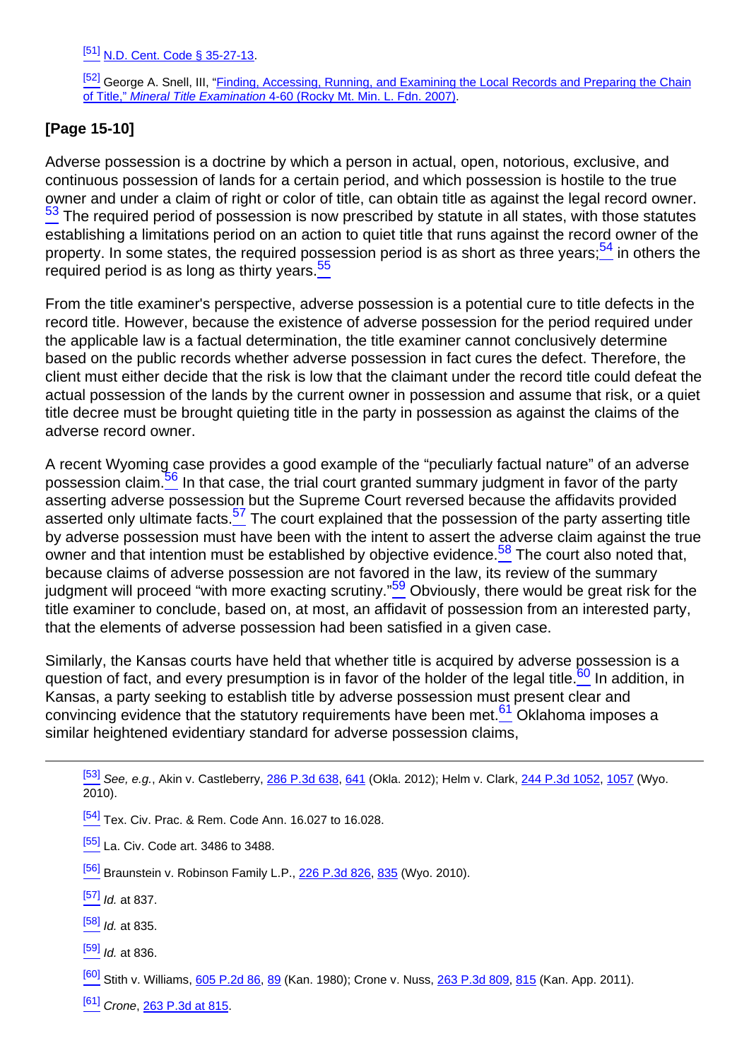[51] N.D. Cent. Code § 35-27-13.

[52] George A. Snell, III, "Finding, Accessing, Running, and Examining the Local Records and Preparing the Chain of Title," *Mineral Title Examination* 4-60 (Rocky Mt. Min. L. Fdn. 2007).

**[Page 15-10]**

Adverse possession is a doctrine by which a person in actual, open, notorious, exclusive, and continuous possession of lands for a certain period, and which possession is hostile to the true owner and under a claim of right or color of title, can obtain title as against the legal record owner.[53] The required period of possession is now prescribed by statute in all states, with those statutes establishing a limitations period on an action to quiet title that runs against the record owner of the property. In some states, the required possession period is as short as three years;[54] in others the required period is as long as thirty years.[55]

From the title examiner's perspective, adverse possession is a potential cure to title defects in the record title. However, because the existence of adverse possession for the period required under the applicable law is a factual determination, the title examiner cannot conclusively determine based on the public records whether adverse possession in fact cures the defect. Therefore, the client must either decide that the risk is low that the claimant under the record title could defeat the actual possession of the lands by the current owner in possession and assume that risk, or a quiet title decree must be brought quieting title in the party in possession as against the claims of the adverse record owner.

A recent Wyoming case provides a good example of the "peculiarly factual nature" of an adverse possession claim.[56] In that case, the trial court granted summary judgment in favor of the party asserting adverse possession but the Supreme Court reversed because the affidavits provided asserted only ultimate facts.[57] The court explained that the possession of the party asserting title by adverse possession must have been with the intent to assert the adverse claim against the true owner and that intention must be established by objective evidence.[58] The court also noted that, because claims of adverse possession are not favored in the law, its review of the summary judgment will proceed "with more exacting scrutiny."[59] Obviously, there would be great risk for the title examiner to conclude, based on, at most, an affidavit of possession from an interested party, that the elements of adverse possession had been satisfied in a given case.

Similarly, the Kansas courts have held that whether title is acquired by adverse possession is a question of fact, and every presumption is in favor of the holder of the legal title.[60] In addition, in Kansas, a party seeking to establish title by adverse possession must present clear and convincing evidence that the statutory requirements have been met.[61] Oklahoma imposes a similar heightened evidentiary standard for adverse possession claims,

---

[53] *See, e.g.*, Akin v. Castleberry, 286 P.3d 638, 641 (Okla. 2012); Helm v. Clark, 244 P.3d 1052, 1057 (Wyo. 2010).

[54] Tex. Civ. Prac. & Rem. Code Ann. 16.027 to 16.028.

[55] La. Civ. Code art. 3486 to 3488.

[56] Braunstein v. Robinson Family L.P., 226 P.3d 826, 835 (Wyo. 2010).

[57] *Id.* at 837.

[58] *Id.* at 835.

[59] *Id.* at 836.

[60] Stith v. Williams, 605 P.2d 86, 89 (Kan. 1980); Crone v. Nuss, 263 P.3d 809, 815 (Kan. App. 2011).

[61] *Crone*, 263 P.3d at 815.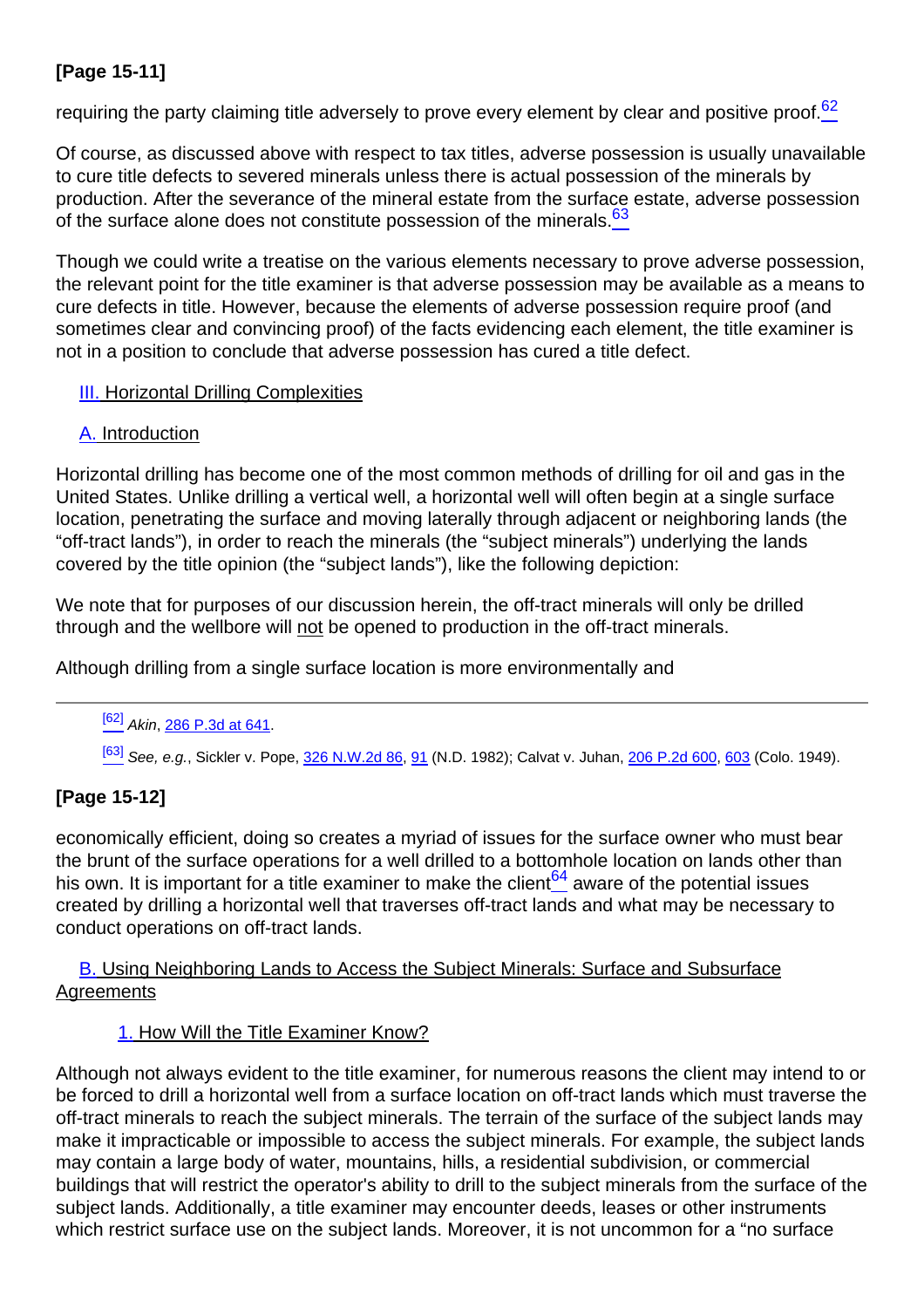requiring the party claiming title adversely to prove every element by clear and positive proof.[62]

Of course, as discussed above with respect to tax titles, adverse possession is usually unavailable to cure title defects to severed minerals unless there is actual possession of the minerals by production. After the severance of the mineral estate from the surface estate, adverse possession of the surface alone does not constitute possession of the minerals.[63]

Though we could write a treatise on the various elements necessary to prove adverse possession, the relevant point for the title examiner is that adverse possession may be available as a means to cure defects in title. However, because the elements of adverse possession require proof (and sometimes clear and convincing proof) of the facts evidencing each element, the title examiner is not in a position to conclude that adverse possession has cured a title defect.

## III. Horizontal Drilling Complexities

### A. Introduction

Horizontal drilling has become one of the most common methods of drilling for oil and gas in the United States. Unlike drilling a vertical well, a horizontal well will often begin at a single surface location, penetrating the surface and moving laterally through adjacent or neighboring lands (the "off-tract lands"), in order to reach the minerals (the "subject minerals") underlying the lands covered by the title opinion (the "subject lands"), like the following depiction:

We note that for purposes of our discussion herein, the off-tract minerals will only be drilled through and the wellbore will not be opened to production in the off-tract minerals.

Although drilling from a single surface location is more environmentally and economically efficient, doing so creates a myriad of issues for the surface owner who must bear the brunt of the surface operations for a well drilled to a bottomhole location on lands other than his own. It is important for a title examiner to make the client[64] aware of the potential issues created by drilling a horizontal well that traverses off-tract lands and what may be necessary to conduct operations on off-tract lands.

### B. Using Neighboring Lands to Access the Subject Minerals: Surface and Subsurface Agreements

#### 1. How Will the Title Examiner Know?

Although not always evident to the title examiner, for numerous reasons the client may intend to or be forced to drill a horizontal well from a surface location on off-tract lands which must traverse the off-tract minerals to reach the subject minerals. The terrain of the surface of the subject lands may make it impracticable or impossible to access the subject minerals. For example, the subject lands may contain a large body of water, mountains, hills, a residential subdivision, or commercial buildings that will restrict the operator's ability to drill to the subject minerals from the surface of the subject lands. Additionally, a title examiner may encounter deeds, leases or other instruments which restrict surface use on the subject lands. Moreover, it is not uncommon for a "no surface

---

[62] *Akin*, 286 P.3d at 641.

[63] *See, e.g.*, Sickler v. Pope, 326 N.W.2d 86, 91 (N.D. 1982); Calvat v. Juhan, 206 P.2d 600, 603 (Colo. 1949).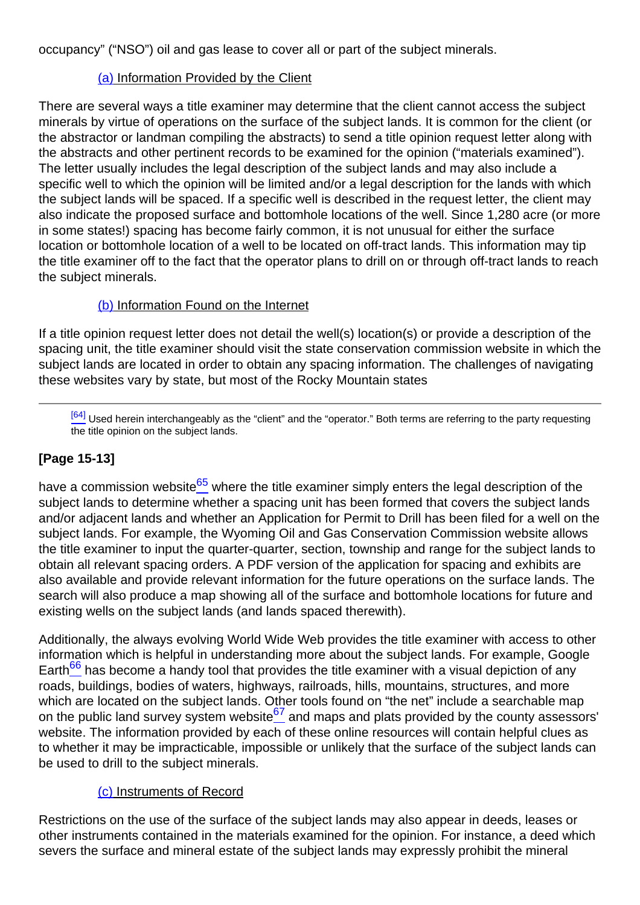occupancy" ("NSO") oil and gas lease to cover all or part of the subject minerals.

(a) Information Provided by the Client

There are several ways a title examiner may determine that the client cannot access the subject minerals by virtue of operations on the surface of the subject lands. It is common for the client (or the abstractor or landman compiling the abstracts) to send a title opinion request letter along with the abstracts and other pertinent records to be examined for the opinion ("materials examined"). The letter usually includes the legal description of the subject lands and may also include a specific well to which the opinion will be limited and/or a legal description for the lands with which the subject lands will be spaced. If a specific well is described in the request letter, the client may also indicate the proposed surface and bottomhole locations of the well. Since 1,280 acre (or more in some states!) spacing has become fairly common, it is not unusual for either the surface location or bottomhole location of a well to be located on off-tract lands. This information may tip the title examiner off to the fact that the operator plans to drill on or through off-tract lands to reach the subject minerals.

(b) Information Found on the Internet

If a title opinion request letter does not detail the well(s) location(s) or provide a description of the spacing unit, the title examiner should visit the state conservation commission website in which the subject lands are located in order to obtain any spacing information. The challenges of navigating these websites vary by state, but most of the Rocky Mountain states

[64] Used herein interchangeably as the "client" and the "operator." Both terms are referring to the party requesting the title opinion on the subject lands.

**[Page 15-13]**

have a commission website[65] where the title examiner simply enters the legal description of the subject lands to determine whether a spacing unit has been formed that covers the subject lands and/or adjacent lands and whether an Application for Permit to Drill has been filed for a well on the subject lands. For example, the Wyoming Oil and Gas Conservation Commission website allows the title examiner to input the quarter-quarter, section, township and range for the subject lands to obtain all relevant spacing orders. A PDF version of the application for spacing and exhibits are also available and provide relevant information for the future operations on the surface lands. The search will also produce a map showing all of the surface and bottomhole locations for future and existing wells on the subject lands (and lands spaced therewith).

Additionally, the always evolving World Wide Web provides the title examiner with access to other information which is helpful in understanding more about the subject lands. For example, Google Earth[66] has become a handy tool that provides the title examiner with a visual depiction of any roads, buildings, bodies of waters, highways, railroads, hills, mountains, structures, and more which are located on the subject lands. Other tools found on "the net" include a searchable map on the public land survey system website[67] and maps and plats provided by the county assessors' website. The information provided by each of these online resources will contain helpful clues as to whether it may be impracticable, impossible or unlikely that the surface of the subject lands can be used to drill to the subject minerals.

(c) Instruments of Record

Restrictions on the use of the surface of the subject lands may also appear in deeds, leases or other instruments contained in the materials examined for the opinion. For instance, a deed which severs the surface and mineral estate of the subject lands may expressly prohibit the mineral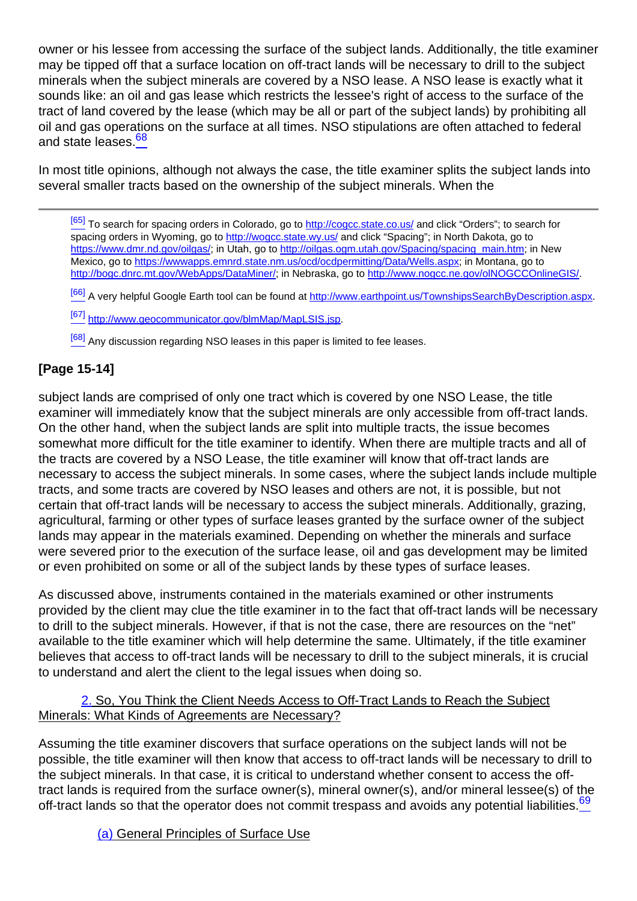owner or his lessee from accessing the surface of the subject lands. Additionally, the title examiner may be tipped off that a surface location on off-tract lands will be necessary to drill to the subject minerals when the subject minerals are covered by a NSO lease. A NSO lease is exactly what it sounds like: an oil and gas lease which restricts the lessee's right of access to the surface of the tract of land covered by the lease (which may be all or part of the subject lands) by prohibiting all oil and gas operations on the surface at all times. NSO stipulations are often attached to federal and state leases.[68]

In most title opinions, although not always the case, the title examiner splits the subject lands into several smaller tracts based on the ownership of the subject minerals. When the

---

[65] To search for spacing orders in Colorado, go to http://cogcc.state.co.us/ and click "Orders"; to search for spacing orders in Wyoming, go to http://wogcc.state.wy.us/ and click "Spacing"; in North Dakota, go to https://www.dmr.nd.gov/oilgas/; in Utah, go to http://oilgas.ogm.utah.gov/Spacing/spacing_main.htm; in New Mexico, go to https://wwwapps.emnrd.state.nm.us/ocd/ocdpermitting/Data/Wells.aspx; in Montana, go to http://bogc.dnrc.mt.gov/WebApps/DataMiner/; in Nebraska, go to http://www.nogcc.ne.gov/olNOGCCOnlineGIS/.

[66] A very helpful Google Earth tool can be found at http://www.earthpoint.us/TownshipsSearchByDescription.aspx.

[67] http://www.geocommunicator.gov/blmMap/MapLSIS.jsp.

[68] Any discussion regarding NSO leases in this paper is limited to fee leases.

**[Page 15-14]**

subject lands are comprised of only one tract which is covered by one NSO Lease, the title examiner will immediately know that the subject minerals are only accessible from off-tract lands. On the other hand, when the subject lands are split into multiple tracts, the issue becomes somewhat more difficult for the title examiner to identify. When there are multiple tracts and all of the tracts are covered by a NSO Lease, the title examiner will know that off-tract lands are necessary to access the subject minerals. In some cases, where the subject lands include multiple tracts, and some tracts are covered by NSO leases and others are not, it is possible, but not certain that off-tract lands will be necessary to access the subject minerals. Additionally, grazing, agricultural, farming or other types of surface leases granted by the surface owner of the subject lands may appear in the materials examined. Depending on whether the minerals and surface were severed prior to the execution of the surface lease, oil and gas development may be limited or even prohibited on some or all of the subject lands by these types of surface leases.

As discussed above, instruments contained in the materials examined or other instruments provided by the client may clue the title examiner in to the fact that off-tract lands will be necessary to drill to the subject minerals. However, if that is not the case, there are resources on the "net" available to the title examiner which will help determine the same. Ultimately, if the title examiner believes that access to off-tract lands will be necessary to drill to the subject minerals, it is crucial to understand and alert the client to the legal issues when doing so.

### 2. So, You Think the Client Needs Access to Off-Tract Lands to Reach the Subject Minerals: What Kinds of Agreements are Necessary?

Assuming the title examiner discovers that surface operations on the subject lands will not be possible, the title examiner will then know that access to off-tract lands will be necessary to drill to the subject minerals. In that case, it is critical to understand whether consent to access the off-tract lands is required from the surface owner(s), mineral owner(s), and/or mineral lessee(s) of the off-tract lands so that the operator does not commit trespass and avoids any potential liabilities.[69]

#### (a) General Principles of Surface Use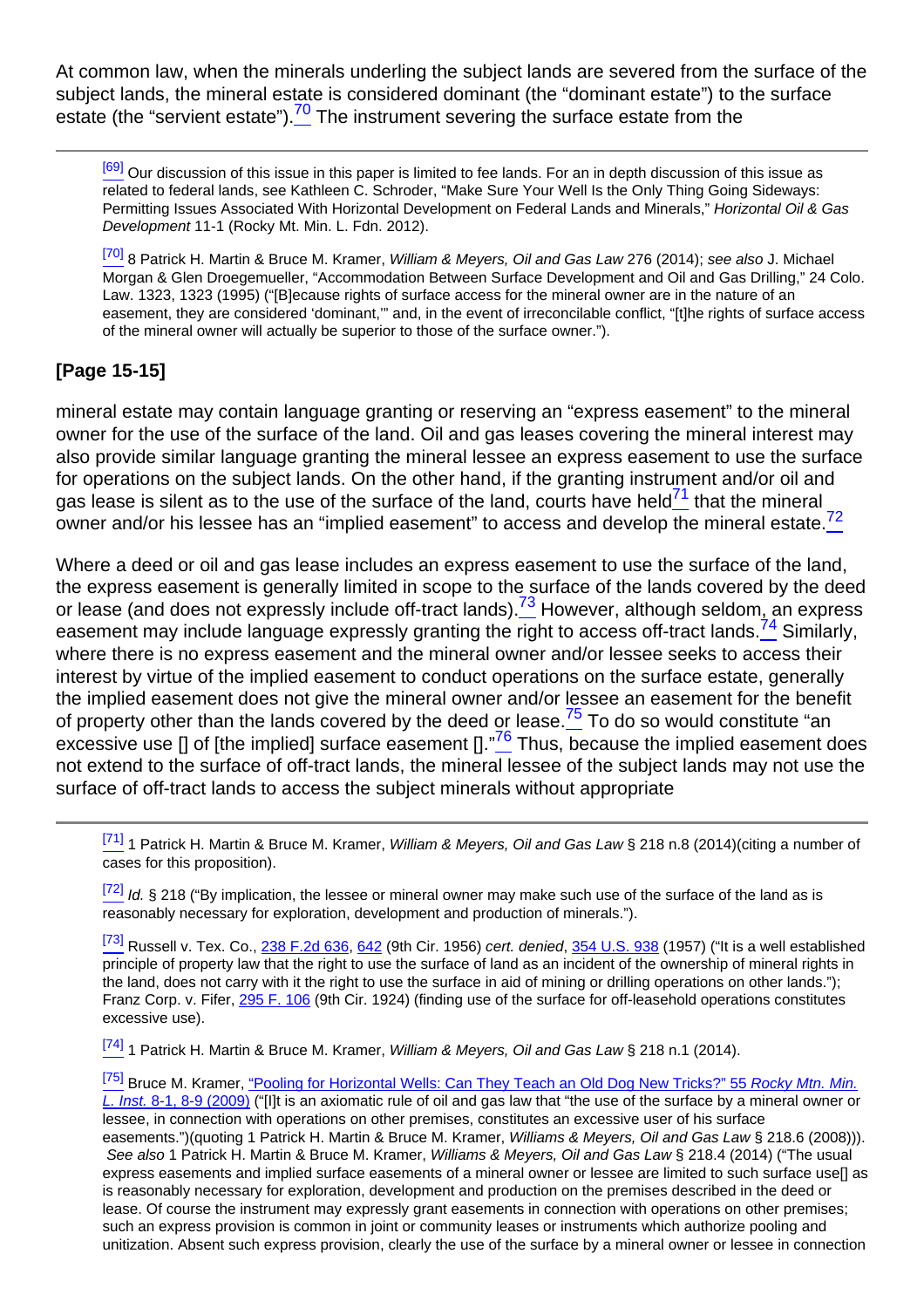At common law, when the minerals underling the subject lands are severed from the surface of the subject lands, the mineral estate is considered dominant (the "dominant estate") to the surface estate (the "servient estate").[70] The instrument severing the surface estate from the

[69] Our discussion of this issue in this paper is limited to fee lands. For an in depth discussion of this issue as related to federal lands, see Kathleen C. Schroder, "Make Sure Your Well Is the Only Thing Going Sideways: Permitting Issues Associated With Horizontal Development on Federal Lands and Minerals," *Horizontal Oil & Gas Development* 11-1 (Rocky Mt. Min. L. Fdn. 2012).

[70] 8 Patrick H. Martin & Bruce M. Kramer, *William & Meyers, Oil and Gas Law* 276 (2014); *see also* J. Michael Morgan & Glen Droegemueller, "Accommodation Between Surface Development and Oil and Gas Drilling," 24 Colo. Law. 1323, 1323 (1995) ("[B]ecause rights of surface access for the mineral owner are in the nature of an easement, they are considered 'dominant,'" and, in the event of irreconcilable conflict, "[t]he rights of surface access of the mineral owner will actually be superior to those of the surface owner.").

**[Page 15-15]**

mineral estate may contain language granting or reserving an "express easement" to the mineral owner for the use of the surface of the land. Oil and gas leases covering the mineral interest may also provide similar language granting the mineral lessee an express easement to use the surface for operations on the subject lands. On the other hand, if the granting instrument and/or oil and gas lease is silent as to the use of the surface of the land, courts have held[71] that the mineral owner and/or his lessee has an "implied easement" to access and develop the mineral estate.[72]

Where a deed or oil and gas lease includes an express easement to use the surface of the land, the express easement is generally limited in scope to the surface of the lands covered by the deed or lease (and does not expressly include off-tract lands).[73] However, although seldom, an express easement may include language expressly granting the right to access off-tract lands.[74] Similarly, where there is no express easement and the mineral owner and/or lessee seeks to access their interest by virtue of the implied easement to conduct operations on the surface estate, generally the implied easement does not give the mineral owner and/or lessee an easement for the benefit of property other than the lands covered by the deed or lease.[75] To do so would constitute "an excessive use [] of [the implied] surface easement [].”[76] Thus, because the implied easement does not extend to the surface of off-tract lands, the mineral lessee of the subject lands may not use the surface of off-tract lands to access the subject minerals without appropriate

[71] 1 Patrick H. Martin & Bruce M. Kramer, *William & Meyers, Oil and Gas Law* § 218 n.8 (2014)(citing a number of cases for this proposition).

[72] *Id.* § 218 ("By implication, the lessee or mineral owner may make such use of the surface of the land as is reasonably necessary for exploration, development and production of minerals.").

[73] Russell v. Tex. Co., 238 F.2d 636, 642 (9th Cir. 1956) *cert. denied*, 354 U.S. 938 (1957) ("It is a well established principle of property law that the right to use the surface of land as an incident of the ownership of mineral rights in the land, does not carry with it the right to use the surface in aid of mining or drilling operations on other lands."); Franz Corp. v. Fifer, 295 F. 106 (9th Cir. 1924) (finding use of the surface for off-leasehold operations constitutes excessive use).

[74] 1 Patrick H. Martin & Bruce M. Kramer, *William & Meyers, Oil and Gas Law* § 218 n.1 (2014).

[75] Bruce M. Kramer, "Pooling for Horizontal Wells: Can They Teach an Old Dog New Tricks?" 55 *Rocky Mtn. Min. L. Inst.* 8-1, 8-9 (2009) ("[I]t is an axiomatic rule of oil and gas law that "the use of the surface by a mineral owner or lessee, in connection with operations on other premises, constitutes an excessive user of his surface easements.")(quoting 1 Patrick H. Martin & Bruce M. Kramer, *Williams & Meyers, Oil and Gas Law* § 218.6 (2008))). *See also* 1 Patrick H. Martin & Bruce M. Kramer, *Williams & Meyers, Oil and Gas Law* § 218.4 (2014) ("The usual express easements and implied surface easements of a mineral owner or lessee are limited to such surface use[] as is reasonably necessary for exploration, development and production on the premises described in the deed or lease. Of course the instrument may expressly grant easements in connection with operations on other premises; such an express provision is common in joint or community leases or instruments which authorize pooling and unitization. Absent such express provision, clearly the use of the surface by a mineral owner or lessee in connection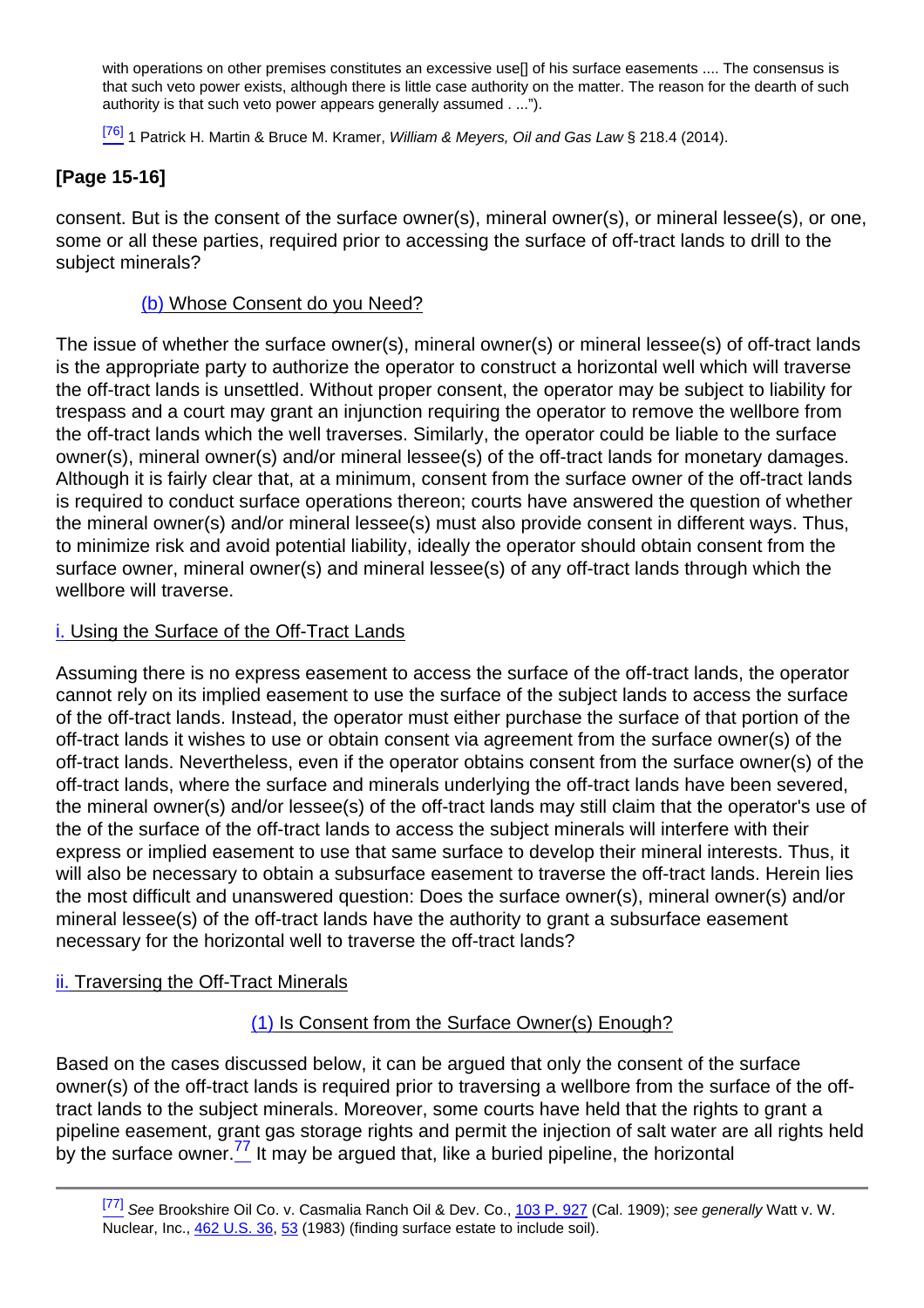with operations on other premises constitutes an excessive use[] of his surface easements .... The consensus is that such veto power exists, although there is little case authority on the matter. The reason for the dearth of such authority is that such veto power appears generally assumed . ...").

[76] 1 Patrick H. Martin & Bruce M. Kramer, *William & Meyers, Oil and Gas Law* § 218.4 (2014).

**[Page 15-16]**

consent. But is the consent of the surface owner(s), mineral owner(s), or mineral lessee(s), or one, some or all these parties, required prior to accessing the surface of off-tract lands to drill to the subject minerals?

### (b) Whose Consent do you Need?

The issue of whether the surface owner(s), mineral owner(s) or mineral lessee(s) of off-tract lands is the appropriate party to authorize the operator to construct a horizontal well which will traverse the off-tract lands is unsettled. Without proper consent, the operator may be subject to liability for trespass and a court may grant an injunction requiring the operator to remove the wellbore from the off-tract lands which the well traverses. Similarly, the operator could be liable to the surface owner(s), mineral owner(s) and/or mineral lessee(s) of the off-tract lands for monetary damages. Although it is fairly clear that, at a minimum, consent from the surface owner of the off-tract lands is required to conduct surface operations thereon; courts have answered the question of whether the mineral owner(s) and/or mineral lessee(s) must also provide consent in different ways. Thus, to minimize risk and avoid potential liability, ideally the operator should obtain consent from the surface owner, mineral owner(s) and mineral lessee(s) of any off-tract lands through which the wellbore will traverse.

### i. Using the Surface of the Off-Tract Lands

Assuming there is no express easement to access the surface of the off-tract lands, the operator cannot rely on its implied easement to use the surface of the subject lands to access the surface of the off-tract lands. Instead, the operator must either purchase the surface of that portion of the off-tract lands it wishes to use or obtain consent via agreement from the surface owner(s) of the off-tract lands. Nevertheless, even if the operator obtains consent from the surface owner(s) of the off-tract lands, where the surface and minerals underlying the off-tract lands have been severed, the mineral owner(s) and/or lessee(s) of the off-tract lands may still claim that the operator's use of the of the surface of the off-tract lands to access the subject minerals will interfere with their express or implied easement to use that same surface to develop their mineral interests. Thus, it will also be necessary to obtain a subsurface easement to traverse the off-tract lands. Herein lies the most difficult and unanswered question: Does the surface owner(s), mineral owner(s) and/or mineral lessee(s) of the off-tract lands have the authority to grant a subsurface easement necessary for the horizontal well to traverse the off-tract lands?

### ii. Traversing the Off-Tract Minerals

#### (1) Is Consent from the Surface Owner(s) Enough?

Based on the cases discussed below, it can be argued that only the consent of the surface owner(s) of the off-tract lands is required prior to traversing a wellbore from the surface of the off-tract lands to the subject minerals. Moreover, some courts have held that the rights to grant a pipeline easement, grant gas storage rights and permit the injection of salt water are all rights held by the surface owner.[77] It may be argued that, like a buried pipeline, the horizontal

[77] *See* Brookshire Oil Co. v. Casmalia Ranch Oil & Dev. Co., 103 P. 927 (Cal. 1909); *see generally* Watt v. W. Nuclear, Inc., 462 U.S. 36, 53 (1983) (finding surface estate to include soil).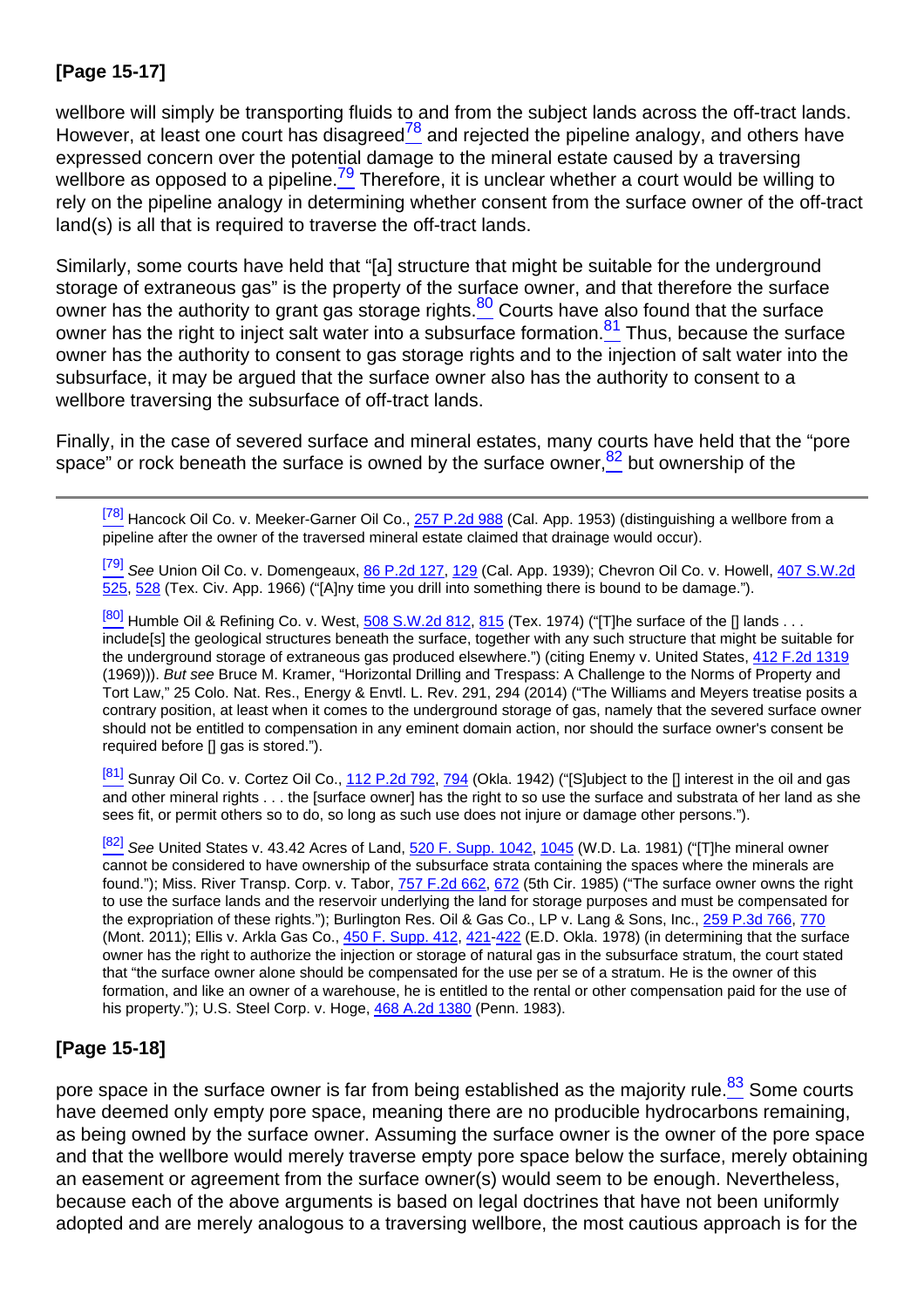**[Page 15-17]**

wellbore will simply be transporting fluids to and from the subject lands across the off-tract lands. However, at least one court has disagreed[78] and rejected the pipeline analogy, and others have expressed concern over the potential damage to the mineral estate caused by a traversing wellbore as opposed to a pipeline.[79] Therefore, it is unclear whether a court would be willing to rely on the pipeline analogy in determining whether consent from the surface owner of the off-tract land(s) is all that is required to traverse the off-tract lands.

Similarly, some courts have held that "[a] structure that might be suitable for the underground storage of extraneous gas" is the property of the surface owner, and that therefore the surface owner has the authority to grant gas storage rights.[80] Courts have also found that the surface owner has the right to inject salt water into a subsurface formation.[81] Thus, because the surface owner has the authority to consent to gas storage rights and to the injection of salt water into the subsurface, it may be argued that the surface owner also has the authority to consent to a wellbore traversing the subsurface of off-tract lands.

Finally, in the case of severed surface and mineral estates, many courts have held that the "pore space" or rock beneath the surface is owned by the surface owner,[82] but ownership of the

---

[78] Hancock Oil Co. v. Meeker-Garner Oil Co., 257 P.2d 988 (Cal. App. 1953) (distinguishing a wellbore from a pipeline after the owner of the traversed mineral estate claimed that drainage would occur).

[79] *See* Union Oil Co. v. Domengeaux, 86 P.2d 127, 129 (Cal. App. 1939); Chevron Oil Co. v. Howell, 407 S.W.2d 525, 528 (Tex. Civ. App. 1966) ("[A]ny time you drill into something there is bound to be damage.").

[80] Humble Oil & Refining Co. v. West, 508 S.W.2d 812, 815 (Tex. 1974) ("[T]he surface of the [] lands . . . include[s] the geological structures beneath the surface, together with any such structure that might be suitable for the underground storage of extraneous gas produced elsewhere.") (citing Enemy v. United States, 412 F.2d 1319 (1969))). *But see* Bruce M. Kramer, "Horizontal Drilling and Trespass: A Challenge to the Norms of Property and Tort Law," 25 Colo. Nat. Res., Energy & Envtl. L. Rev. 291, 294 (2014) ("The Williams and Meyers treatise posits a contrary position, at least when it comes to the underground storage of gas, namely that the severed surface owner should not be entitled to compensation in any eminent domain action, nor should the surface owner's consent be required before [] gas is stored.").

[81] Sunray Oil Co. v. Cortez Oil Co., 112 P.2d 792, 794 (Okla. 1942) ("[S]ubject to the [] interest in the oil and gas and other mineral rights . . . the [surface owner] has the right to so use the surface and substrata of her land as she sees fit, or permit others so to do, so long as such use does not injure or damage other persons.").

[82] *See* United States v. 43.42 Acres of Land, 520 F. Supp. 1042, 1045 (W.D. La. 1981) ("[T]he mineral owner cannot be considered to have ownership of the subsurface strata containing the spaces where the minerals are found."); Miss. River Transp. Corp. v. Tabor, 757 F.2d 662, 672 (5th Cir. 1985) ("The surface owner owns the right to use the surface lands and the reservoir underlying the land for storage purposes and must be compensated for the expropriation of these rights."); Burlington Res. Oil & Gas Co., LP v. Lang & Sons, Inc., 259 P.3d 766, 770 (Mont. 2011); Ellis v. Arkla Gas Co., 450 F. Supp. 412, 421-422 (E.D. Okla. 1978) (in determining that the surface owner has the right to authorize the injection or storage of natural gas in the subsurface stratum, the court stated that "the surface owner alone should be compensated for the use per se of a stratum. He is the owner of this formation, and like an owner of a warehouse, he is entitled to the rental or other compensation paid for the use of his property."); U.S. Steel Corp. v. Hoge, 468 A.2d 1380 (Penn. 1983).

**[Page 15-18]**

pore space in the surface owner is far from being established as the majority rule.[83] Some courts have deemed only empty pore space, meaning there are no producible hydrocarbons remaining, as being owned by the surface owner. Assuming the surface owner is the owner of the pore space and that the wellbore would merely traverse empty pore space below the surface, merely obtaining an easement or agreement from the surface owner(s) would seem to be enough. Nevertheless, because each of the above arguments is based on legal doctrines that have not been uniformly adopted and are merely analogous to a traversing wellbore, the most cautious approach is for the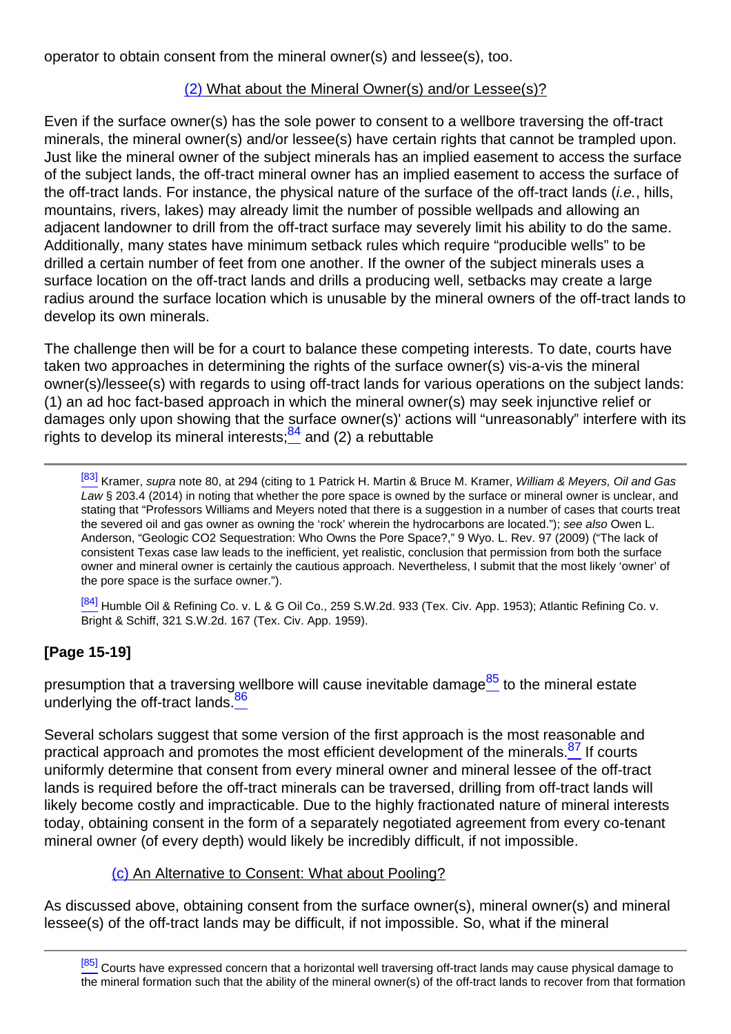operator to obtain consent from the mineral owner(s) and lessee(s), too.

### (2) What about the Mineral Owner(s) and/or Lessee(s)?

Even if the surface owner(s) has the sole power to consent to a wellbore traversing the off-tract minerals, the mineral owner(s) and/or lessee(s) have certain rights that cannot be trampled upon. Just like the mineral owner of the subject minerals has an implied easement to access the surface of the subject lands, the off-tract mineral owner has an implied easement to access the surface of the off-tract lands. For instance, the physical nature of the surface of the off-tract lands (*i.e.*, hills, mountains, rivers, lakes) may already limit the number of possible wellpads and allowing an adjacent landowner to drill from the off-tract surface may severely limit his ability to do the same. Additionally, many states have minimum setback rules which require "producible wells" to be drilled a certain number of feet from one another. If the owner of the subject minerals uses a surface location on the off-tract lands and drills a producing well, setbacks may create a large radius around the surface location which is unusable by the mineral owners of the off-tract lands to develop its own minerals.

The challenge then will be for a court to balance these competing interests. To date, courts have taken two approaches in determining the rights of the surface owner(s) vis-a-vis the mineral owner(s)/lessee(s) with regards to using off-tract lands for various operations on the subject lands: (1) an ad hoc fact-based approach in which the mineral owner(s) may seek injunctive relief or damages only upon showing that the surface owner(s)' actions will "unreasonably" interfere with its rights to develop its mineral interests;[84] and (2) a rebuttable presumption that a traversing wellbore will cause inevitable damage[85] to the mineral estate underlying the off-tract lands.[86]

Several scholars suggest that some version of the first approach is the most reasonable and practical approach and promotes the most efficient development of the minerals.[87] If courts uniformly determine that consent from every mineral owner and mineral lessee of the off-tract lands is required before the off-tract minerals can be traversed, drilling from off-tract lands will likely become costly and impracticable. Due to the highly fractionated nature of mineral interests today, obtaining consent in the form of a separately negotiated agreement from every co-tenant mineral owner (of every depth) would likely be incredibly difficult, if not impossible.

### (c) An Alternative to Consent: What about Pooling?

As discussed above, obtaining consent from the surface owner(s), mineral owner(s) and mineral lessee(s) of the off-tract lands may be difficult, if not impossible. So, what if the mineral

---

[83] Kramer, *supra* note 80, at 294 (citing to 1 Patrick H. Martin & Bruce M. Kramer, *William & Meyers, Oil and Gas Law* § 203.4 (2014) in noting that whether the pore space is owned by the surface or mineral owner is unclear, and stating that "Professors Williams and Meyers noted that there is a suggestion in a number of cases that courts treat the severed oil and gas owner as owning the 'rock' wherein the hydrocarbons are located."); *see also* Owen L. Anderson, "Geologic CO2 Sequestration: Who Owns the Pore Space?," 9 Wyo. L. Rev. 97 (2009) ("The lack of consistent Texas case law leads to the inefficient, yet realistic, conclusion that permission from both the surface owner and mineral owner is certainly the cautious approach. Nevertheless, I submit that the most likely 'owner' of the pore space is the surface owner.").

[84] Humble Oil & Refining Co. v. L & G Oil Co., 259 S.W.2d. 933 (Tex. Civ. App. 1953); Atlantic Refining Co. v. Bright & Schiff, 321 S.W.2d. 167 (Tex. Civ. App. 1959).

[85] Courts have expressed concern that a horizontal well traversing off-tract lands may cause physical damage to the mineral formation such that the ability of the mineral owner(s) of the off-tract lands to recover from that formation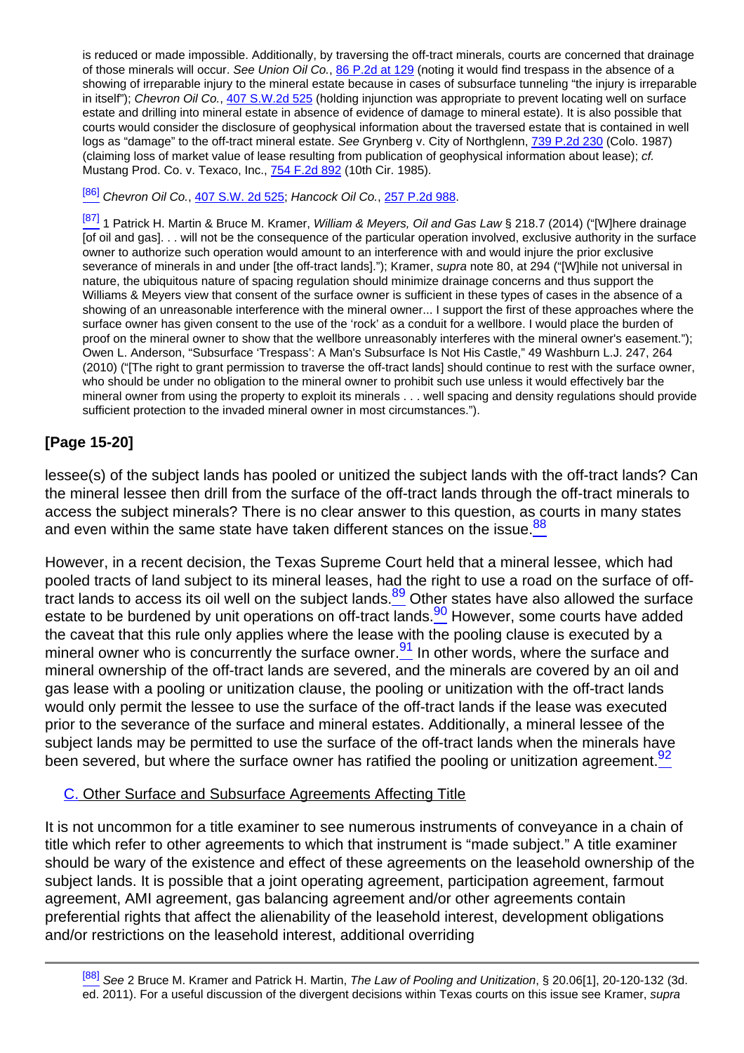is reduced or made impossible. Additionally, by traversing the off-tract minerals, courts are concerned that drainage of those minerals will occur. *See Union Oil Co.*, 86 P.2d at 129 (noting it would find trespass in the absence of a showing of irreparable injury to the mineral estate because in cases of subsurface tunneling "the injury is irreparable in itself"); *Chevron Oil Co.*, 407 S.W.2d 525 (holding injunction was appropriate to prevent locating well on surface estate and drilling into mineral estate in absence of evidence of damage to mineral estate). It is also possible that courts would consider the disclosure of geophysical information about the traversed estate that is contained in well logs as "damage" to the off-tract mineral estate. *See* Grynberg v. City of Northglenn, 739 P.2d 230 (Colo. 1987) (claiming loss of market value of lease resulting from publication of geophysical information about lease); *cf.* Mustang Prod. Co. v. Texaco, Inc., 754 F.2d 892 (10th Cir. 1985).

[86] *Chevron Oil Co.*, 407 S.W. 2d 525; *Hancock Oil Co.*, 257 P.2d 988.

[87] 1 Patrick H. Martin & Bruce M. Kramer, *William & Meyers, Oil and Gas Law* § 218.7 (2014) ("[W]here drainage [of oil and gas]. . . will not be the consequence of the particular operation involved, exclusive authority in the surface owner to authorize such operation would amount to an interference with and would injure the prior exclusive severance of minerals in and under [the off-tract lands]."); Kramer, *supra* note 80, at 294 ("[W]hile not universal in nature, the ubiquitous nature of spacing regulation should minimize drainage concerns and thus support the Williams & Meyers view that consent of the surface owner is sufficient in these types of cases in the absence of a showing of an unreasonable interference with the mineral owner... I support the first of these approaches where the surface owner has given consent to the use of the 'rock' as a conduit for a wellbore. I would place the burden of proof on the mineral owner to show that the wellbore unreasonably interferes with the mineral owner's easement."); Owen L. Anderson, "Subsurface 'Trespass': A Man's Subsurface Is Not His Castle," 49 Washburn L.J. 247, 264 (2010) ("[The right to grant permission to traverse the off-tract lands] should continue to rest with the surface owner, who should be under no obligation to the mineral owner to prohibit such use unless it would effectively bar the mineral owner from using the property to exploit its minerals . . . well spacing and density regulations should provide sufficient protection to the invaded mineral owner in most circumstances.").

**[Page 15-20]**

lessee(s) of the subject lands has pooled or unitized the subject lands with the off-tract lands? Can the mineral lessee then drill from the surface of the off-tract lands through the off-tract minerals to access the subject minerals? There is no clear answer to this question, as courts in many states and even within the same state have taken different stances on the issue.[88]

However, in a recent decision, the Texas Supreme Court held that a mineral lessee, which had pooled tracts of land subject to its mineral leases, had the right to use a road on the surface of off-tract lands to access its oil well on the subject lands.[89] Other states have also allowed the surface estate to be burdened by unit operations on off-tract lands.[90] However, some courts have added the caveat that this rule only applies where the lease with the pooling clause is executed by a mineral owner who is concurrently the surface owner.[91] In other words, where the surface and mineral ownership of the off-tract lands are severed, and the minerals are covered by an oil and gas lease with a pooling or unitization clause, the pooling or unitization with the off-tract lands would only permit the lessee to use the surface of the off-tract lands if the lease was executed prior to the severance of the surface and mineral estates. Additionally, a mineral lessee of the subject lands may be permitted to use the surface of the off-tract lands when the minerals have been severed, but where the surface owner has ratified the pooling or unitization agreement.[92]

### C. Other Surface and Subsurface Agreements Affecting Title

It is not uncommon for a title examiner to see numerous instruments of conveyance in a chain of title which refer to other agreements to which that instrument is "made subject." A title examiner should be wary of the existence and effect of these agreements on the leasehold ownership of the subject lands. It is possible that a joint operating agreement, participation agreement, farmout agreement, AMI agreement, gas balancing agreement and/or other agreements contain preferential rights that affect the alienability of the leasehold interest, development obligations and/or restrictions on the leasehold interest, additional overriding

[88] *See* 2 Bruce M. Kramer and Patrick H. Martin, *The Law of Pooling and Unitization*, § 20.06[1], 20-120-132 (3d. ed. 2011). For a useful discussion of the divergent decisions within Texas courts on this issue see Kramer, *supra*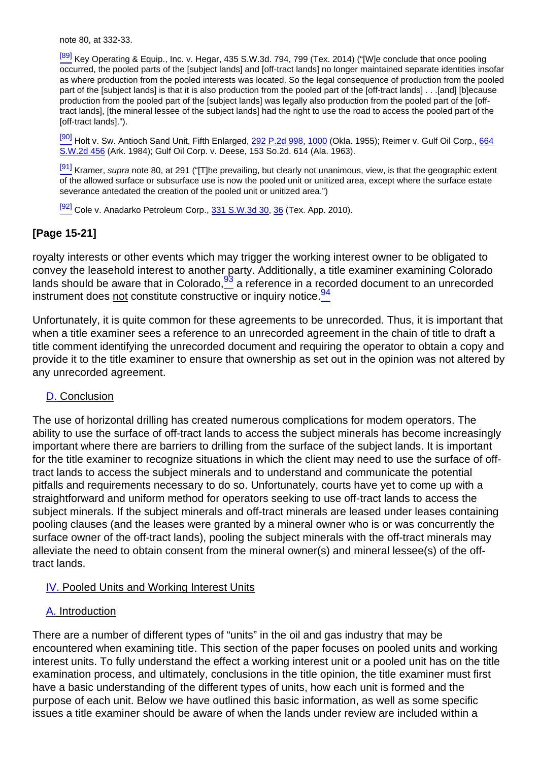note 80, at 332-33.

[89] Key Operating & Equip., Inc. v. Hegar, 435 S.W.3d. 794, 799 (Tex. 2014) ("[W]e conclude that once pooling occurred, the pooled parts of the [subject lands] and [off-tract lands] no longer maintained separate identities insofar as where production from the pooled interests was located. So the legal consequence of production from the pooled part of the [subject lands] is that it is also production from the pooled part of the [off-tract lands] . . .[and] [b]ecause production from the pooled part of the [subject lands] was legally also production from the pooled part of the [off-tract lands], [the mineral lessee of the subject lands] had the right to use the road to access the pooled part of the [off-tract lands].").

[90] Holt v. Sw. Antioch Sand Unit, Fifth Enlarged, 292 P.2d 998, 1000 (Okla. 1955); Reimer v. Gulf Oil Corp., 664 S.W.2d 456 (Ark. 1984); Gulf Oil Corp. v. Deese, 153 So.2d. 614 (Ala. 1963).

[91] Kramer, *supra* note 80, at 291 ("[T]he prevailing, but clearly not unanimous, view, is that the geographic extent of the allowed surface or subsurface use is now the pooled unit or unitized area, except where the surface estate severance antedated the creation of the pooled unit or unitized area.")

[92] Cole v. Anadarko Petroleum Corp., 331 S.W.3d 30, 36 (Tex. App. 2010).

**[Page 15-21]**

royalty interests or other events which may trigger the working interest owner to be obligated to convey the leasehold interest to another party. Additionally, a title examiner examining Colorado lands should be aware that in Colorado,[93] a reference in a recorded document to an unrecorded instrument does not constitute constructive or inquiry notice.[94]

Unfortunately, it is quite common for these agreements to be unrecorded. Thus, it is important that when a title examiner sees a reference to an unrecorded agreement in the chain of title to draft a title comment identifying the unrecorded document and requiring the operator to obtain a copy and provide it to the title examiner to ensure that ownership as set out in the opinion was not altered by any unrecorded agreement.

### D. Conclusion

The use of horizontal drilling has created numerous complications for modem operators. The ability to use the surface of off-tract lands to access the subject minerals has become increasingly important where there are barriers to drilling from the surface of the subject lands. It is important for the title examiner to recognize situations in which the client may need to use the surface of off-tract lands to access the subject minerals and to understand and communicate the potential pitfalls and requirements necessary to do so. Unfortunately, courts have yet to come up with a straightforward and uniform method for operators seeking to use off-tract lands to access the subject minerals. If the subject minerals and off-tract minerals are leased under leases containing pooling clauses (and the leases were granted by a mineral owner who is or was concurrently the surface owner of the off-tract lands), pooling the subject minerals with the off-tract minerals may alleviate the need to obtain consent from the mineral owner(s) and mineral lessee(s) of the off-tract lands.

## IV. Pooled Units and Working Interest Units

### A. Introduction

There are a number of different types of "units" in the oil and gas industry that may be encountered when examining title. This section of the paper focuses on pooled units and working interest units. To fully understand the effect a working interest unit or a pooled unit has on the title examination process, and ultimately, conclusions in the title opinion, the title examiner must first have a basic understanding of the different types of units, how each unit is formed and the purpose of each unit. Below we have outlined this basic information, as well as some specific issues a title examiner should be aware of when the lands under review are included within a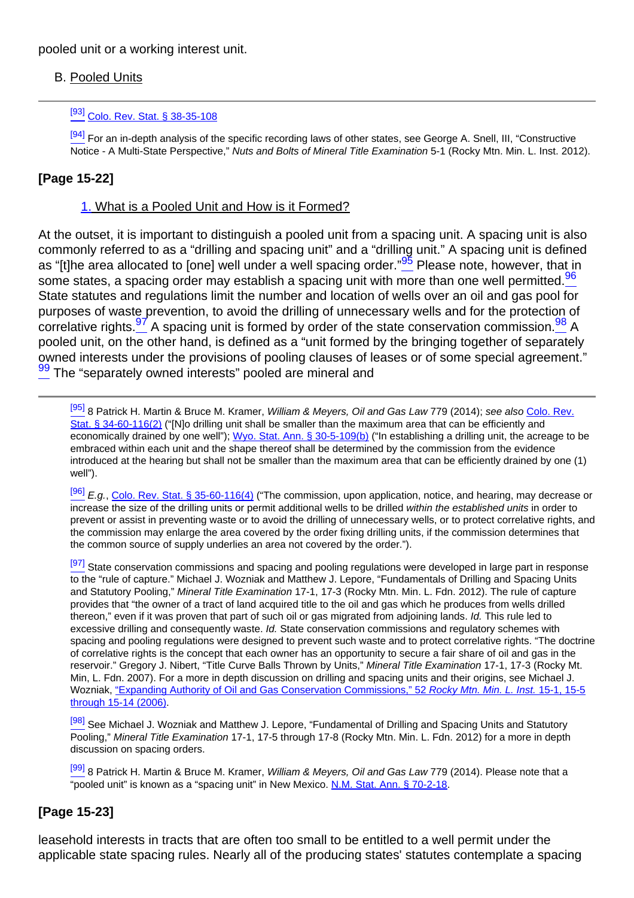pooled unit or a working interest unit.

## B. Pooled Units

[93] Colo. Rev. Stat. § 38-35-108

[94] For an in-depth analysis of the specific recording laws of other states, see George A. Snell, III, "Constructive Notice - A Multi-State Perspective," *Nuts and Bolts of Mineral Title Examination* 5-1 (Rocky Mtn. Min. L. Inst. 2012).

**[Page 15-22]**

### 1. What is a Pooled Unit and How is it Formed?

At the outset, it is important to distinguish a pooled unit from a spacing unit. A spacing unit is also commonly referred to as a "drilling and spacing unit" and a "drilling unit." A spacing unit is defined as "[t]he area allocated to [one] well under a well spacing order."[95] Please note, however, that in some states, a spacing order may establish a spacing unit with more than one well permitted.[96] State statutes and regulations limit the number and location of wells over an oil and gas pool for purposes of waste prevention, to avoid the drilling of unnecessary wells and for the protection of correlative rights.[97] A spacing unit is formed by order of the state conservation commission.[98] A pooled unit, on the other hand, is defined as a "unit formed by the bringing together of separately owned interests under the provisions of pooling clauses of leases or of some special agreement."[99] The "separately owned interests" pooled are mineral and

[95] 8 Patrick H. Martin & Bruce M. Kramer, *William & Meyers, Oil and Gas Law* 779 (2014); *see also* Colo. Rev. Stat. § 34-60-116(2) ("[N]o drilling unit shall be smaller than the maximum area that can be efficiently and economically drained by one well"); Wyo. Stat. Ann. § 30-5-109(b) ("In establishing a drilling unit, the acreage to be embraced within each unit and the shape thereof shall be determined by the commission from the evidence introduced at the hearing but shall not be smaller than the maximum area that can be efficiently drained by one (1) well").

[96] *E.g.*, Colo. Rev. Stat. § 35-60-116(4) ("The commission, upon application, notice, and hearing, may decrease or increase the size of the drilling units or permit additional wells to be drilled *within the established units* in order to prevent or assist in preventing waste or to avoid the drilling of unnecessary wells, or to protect correlative rights, and the commission may enlarge the area covered by the order fixing drilling units, if the commission determines that the common source of supply underlies an area not covered by the order.").

[97] State conservation commissions and spacing and pooling regulations were developed in large part in response to the "rule of capture." Michael J. Wozniak and Matthew J. Lepore, "Fundamentals of Drilling and Spacing Units and Statutory Pooling," *Mineral Title Examination* 17-1, 17-3 (Rocky Mtn. Min. L. Fdn. 2012). The rule of capture provides that "the owner of a tract of land acquired title to the oil and gas which he produces from wells drilled thereon," even if it was proven that part of such oil or gas migrated from adjoining lands. *Id.* This rule led to excessive drilling and consequently waste. *Id.* State conservation commissions and regulatory schemes with spacing and pooling regulations were designed to prevent such waste and to protect correlative rights. "The doctrine of correlative rights is the concept that each owner has an opportunity to secure a fair share of oil and gas in the reservoir." Gregory J. Nibert, "Title Curve Balls Thrown by Units," *Mineral Title Examination* 17-1, 17-3 (Rocky Mt. Min, L. Fdn. 2007). For a more in depth discussion on drilling and spacing units and their origins, see Michael J. Wozniak, "Expanding Authority of Oil and Gas Conservation Commissions," 52 *Rocky Mtn. Min. L. Inst.* 15-1, 15-5 through 15-14 (2006).

[98] See Michael J. Wozniak and Matthew J. Lepore, "Fundamental of Drilling and Spacing Units and Statutory Pooling," *Mineral Title Examination* 17-1, 17-5 through 17-8 (Rocky Mtn. Min. L. Fdn. 2012) for a more in depth discussion on spacing orders.

[99] 8 Patrick H. Martin & Bruce M. Kramer, *William & Meyers, Oil and Gas Law* 779 (2014). Please note that a "pooled unit" is known as a "spacing unit" in New Mexico. N.M. Stat. Ann. § 70-2-18.

**[Page 15-23]**

leasehold interests in tracts that are often too small to be entitled to a well permit under the applicable state spacing rules. Nearly all of the producing states' statutes contemplate a spacing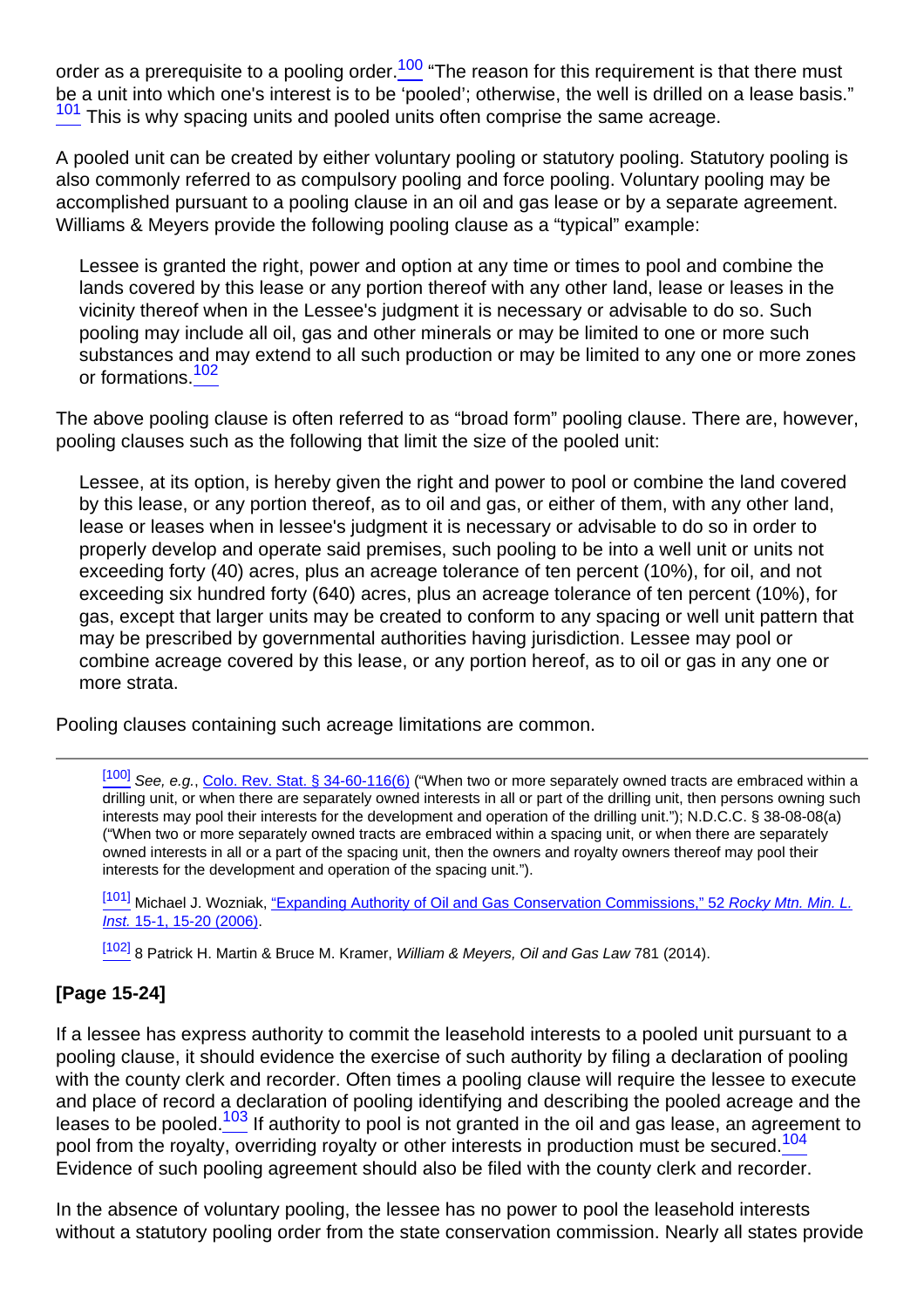order as a prerequisite to a pooling order.[100] "The reason for this requirement is that there must be a unit into which one's interest is to be 'pooled'; otherwise, the well is drilled on a lease basis."[101] This is why spacing units and pooled units often comprise the same acreage.

A pooled unit can be created by either voluntary pooling or statutory pooling. Statutory pooling is also commonly referred to as compulsory pooling and force pooling. Voluntary pooling may be accomplished pursuant to a pooling clause in an oil and gas lease or by a separate agreement. Williams & Meyers provide the following pooling clause as a "typical" example:

> Lessee is granted the right, power and option at any time or times to pool and combine the lands covered by this lease or any portion thereof with any other land, lease or leases in the vicinity thereof when in the Lessee's judgment it is necessary or advisable to do so. Such pooling may include all oil, gas and other minerals or may be limited to one or more such substances and may extend to all such production or may be limited to any one or more zones or formations.[102]

The above pooling clause is often referred to as "broad form" pooling clause. There are, however, pooling clauses such as the following that limit the size of the pooled unit:

> Lessee, at its option, is hereby given the right and power to pool or combine the land covered by this lease, or any portion thereof, as to oil and gas, or either of them, with any other land, lease or leases when in lessee's judgment it is necessary or advisable to do so in order to properly develop and operate said premises, such pooling to be into a well unit or units not exceeding forty (40) acres, plus an acreage tolerance of ten percent (10%), for oil, and not exceeding six hundred forty (640) acres, plus an acreage tolerance of ten percent (10%), for gas, except that larger units may be created to conform to any spacing or well unit pattern that may be prescribed by governmental authorities having jurisdiction. Lessee may pool or combine acreage covered by this lease, or any portion hereof, as to oil or gas in any one or more strata.

Pooling clauses containing such acreage limitations are common.

---

[100] *See, e.g.*, Colo. Rev. Stat. § 34-60-116(6) ("When two or more separately owned tracts are embraced within a drilling unit, or when there are separately owned interests in all or part of the drilling unit, then persons owning such interests may pool their interests for the development and operation of the drilling unit."); N.D.C.C. § 38-08-08(a) ("When two or more separately owned tracts are embraced within a spacing unit, or when there are separately owned interests in all or a part of the spacing unit, then the owners and royalty owners thereof may pool their interests for the development and operation of the spacing unit.").

[101] Michael J. Wozniak, "Expanding Authority of Oil and Gas Conservation Commissions," 52 *Rocky Mtn. Min. L. Inst.* 15-1, 15-20 (2006).

[102] 8 Patrick H. Martin & Bruce M. Kramer, *William & Meyers, Oil and Gas Law* 781 (2014).

**[Page 15-24]**

If a lessee has express authority to commit the leasehold interests to a pooled unit pursuant to a pooling clause, it should evidence the exercise of such authority by filing a declaration of pooling with the county clerk and recorder. Often times a pooling clause will require the lessee to execute and place of record a declaration of pooling identifying and describing the pooled acreage and the leases to be pooled.[103] If authority to pool is not granted in the oil and gas lease, an agreement to pool from the royalty, overriding royalty or other interests in production must be secured.[104] Evidence of such pooling agreement should also be filed with the county clerk and recorder.

In the absence of voluntary pooling, the lessee has no power to pool the leasehold interests without a statutory pooling order from the state conservation commission. Nearly all states provide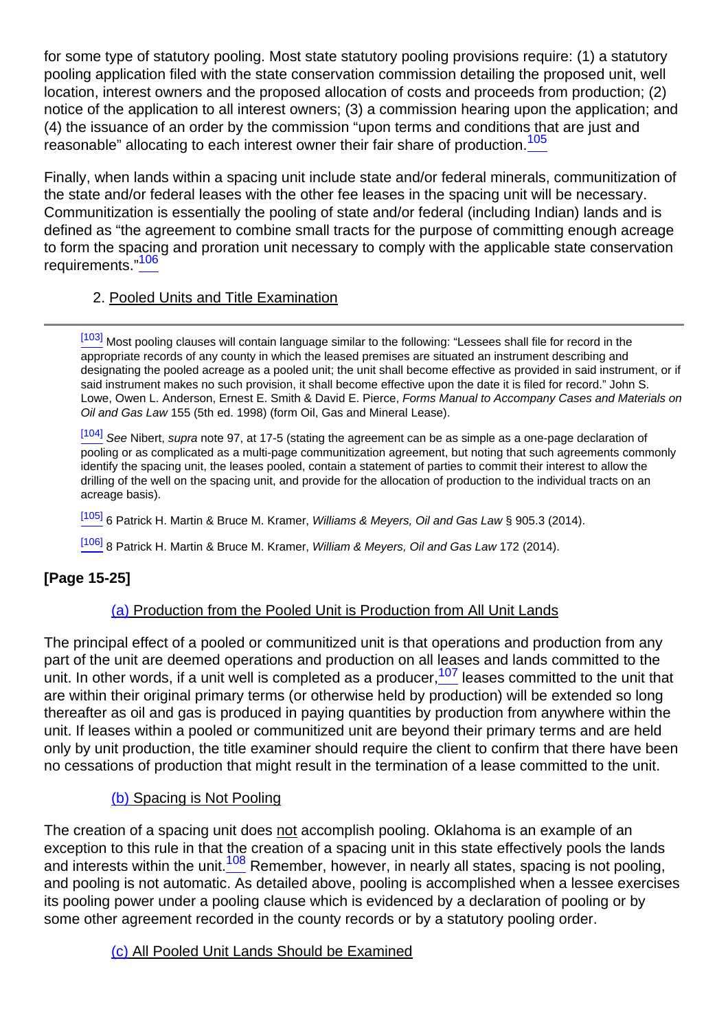for some type of statutory pooling. Most state statutory pooling provisions require: (1) a statutory pooling application filed with the state conservation commission detailing the proposed unit, well location, interest owners and the proposed allocation of costs and proceeds from production; (2) notice of the application to all interest owners; (3) a commission hearing upon the application; and (4) the issuance of an order by the commission "upon terms and conditions that are just and reasonable" allocating to each interest owner their fair share of production.[105]

Finally, when lands within a spacing unit include state and/or federal minerals, communitization of the state and/or federal leases with the other fee leases in the spacing unit will be necessary. Communitization is essentially the pooling of state and/or federal (including Indian) lands and is defined as "the agreement to combine small tracts for the purpose of committing enough acreage to form the spacing and proration unit necessary to comply with the applicable state conservation requirements."[106]

2. Pooled Units and Title Examination

---

[103] Most pooling clauses will contain language similar to the following: "Lessees shall file for record in the appropriate records of any county in which the leased premises are situated an instrument describing and designating the pooled acreage as a pooled unit; the unit shall become effective as provided in said instrument, or if said instrument makes no such provision, it shall become effective upon the date it is filed for record." John S. Lowe, Owen L. Anderson, Ernest E. Smith & David E. Pierce, *Forms Manual to Accompany Cases and Materials on Oil and Gas Law* 155 (5th ed. 1998) (form Oil, Gas and Mineral Lease).

[104] *See* Nibert, *supra* note 97, at 17-5 (stating the agreement can be as simple as a one-page declaration of pooling or as complicated as a multi-page communitization agreement, but noting that such agreements commonly identify the spacing unit, the leases pooled, contain a statement of parties to commit their interest to allow the drilling of the well on the spacing unit, and provide for the allocation of production to the individual tracts on an acreage basis).

[105] 6 Patrick H. Martin & Bruce M. Kramer, *Williams & Meyers, Oil and Gas Law* § 905.3 (2014).

[106] 8 Patrick H. Martin & Bruce M. Kramer, *William & Meyers, Oil and Gas Law* 172 (2014).

**[Page 15-25]**

(a) Production from the Pooled Unit is Production from All Unit Lands

The principal effect of a pooled or communitized unit is that operations and production from any part of the unit are deemed operations and production on all leases and lands committed to the unit. In other words, if a unit well is completed as a producer,[107] leases committed to the unit that are within their original primary terms (or otherwise held by production) will be extended so long thereafter as oil and gas is produced in paying quantities by production from anywhere within the unit. If leases within a pooled or communitized unit are beyond their primary terms and are held only by unit production, the title examiner should require the client to confirm that there have been no cessations of production that might result in the termination of a lease committed to the unit.

(b) Spacing is Not Pooling

The creation of a spacing unit does not accomplish pooling. Oklahoma is an example of an exception to this rule in that the creation of a spacing unit in this state effectively pools the lands and interests within the unit.[108] Remember, however, in nearly all states, spacing is not pooling, and pooling is not automatic. As detailed above, pooling is accomplished when a lessee exercises its pooling power under a pooling clause which is evidenced by a declaration of pooling or by some other agreement recorded in the county records or by a statutory pooling order.

(c) All Pooled Unit Lands Should be Examined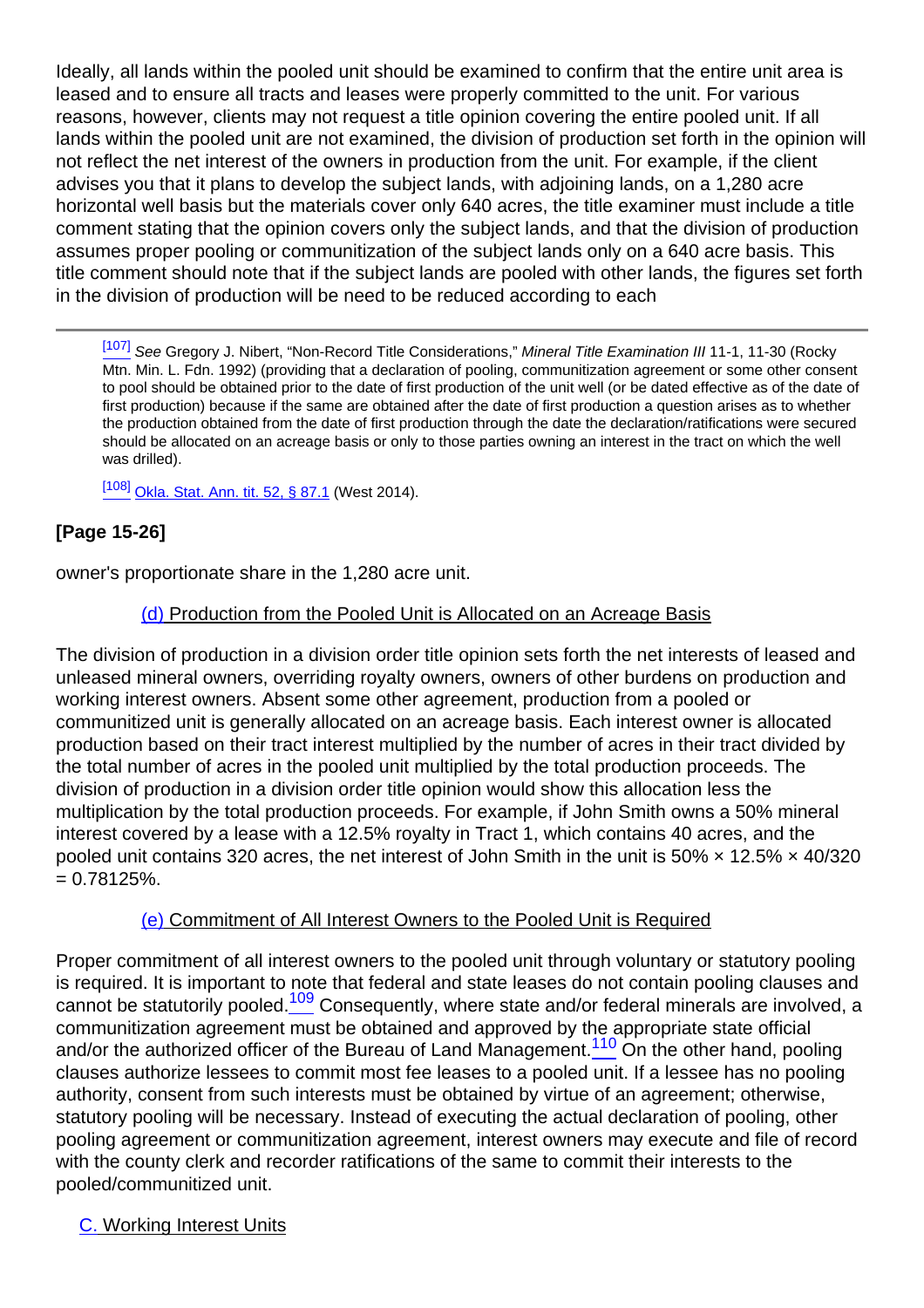Ideally, all lands within the pooled unit should be examined to confirm that the entire unit area is leased and to ensure all tracts and leases were properly committed to the unit. For various reasons, however, clients may not request a title opinion covering the entire pooled unit. If all lands within the pooled unit are not examined, the division of production set forth in the opinion will not reflect the net interest of the owners in production from the unit. For example, if the client advises you that it plans to develop the subject lands, with adjoining lands, on a 1,280 acre horizontal well basis but the materials cover only 640 acres, the title examiner must include a title comment stating that the opinion covers only the subject lands, and that the division of production assumes proper pooling or communitization of the subject lands only on a 640 acre basis. This title comment should note that if the subject lands are pooled with other lands, the figures set forth in the division of production will be need to be reduced according to each

---

[107] *See* Gregory J. Nibert, "Non-Record Title Considerations," *Mineral Title Examination III* 11-1, 11-30 (Rocky Mtn. Min. L. Fdn. 1992) (providing that a declaration of pooling, communitization agreement or some other consent to pool should be obtained prior to the date of first production of the unit well (or be dated effective as of the date of first production) because if the same are obtained after the date of first production a question arises as to whether the production obtained from the date of first production through the date the declaration/ratifications were secured should be allocated on an acreage basis or only to those parties owning an interest in the tract on which the well was drilled).

[108] Okla. Stat. Ann. tit. 52, § 87.1 (West 2014).

**[Page 15-26]**

owner's proportionate share in the 1,280 acre unit.

### (d) Production from the Pooled Unit is Allocated on an Acreage Basis

The division of production in a division order title opinion sets forth the net interests of leased and unleased mineral owners, overriding royalty owners, owners of other burdens on production and working interest owners. Absent some other agreement, production from a pooled or communitized unit is generally allocated on an acreage basis. Each interest owner is allocated production based on their tract interest multiplied by the number of acres in their tract divided by the total number of acres in the pooled unit multiplied by the total production proceeds. The division of production in a division order title opinion would show this allocation less the multiplication by the total production proceeds. For example, if John Smith owns a 50% mineral interest covered by a lease with a 12.5% royalty in Tract 1, which contains 40 acres, and the pooled unit contains 320 acres, the net interest of John Smith in the unit is 50% × 12.5% × 40/320 = 0.78125%.

### (e) Commitment of All Interest Owners to the Pooled Unit is Required

Proper commitment of all interest owners to the pooled unit through voluntary or statutory pooling is required. It is important to note that federal and state leases do not contain pooling clauses and cannot be statutorily pooled.[109] Consequently, where state and/or federal minerals are involved, a communitization agreement must be obtained and approved by the appropriate state official and/or the authorized officer of the Bureau of Land Management.[110] On the other hand, pooling clauses authorize lessees to commit most fee leases to a pooled unit. If a lessee has no pooling authority, consent from such interests must be obtained by virtue of an agreement; otherwise, statutory pooling will be necessary. Instead of executing the actual declaration of pooling, other pooling agreement or communitization agreement, interest owners may execute and file of record with the county clerk and recorder ratifications of the same to commit their interests to the pooled/communitized unit.

## C. Working Interest Units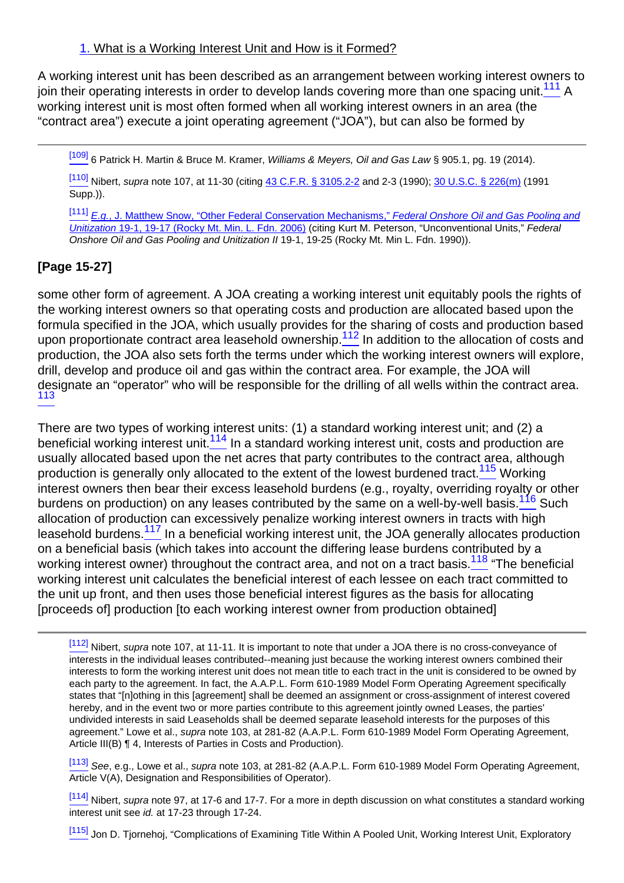### 1. What is a Working Interest Unit and How is it Formed?

A working interest unit has been described as an arrangement between working interest owners to join their operating interests in order to develop lands covering more than one spacing unit.[111] A working interest unit is most often formed when all working interest owners in an area (the "contract area") execute a joint operating agreement ("JOA"), but can also be formed by

[109] 6 Patrick H. Martin & Bruce M. Kramer, *Williams & Meyers, Oil and Gas Law* § 905.1, pg. 19 (2014).

[110] Nibert, *supra* note 107, at 11-30 (citing 43 C.F.R. § 3105.2-2 and 2-3 (1990); 30 U.S.C. § 226(m) (1991 Supp.)).

[111] *E.g.*, J. Matthew Snow, "Other Federal Conservation Mechanisms," *Federal Onshore Oil and Gas Pooling and Unitization* 19-1, 19-17 (Rocky Mt. Min. L. Fdn. 2006) (citing Kurt M. Peterson, "Unconventional Units," *Federal Onshore Oil and Gas Pooling and Unitization II* 19-1, 19-25 (Rocky Mt. Min L. Fdn. 1990)).

**[Page 15-27]**

some other form of agreement. A JOA creating a working interest unit equitably pools the rights of the working interest owners so that operating costs and production are allocated based upon the formula specified in the JOA, which usually provides for the sharing of costs and production based upon proportionate contract area leasehold ownership.[112] In addition to the allocation of costs and production, the JOA also sets forth the terms under which the working interest owners will explore, drill, develop and produce oil and gas within the contract area. For example, the JOA will designate an "operator" who will be responsible for the drilling of all wells within the contract area.[113]

There are two types of working interest units: (1) a standard working interest unit; and (2) a beneficial working interest unit.[114] In a standard working interest unit, costs and production are usually allocated based upon the net acres that party contributes to the contract area, although production is generally only allocated to the extent of the lowest burdened tract.[115] Working interest owners then bear their excess leasehold burdens (e.g., royalty, overriding royalty or other burdens on production) on any leases contributed by the same on a well-by-well basis.[116] Such allocation of production can excessively penalize working interest owners in tracts with high leasehold burdens.[117] In a beneficial working interest unit, the JOA generally allocates production on a beneficial basis (which takes into account the differing lease burdens contributed by a working interest owner) throughout the contract area, and not on a tract basis.[118] "The beneficial working interest unit calculates the beneficial interest of each lessee on each tract committed to the unit up front, and then uses those beneficial interest figures as the basis for allocating [proceeds of] production [to each working interest owner from production obtained]

[112] Nibert, *supra* note 107, at 11-11. It is important to note that under a JOA there is no cross-conveyance of interests in the individual leases contributed--meaning just because the working interest owners combined their interests to form the working interest unit does not mean title to each tract in the unit is considered to be owned by each party to the agreement. In fact, the A.A.P.L. Form 610-1989 Model Form Operating Agreement specifically states that "[n]othing in this [agreement] shall be deemed an assignment or cross-assignment of interests covered hereby, and in the event two or more parties contribute to this agreement jointly owned Leases, the parties' undivided interests in said Leaseholds shall be deemed separate leasehold interests for the purposes of this agreement." Lowe et al., *supra* note 103, at 281-82 (A.A.P.L. Form 610-1989 Model Form Operating Agreement, Article III(B) ¶ 4, Interests of Parties in Costs and Production).

[113] *See*, e.g., Lowe et al., *supra* note 103, at 281-82 (A.A.P.L. Form 610-1989 Model Form Operating Agreement, Article V(A), Designation and Responsibilities of Operator).

[114] Nibert, *supra* note 97, at 17-6 and 17-7. For a more in depth discussion on what constitutes a standard working interest unit see *id.* at 17-23 through 17-24.

[115] Jon D. Tjornehoj, "Complications of Examining Title Within A Pooled Unit, Working Interest Unit, Exploratory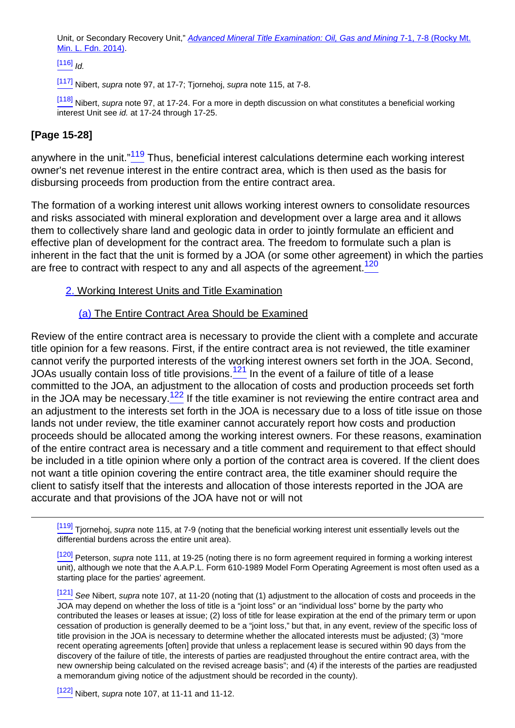Unit, or Secondary Recovery Unit," *Advanced Mineral Title Examination: Oil, Gas and Mining* 7-1, 7-8 (Rocky Mt. Min. L. Fdn. 2014).

[116] *Id.*

[117] Nibert, *supra* note 97, at 17-7; Tjornehoj, *supra* note 115, at 7-8.

[118] Nibert, *supra* note 97, at 17-24. For a more in depth discussion on what constitutes a beneficial working interest Unit see *id.* at 17-24 through 17-25.

**[Page 15-28]**

anywhere in the unit."[119] Thus, beneficial interest calculations determine each working interest owner's net revenue interest in the entire contract area, which is then used as the basis for disbursing proceeds from production from the entire contract area.

The formation of a working interest unit allows working interest owners to consolidate resources and risks associated with mineral exploration and development over a large area and it allows them to collectively share land and geologic data in order to jointly formulate an efficient and effective plan of development for the contract area. The freedom to formulate such a plan is inherent in the fact that the unit is formed by a JOA (or some other agreement) in which the parties are free to contract with respect to any and all aspects of the agreement.[120]

### 2. Working Interest Units and Title Examination

#### (a) The Entire Contract Area Should be Examined

Review of the entire contract area is necessary to provide the client with a complete and accurate title opinion for a few reasons. First, if the entire contract area is not reviewed, the title examiner cannot verify the purported interests of the working interest owners set forth in the JOA. Second, JOAs usually contain loss of title provisions.[121] In the event of a failure of title of a lease committed to the JOA, an adjustment to the allocation of costs and production proceeds set forth in the JOA may be necessary.[122] If the title examiner is not reviewing the entire contract area and an adjustment to the interests set forth in the JOA is necessary due to a loss of title issue on those lands not under review, the title examiner cannot accurately report how costs and production proceeds should be allocated among the working interest owners. For these reasons, examination of the entire contract area is necessary and a title comment and requirement to that effect should be included in a title opinion where only a portion of the contract area is covered. If the client does not want a title opinion covering the entire contract area, the title examiner should require the client to satisfy itself that the interests and allocation of those interests reported in the JOA are accurate and that provisions of the JOA have not or will not

---

[119] Tjornehoj, *supra* note 115, at 7-9 (noting that the beneficial working interest unit essentially levels out the differential burdens across the entire unit area).

[120] Peterson, *supra* note 111, at 19-25 (noting there is no form agreement required in forming a working interest unit), although we note that the A.A.P.L. Form 610-1989 Model Form Operating Agreement is most often used as a starting place for the parties' agreement.

[121] *See* Nibert, *supra* note 107, at 11-20 (noting that (1) adjustment to the allocation of costs and proceeds in the JOA may depend on whether the loss of title is a "joint loss" or an "individual loss" borne by the party who contributed the leases or leases at issue; (2) loss of title for lease expiration at the end of the primary term or upon cessation of production is generally deemed to be a "joint loss," but that, in any event, review of the specific loss of title provision in the JOA is necessary to determine whether the allocated interests must be adjusted; (3) "more recent operating agreements [often] provide that unless a replacement lease is secured within 90 days from the discovery of the failure of title, the interests of parties are readjusted throughout the entire contract area, with the new ownership being calculated on the revised acreage basis"; and (4) if the interests of the parties are readjusted a memorandum giving notice of the adjustment should be recorded in the county).

[122] Nibert, *supra* note 107, at 11-11 and 11-12.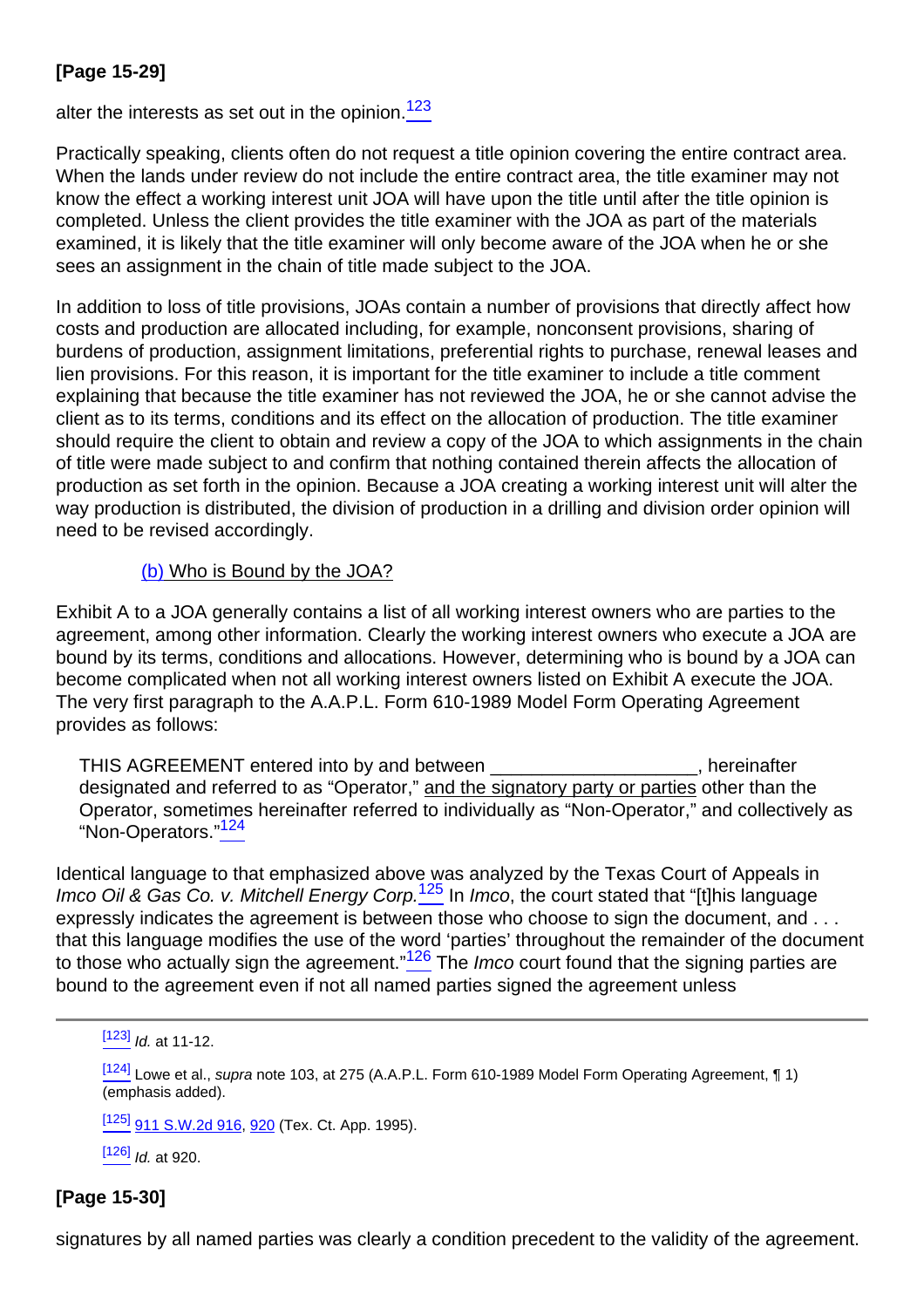alter the interests as set out in the opinion.[123]

Practically speaking, clients often do not request a title opinion covering the entire contract area. When the lands under review do not include the entire contract area, the title examiner may not know the effect a working interest unit JOA will have upon the title until after the title opinion is completed. Unless the client provides the title examiner with the JOA as part of the materials examined, it is likely that the title examiner will only become aware of the JOA when he or she sees an assignment in the chain of title made subject to the JOA.

In addition to loss of title provisions, JOAs contain a number of provisions that directly affect how costs and production are allocated including, for example, nonconsent provisions, sharing of burdens of production, assignment limitations, preferential rights to purchase, renewal leases and lien provisions. For this reason, it is important for the title examiner to include a title comment explaining that because the title examiner has not reviewed the JOA, he or she cannot advise the client as to its terms, conditions and its effect on the allocation of production. The title examiner should require the client to obtain and review a copy of the JOA to which assignments in the chain of title were made subject to and confirm that nothing contained therein affects the allocation of production as set forth in the opinion. Because a JOA creating a working interest unit will alter the way production is distributed, the division of production in a drilling and division order opinion will need to be revised accordingly.

(b) Who is Bound by the JOA?

Exhibit A to a JOA generally contains a list of all working interest owners who are parties to the agreement, among other information. Clearly the working interest owners who execute a JOA are bound by its terms, conditions and allocations. However, determining who is bound by a JOA can become complicated when not all working interest owners listed on Exhibit A execute the JOA. The very first paragraph to the A.A.P.L. Form 610-1989 Model Form Operating Agreement provides as follows:

> THIS AGREEMENT entered into by and between ____________________, hereinafter designated and referred to as "Operator," <u>and the signatory party or parties</u> other than the Operator, sometimes hereinafter referred to individually as "Non-Operator," and collectively as "Non-Operators."[124]

Identical language to that emphasized above was analyzed by the Texas Court of Appeals in *Imco Oil & Gas Co. v. Mitchell Energy Corp.*[125] In *Imco*, the court stated that "[t]his language expressly indicates the agreement is between those who choose to sign the document, and . . . that this language modifies the use of the word 'parties' throughout the remainder of the document to those who actually sign the agreement."[126] The *Imco* court found that the signing parties are bound to the agreement even if not all named parties signed the agreement unless

[123] *Id.* at 11-12.

[124] Lowe et al., *supra* note 103, at 275 (A.A.P.L. Form 610-1989 Model Form Operating Agreement, ¶ 1) (emphasis added).

[125] 911 S.W.2d 916, 920 (Tex. Ct. App. 1995).

[126] *Id.* at 920.

signatures by all named parties was clearly a condition precedent to the validity of the agreement.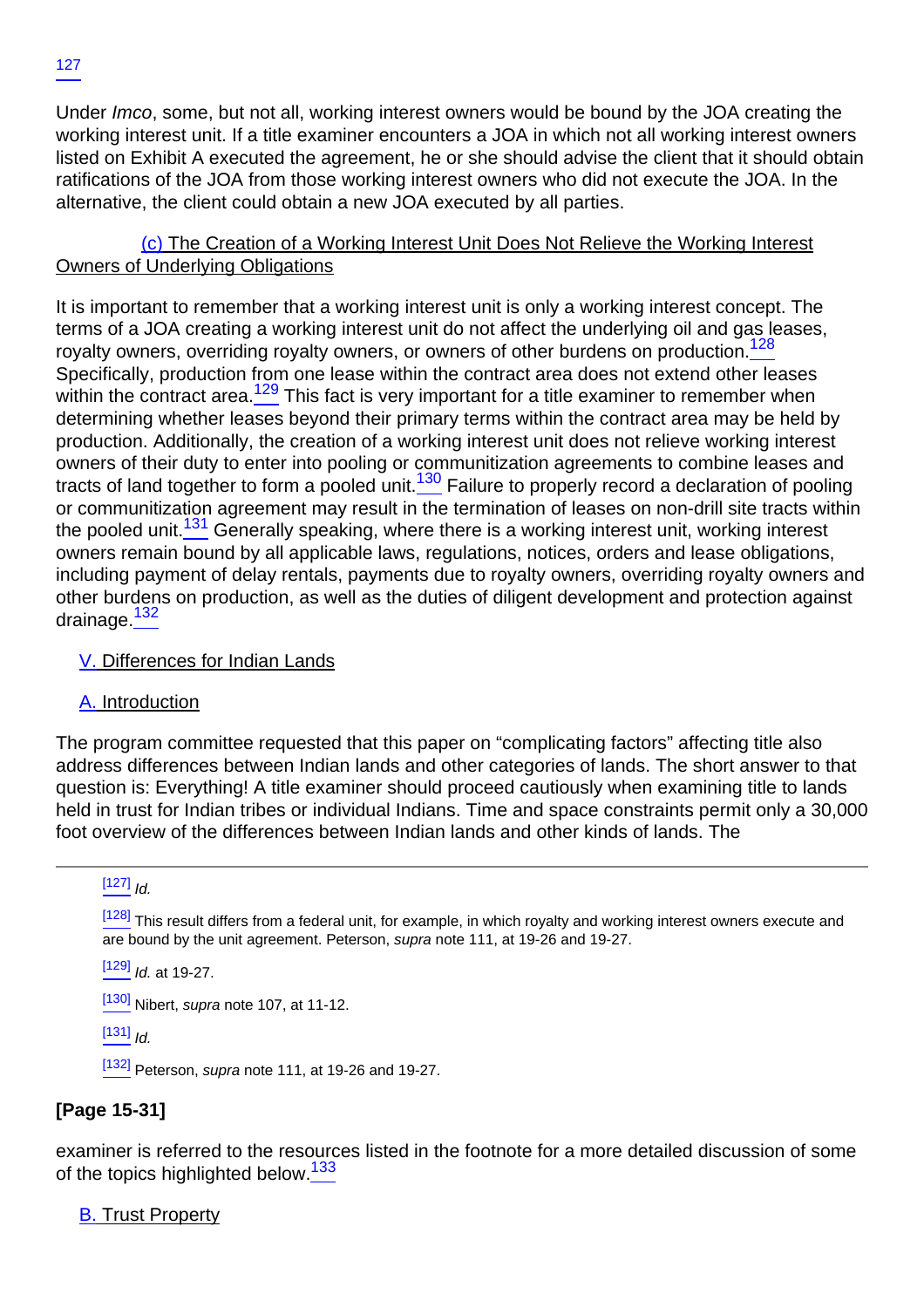127

Under *Imco*, some, but not all, working interest owners would be bound by the JOA creating the working interest unit. If a title examiner encounters a JOA in which not all working interest owners listed on Exhibit A executed the agreement, he or she should advise the client that it should obtain ratifications of the JOA from those working interest owners who did not execute the JOA. In the alternative, the client could obtain a new JOA executed by all parties.

#### (c) The Creation of a Working Interest Unit Does Not Relieve the Working Interest Owners of Underlying Obligations

It is important to remember that a working interest unit is only a working interest concept. The terms of a JOA creating a working interest unit do not affect the underlying oil and gas leases, royalty owners, overriding royalty owners, or owners of other burdens on production.[128] Specifically, production from one lease within the contract area does not extend other leases within the contract area.[129] This fact is very important for a title examiner to remember when determining whether leases beyond their primary terms within the contract area may be held by production. Additionally, the creation of a working interest unit does not relieve working interest owners of their duty to enter into pooling or communitization agreements to combine leases and tracts of land together to form a pooled unit.[130] Failure to properly record a declaration of pooling or communitization agreement may result in the termination of leases on non-drill site tracts within the pooled unit.[131] Generally speaking, where there is a working interest unit, working interest owners remain bound by all applicable laws, regulations, notices, orders and lease obligations, including payment of delay rentals, payments due to royalty owners, overriding royalty owners and other burdens on production, as well as the duties of diligent development and protection against drainage.[132]

## V. Differences for Indian Lands

### A. Introduction

The program committee requested that this paper on "complicating factors" affecting title also address differences between Indian lands and other categories of lands. The short answer to that question is: Everything! A title examiner should proceed cautiously when examining title to lands held in trust for Indian tribes or individual Indians. Time and space constraints permit only a 30,000 foot overview of the differences between Indian lands and other kinds of lands. The

---

[127] *Id.*

[128] This result differs from a federal unit, for example, in which royalty and working interest owners execute and are bound by the unit agreement. Peterson, *supra* note 111, at 19-26 and 19-27.

[129] *Id.* at 19-27.

[130] Nibert, *supra* note 107, at 11-12.

[131] *Id.*

[132] Peterson, *supra* note 111, at 19-26 and 19-27.

**[Page 15-31]**

examiner is referred to the resources listed in the footnote for a more detailed discussion of some of the topics highlighted below.[133]

### B. Trust Property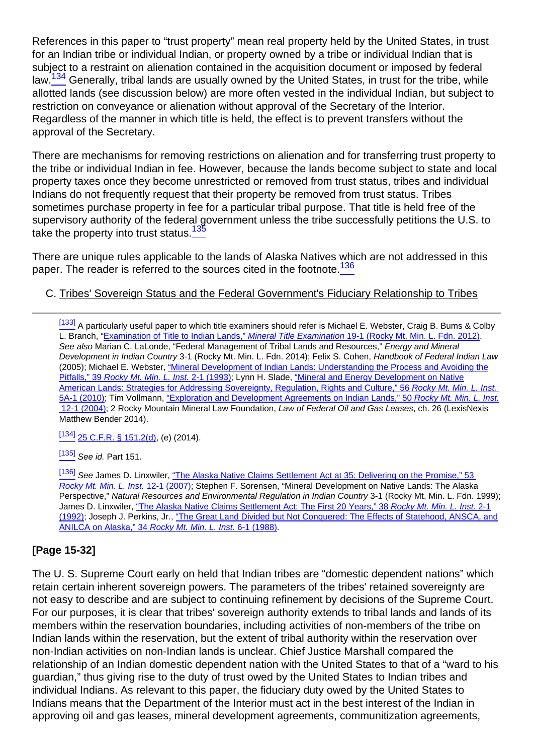References in this paper to "trust property" mean real property held by the United States, in trust for an Indian tribe or individual Indian, or property owned by a tribe or individual Indian that is subject to a restraint on alienation contained in the acquisition document or imposed by federal law.[134] Generally, tribal lands are usually owned by the United States, in trust for the tribe, while allotted lands (see discussion below) are more often vested in the individual Indian, but subject to restriction on conveyance or alienation without approval of the Secretary of the Interior. Regardless of the manner in which title is held, the effect is to prevent transfers without the approval of the Secretary.

There are mechanisms for removing restrictions on alienation and for transferring trust property to the tribe or individual Indian in fee. However, because the lands become subject to state and local property taxes once they become unrestricted or removed from trust status, tribes and individual Indians do not frequently request that their property be removed from trust status. Tribes sometimes purchase property in fee for a particular tribal purpose. That title is held free of the supervisory authority of the federal government unless the tribe successfully petitions the U.S. to take the property into trust status.[135]

There are unique rules applicable to the lands of Alaska Natives which are not addressed in this paper. The reader is referred to the sources cited in the footnote.[136]

C. Tribes' Sovereign Status and the Federal Government's Fiduciary Relationship to Tribes

---

[133] A particularly useful paper to which title examiners should refer is Michael E. Webster, Craig B. Bums & Colby L. Branch, "Examination of Title to Indian Lands," *Mineral Title Examination* 19-1 (Rocky Mt. Min. L. Fdn. 2012). *See also* Marian C. LaLonde, "Federal Management of Tribal Lands and Resources," *Energy and Mineral Development in Indian Country* 3-1 (Rocky Mt. Min. L. Fdn. 2014); Felix S. Cohen, *Handbook of Federal Indian Law* (2005); Michael E. Webster, "Mineral Development of Indian Lands: Understanding the Process and Avoiding the Pitfalls," 39 *Rocky Mt. Min. L. Inst.* 2-1 (1993); Lynn H. Slade, "Mineral and Energy Development on Native American Lands: Strategies for Addressing Sovereignty, Regulation, Rights and Culture," 56 *Rocky Mt. Min. L. Inst.* 5A-1 (2010); Tim Vollmann, "Exploration and Development Agreements on Indian Lands," 50 *Rocky Mt. Min. L. Inst.* 12-1 (2004); 2 Rocky Mountain Mineral Law Foundation, *Law of Federal Oil and Gas Leases*, ch. 26 (LexisNexis Matthew Bender 2014).

[134] 25 C.F.R. § 151.2(d), (e) (2014).

[135] *See id.* Part 151.

[136] *See* James D. Linxwiler, "The Alaska Native Claims Settlement Act at 35: Delivering on the Promise," 53 *Rocky Mt. Min. L. Inst.* 12-1 (2007); Stephen F. Sorensen, "Mineral Development on Native Lands: The Alaska Perspective," *Natural Resources and Environmental Regulation in Indian Country* 3-1 (Rocky Mt. Min. L. Fdn. 1999); James D. Linxwiler, "The Alaska Native Claims Settlement Act: The First 20 Years," 38 *Rocky Mt. Min. L. Inst.* 2-1 (1992); Joseph J. Perkins, Jr., "The Great Land Divided but Not Conquered: The Effects of Statehood, ANSCA, and ANILCA on Alaska," 34 *Rocky Mt. Min. L. Inst.* 6-1 (1988).

**[Page 15-32]**

The U. S. Supreme Court early on held that Indian tribes are "domestic dependent nations" which retain certain inherent sovereign powers. The parameters of the tribes' retained sovereignty are not easy to describe and are subject to continuing refinement by decisions of the Supreme Court. For our purposes, it is clear that tribes' sovereign authority extends to tribal lands and lands of its members within the reservation boundaries, including activities of non-members of the tribe on Indian lands within the reservation, but the extent of tribal authority within the reservation over non-Indian activities on non-Indian lands is unclear. Chief Justice Marshall compared the relationship of an Indian domestic dependent nation with the United States to that of a "ward to his guardian," thus giving rise to the duty of trust owed by the United States to Indian tribes and individual Indians. As relevant to this paper, the fiduciary duty owed by the United States to Indians means that the Department of the Interior must act in the best interest of the Indian in approving oil and gas leases, mineral development agreements, communitization agreements,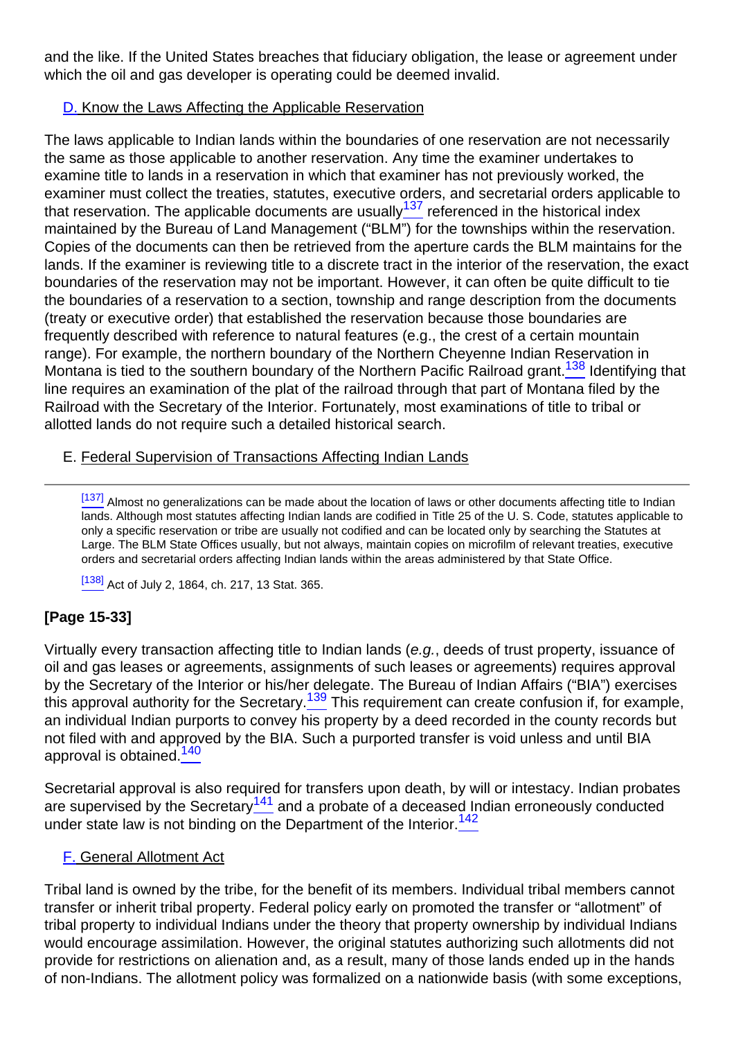and the like. If the United States breaches that fiduciary obligation, the lease or agreement under which the oil and gas developer is operating could be deemed invalid.

### D. Know the Laws Affecting the Applicable Reservation

The laws applicable to Indian lands within the boundaries of one reservation are not necessarily the same as those applicable to another reservation. Any time the examiner undertakes to examine title to lands in a reservation in which that examiner has not previously worked, the examiner must collect the treaties, statutes, executive orders, and secretarial orders applicable to that reservation. The applicable documents are usually[137] referenced in the historical index maintained by the Bureau of Land Management ("BLM") for the townships within the reservation. Copies of the documents can then be retrieved from the aperture cards the BLM maintains for the lands. If the examiner is reviewing title to a discrete tract in the interior of the reservation, the exact boundaries of the reservation may not be important. However, it can often be quite difficult to tie the boundaries of a reservation to a section, township and range description from the documents (treaty or executive order) that established the reservation because those boundaries are frequently described with reference to natural features (e.g., the crest of a certain mountain range). For example, the northern boundary of the Northern Cheyenne Indian Reservation in Montana is tied to the southern boundary of the Northern Pacific Railroad grant.[138] Identifying that line requires an examination of the plat of the railroad through that part of Montana filed by the Railroad with the Secretary of the Interior. Fortunately, most examinations of title to tribal or allotted lands do not require such a detailed historical search.

### E. Federal Supervision of Transactions Affecting Indian Lands

---

[137] Almost no generalizations can be made about the location of laws or other documents affecting title to Indian lands. Although most statutes affecting Indian lands are codified in Title 25 of the U. S. Code, statutes applicable to only a specific reservation or tribe are usually not codified and can be located only by searching the Statutes at Large. The BLM State Offices usually, but not always, maintain copies on microfilm of relevant treaties, executive orders and secretarial orders affecting Indian lands within the areas administered by that State Office.

[138] Act of July 2, 1864, ch. 217, 13 Stat. 365.

**[Page 15-33]**

Virtually every transaction affecting title to Indian lands (*e.g.*, deeds of trust property, issuance of oil and gas leases or agreements, assignments of such leases or agreements) requires approval by the Secretary of the Interior or his/her delegate. The Bureau of Indian Affairs ("BIA") exercises this approval authority for the Secretary.[139] This requirement can create confusion if, for example, an individual Indian purports to convey his property by a deed recorded in the county records but not filed with and approved by the BIA. Such a purported transfer is void unless and until BIA approval is obtained.[140]

Secretarial approval is also required for transfers upon death, by will or intestacy. Indian probates are supervised by the Secretary[141] and a probate of a deceased Indian erroneously conducted under state law is not binding on the Department of the Interior.[142]

### F. General Allotment Act

Tribal land is owned by the tribe, for the benefit of its members. Individual tribal members cannot transfer or inherit tribal property. Federal policy early on promoted the transfer or "allotment" of tribal property to individual Indians under the theory that property ownership by individual Indians would encourage assimilation. However, the original statutes authorizing such allotments did not provide for restrictions on alienation and, as a result, many of those lands ended up in the hands of non-Indians. The allotment policy was formalized on a nationwide basis (with some exceptions,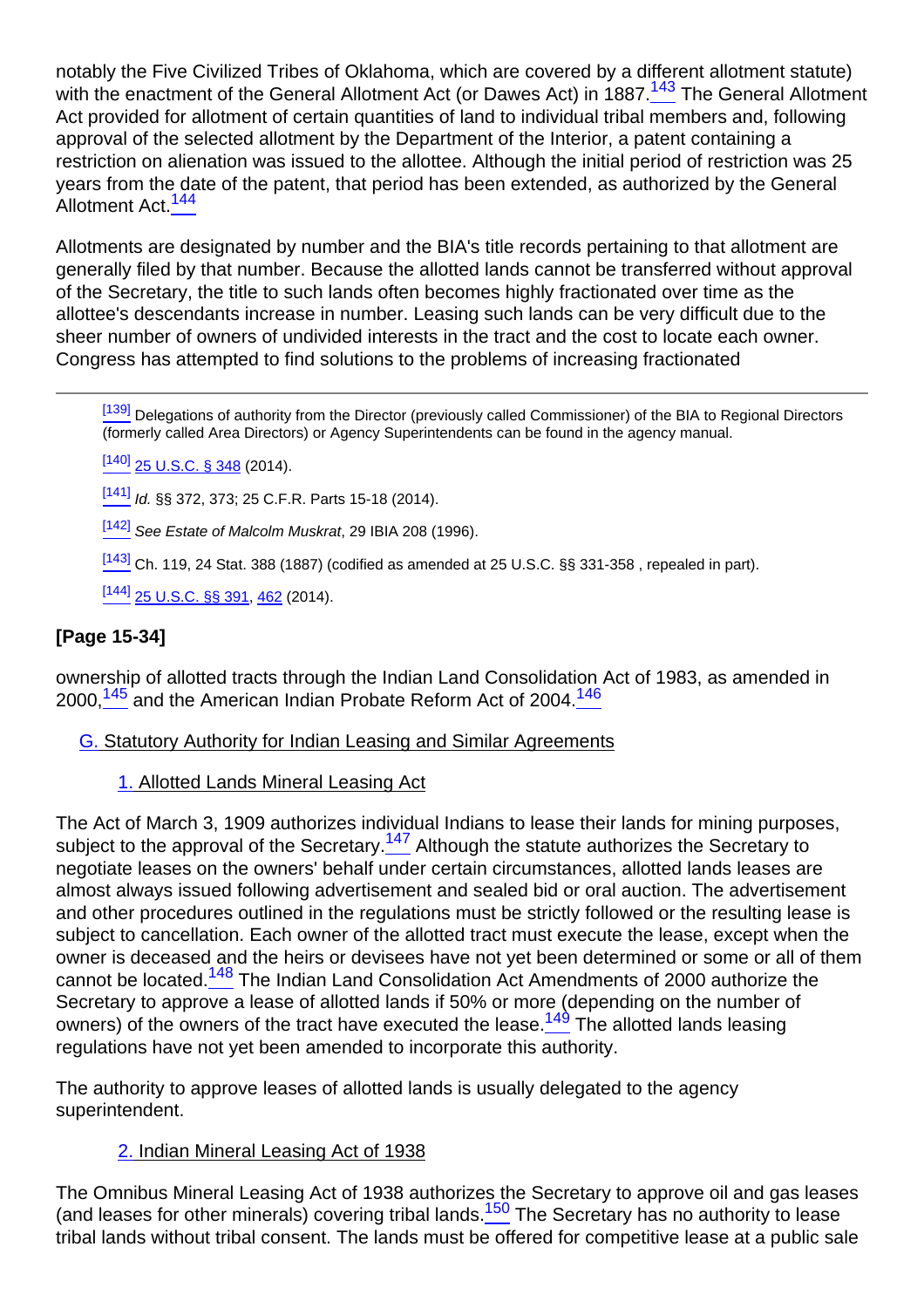notably the Five Civilized Tribes of Oklahoma, which are covered by a different allotment statute) with the enactment of the General Allotment Act (or Dawes Act) in 1887.[143] The General Allotment Act provided for allotment of certain quantities of land to individual tribal members and, following approval of the selected allotment by the Department of the Interior, a patent containing a restriction on alienation was issued to the allottee. Although the initial period of restriction was 25 years from the date of the patent, that period has been extended, as authorized by the General Allotment Act.[144]

Allotments are designated by number and the BIA's title records pertaining to that allotment are generally filed by that number. Because the allotted lands cannot be transferred without approval of the Secretary, the title to such lands often becomes highly fractionated over time as the allottee's descendants increase in number. Leasing such lands can be very difficult due to the sheer number of owners of undivided interests in the tract and the cost to locate each owner. Congress has attempted to find solutions to the problems of increasing fractionated

---

[139] Delegations of authority from the Director (previously called Commissioner) of the BIA to Regional Directors (formerly called Area Directors) or Agency Superintendents can be found in the agency manual.

[140] 25 U.S.C. § 348 (2014).

[141] *Id.* §§ 372, 373; 25 C.F.R. Parts 15-18 (2014).

[142] *See Estate of Malcolm Muskrat*, 29 IBIA 208 (1996).

[143] Ch. 119, 24 Stat. 388 (1887) (codified as amended at 25 U.S.C. §§ 331-358 , repealed in part).

[144] 25 U.S.C. §§ 391, 462 (2014).

**[Page 15-34]**

ownership of allotted tracts through the Indian Land Consolidation Act of 1983, as amended in 2000,[145] and the American Indian Probate Reform Act of 2004.[146]

## G. Statutory Authority for Indian Leasing and Similar Agreements

### 1. Allotted Lands Mineral Leasing Act

The Act of March 3, 1909 authorizes individual Indians to lease their lands for mining purposes, subject to the approval of the Secretary.[147] Although the statute authorizes the Secretary to negotiate leases on the owners' behalf under certain circumstances, allotted lands leases are almost always issued following advertisement and sealed bid or oral auction. The advertisement and other procedures outlined in the regulations must be strictly followed or the resulting lease is subject to cancellation. Each owner of the allotted tract must execute the lease, except when the owner is deceased and the heirs or devisees have not yet been determined or some or all of them cannot be located.[148] The Indian Land Consolidation Act Amendments of 2000 authorize the Secretary to approve a lease of allotted lands if 50% or more (depending on the number of owners) of the owners of the tract have executed the lease.[149] The allotted lands leasing regulations have not yet been amended to incorporate this authority.

The authority to approve leases of allotted lands is usually delegated to the agency superintendent.

### 2. Indian Mineral Leasing Act of 1938

The Omnibus Mineral Leasing Act of 1938 authorizes the Secretary to approve oil and gas leases (and leases for other minerals) covering tribal lands.[150] The Secretary has no authority to lease tribal lands without tribal consent. The lands must be offered for competitive lease at a public sale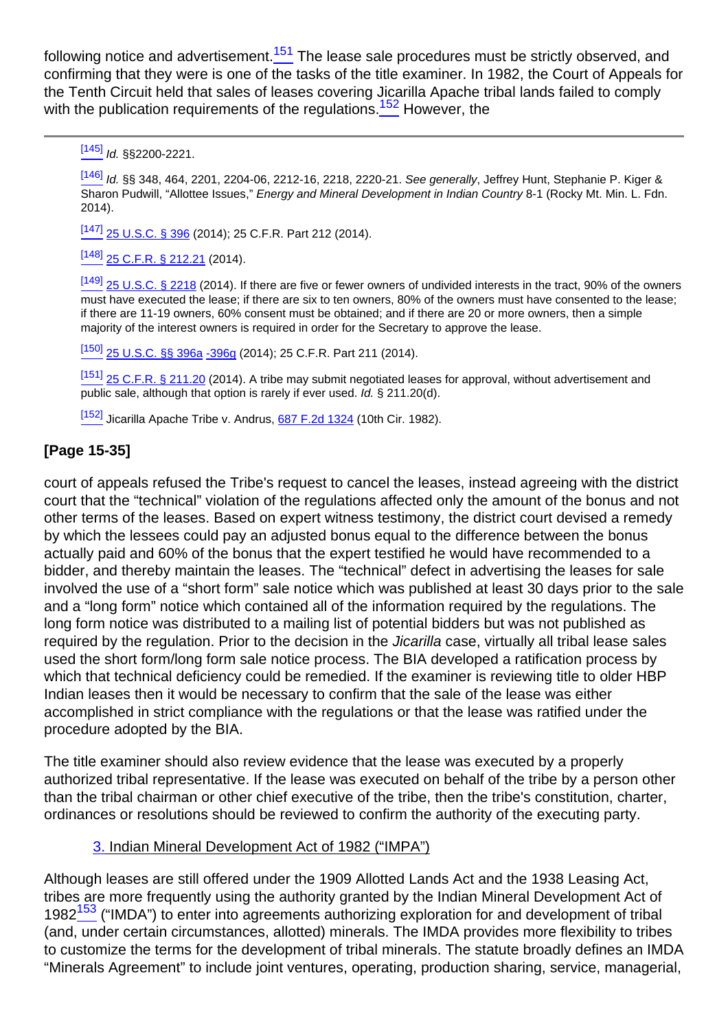following notice and advertisement.[151] The lease sale procedures must be strictly observed, and confirming that they were is one of the tasks of the title examiner. In 1982, the Court of Appeals for the Tenth Circuit held that sales of leases covering Jicarilla Apache tribal lands failed to comply with the publication requirements of the regulations.[152] However, the

[145] *Id.* §§2200-2221.

[146] *Id.* §§ 348, 464, 2201, 2204-06, 2212-16, 2218, 2220-21. *See generally*, Jeffrey Hunt, Stephanie P. Kiger & Sharon Pudwill, "Allottee Issues," *Energy and Mineral Development in Indian Country* 8-1 (Rocky Mt. Min. L. Fdn. 2014).

[147] 25 U.S.C. § 396 (2014); 25 C.F.R. Part 212 (2014).

[148] 25 C.F.R. § 212.21 (2014).

[149] 25 U.S.C. § 2218 (2014). If there are five or fewer owners of undivided interests in the tract, 90% of the owners must have executed the lease; if there are six to ten owners, 80% of the owners must have consented to the lease; if there are 11-19 owners, 60% consent must be obtained; and if there are 20 or more owners, then a simple majority of the interest owners is required in order for the Secretary to approve the lease.

[150] 25 U.S.C. §§ 396a -396g (2014); 25 C.F.R. Part 211 (2014).

[151] 25 C.F.R. § 211.20 (2014). A tribe may submit negotiated leases for approval, without advertisement and public sale, although that option is rarely if ever used. *Id.* § 211.20(d).

[152] Jicarilla Apache Tribe v. Andrus, 687 F.2d 1324 (10th Cir. 1982).

**[Page 15-35]**

court of appeals refused the Tribe's request to cancel the leases, instead agreeing with the district court that the "technical" violation of the regulations affected only the amount of the bonus and not other terms of the leases. Based on expert witness testimony, the district court devised a remedy by which the lessees could pay an adjusted bonus equal to the difference between the bonus actually paid and 60% of the bonus that the expert testified he would have recommended to a bidder, and thereby maintain the leases. The "technical" defect in advertising the leases for sale involved the use of a "short form" sale notice which was published at least 30 days prior to the sale and a "long form" notice which contained all of the information required by the regulations. The long form notice was distributed to a mailing list of potential bidders but was not published as required by the regulation. Prior to the decision in the *Jicarilla* case, virtually all tribal lease sales used the short form/long form sale notice process. The BIA developed a ratification process by which that technical deficiency could be remedied. If the examiner is reviewing title to older HBP Indian leases then it would be necessary to confirm that the sale of the lease was either accomplished in strict compliance with the regulations or that the lease was ratified under the procedure adopted by the BIA.

The title examiner should also review evidence that the lease was executed by a properly authorized tribal representative. If the lease was executed on behalf of the tribe by a person other than the tribal chairman or other chief executive of the tribe, then the tribe's constitution, charter, ordinances or resolutions should be reviewed to confirm the authority of the executing party.

### 3. Indian Mineral Development Act of 1982 ("IMPA")

Although leases are still offered under the 1909 Allotted Lands Act and the 1938 Leasing Act, tribes are more frequently using the authority granted by the Indian Mineral Development Act of 1982[153] ("IMDA") to enter into agreements authorizing exploration for and development of tribal (and, under certain circumstances, allotted) minerals. The IMDA provides more flexibility to tribes to customize the terms for the development of tribal minerals. The statute broadly defines an IMDA "Minerals Agreement" to include joint ventures, operating, production sharing, service, managerial,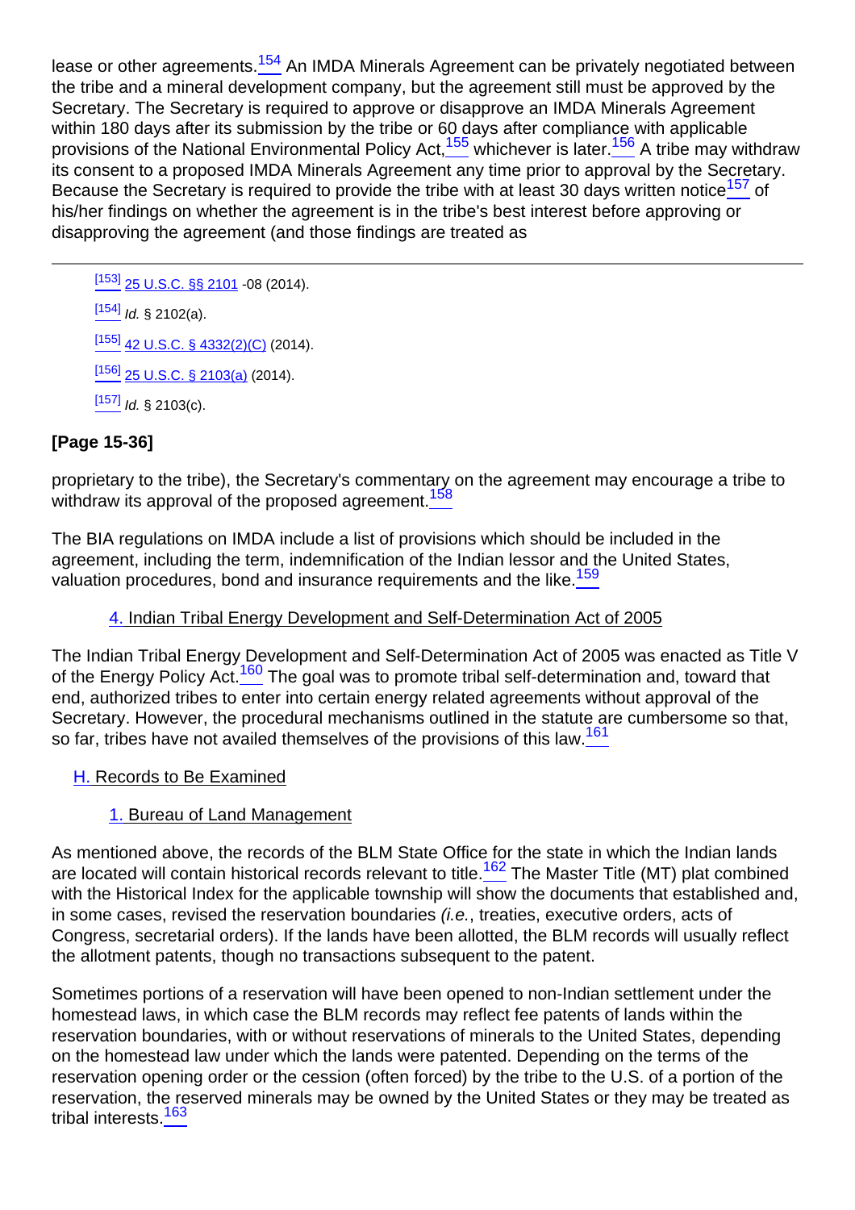lease or other agreements.[154] An IMDA Minerals Agreement can be privately negotiated between the tribe and a mineral development company, but the agreement still must be approved by the Secretary. The Secretary is required to approve or disapprove an IMDA Minerals Agreement within 180 days after its submission by the tribe or 60 days after compliance with applicable provisions of the National Environmental Policy Act,[155] whichever is later.[156] A tribe may withdraw its consent to a proposed IMDA Minerals Agreement any time prior to approval by the Secretary. Because the Secretary is required to provide the tribe with at least 30 days written notice[157] of his/her findings on whether the agreement is in the tribe's best interest before approving or disapproving the agreement (and those findings are treated as

---

[153] 25 U.S.C. §§ 2101 -08 (2014).

[154] *Id.* § 2102(a).

[155] 42 U.S.C. § 4332(2)(C) (2014).

[156] 25 U.S.C. § 2103(a) (2014).

[157] *Id.* § 2103(c).

**[Page 15-36]**

proprietary to the tribe), the Secretary's commentary on the agreement may encourage a tribe to withdraw its approval of the proposed agreement.[158]

The BIA regulations on IMDA include a list of provisions which should be included in the agreement, including the term, indemnification of the Indian lessor and the United States, valuation procedures, bond and insurance requirements and the like.[159]

#### 4. Indian Tribal Energy Development and Self-Determination Act of 2005

The Indian Tribal Energy Development and Self-Determination Act of 2005 was enacted as Title V of the Energy Policy Act.[160] The goal was to promote tribal self-determination and, toward that end, authorized tribes to enter into certain energy related agreements without approval of the Secretary. However, the procedural mechanisms outlined in the statute are cumbersome so that, so far, tribes have not availed themselves of the provisions of this law.[161]

### H. Records to Be Examined

#### 1. Bureau of Land Management

As mentioned above, the records of the BLM State Office for the state in which the Indian lands are located will contain historical records relevant to title.[162] The Master Title (MT) plat combined with the Historical Index for the applicable township will show the documents that established and, in some cases, revised the reservation boundaries *(i.e.*, treaties, executive orders, acts of Congress, secretarial orders). If the lands have been allotted, the BLM records will usually reflect the allotment patents, though no transactions subsequent to the patent.

Sometimes portions of a reservation will have been opened to non-Indian settlement under the homestead laws, in which case the BLM records may reflect fee patents of lands within the reservation boundaries, with or without reservations of minerals to the United States, depending on the homestead law under which the lands were patented. Depending on the terms of the reservation opening order or the cession (often forced) by the tribe to the U.S. of a portion of the reservation, the reserved minerals may be owned by the United States or they may be treated as tribal interests.[163]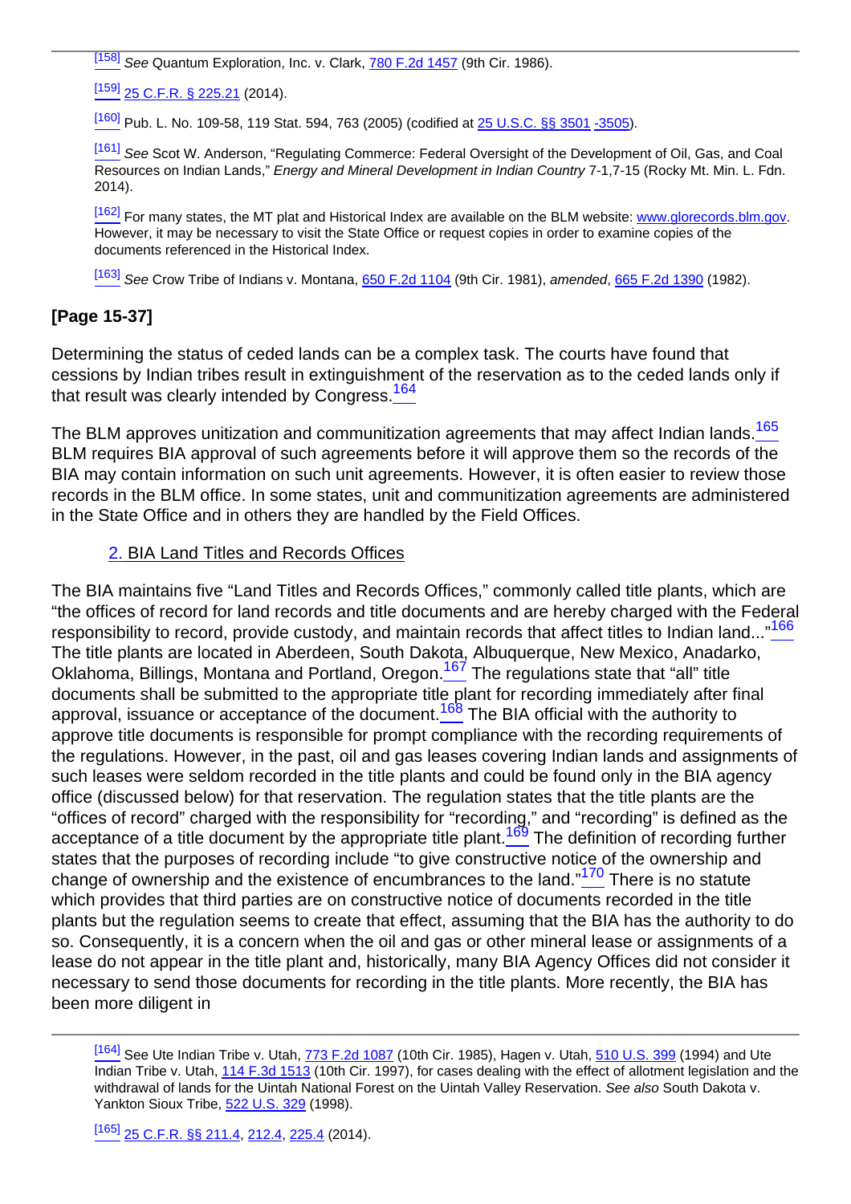[158] *See* Quantum Exploration, Inc. v. Clark, 780 F.2d 1457 (9th Cir. 1986).

[159] 25 C.F.R. § 225.21 (2014).

[160] Pub. L. No. 109-58, 119 Stat. 594, 763 (2005) (codified at 25 U.S.C. §§ 3501 -3505).

[161] *See* Scot W. Anderson, "Regulating Commerce: Federal Oversight of the Development of Oil, Gas, and Coal Resources on Indian Lands," *Energy and Mineral Development in Indian Country* 7-1,7-15 (Rocky Mt. Min. L. Fdn. 2014).

[162] For many states, the MT plat and Historical Index are available on the BLM website: www.glorecords.blm.gov. However, it may be necessary to visit the State Office or request copies in order to examine copies of the documents referenced in the Historical Index.

[163] *See* Crow Tribe of Indians v. Montana, 650 F.2d 1104 (9th Cir. 1981), *amended*, 665 F.2d 1390 (1982).

**[Page 15-37]**

Determining the status of ceded lands can be a complex task. The courts have found that cessions by Indian tribes result in extinguishment of the reservation as to the ceded lands only if that result was clearly intended by Congress.[164]

The BLM approves unitization and communitization agreements that may affect Indian lands.[165] BLM requires BIA approval of such agreements before it will approve them so the records of the BIA may contain information on such unit agreements. However, it is often easier to review those records in the BLM office. In some states, unit and communitization agreements are administered in the State Office and in others they are handled by the Field Offices.

2. BIA Land Titles and Records Offices

The BIA maintains five "Land Titles and Records Offices," commonly called title plants, which are "the offices of record for land records and title documents and are hereby charged with the Federal responsibility to record, provide custody, and maintain records that affect titles to Indian land..."[166] The title plants are located in Aberdeen, South Dakota, Albuquerque, New Mexico, Anadarko, Oklahoma, Billings, Montana and Portland, Oregon.[167] The regulations state that "all" title documents shall be submitted to the appropriate title plant for recording immediately after final approval, issuance or acceptance of the document.[168] The BIA official with the authority to approve title documents is responsible for prompt compliance with the recording requirements of the regulations. However, in the past, oil and gas leases covering Indian lands and assignments of such leases were seldom recorded in the title plants and could be found only in the BIA agency office (discussed below) for that reservation. The regulation states that the title plants are the "offices of record" charged with the responsibility for "recording," and "recording" is defined as the acceptance of a title document by the appropriate title plant.[169] The definition of recording further states that the purposes of recording include "to give constructive notice of the ownership and change of ownership and the existence of encumbrances to the land."[170] There is no statute which provides that third parties are on constructive notice of documents recorded in the title plants but the regulation seems to create that effect, assuming that the BIA has the authority to do so. Consequently, it is a concern when the oil and gas or other mineral lease or assignments of a lease do not appear in the title plant and, historically, many BIA Agency Offices did not consider it necessary to send those documents for recording in the title plants. More recently, the BIA has been more diligent in

[164] See Ute Indian Tribe v. Utah, 773 F.2d 1087 (10th Cir. 1985), Hagen v. Utah, 510 U.S. 399 (1994) and Ute Indian Tribe v. Utah, 114 F.3d 1513 (10th Cir. 1997), for cases dealing with the effect of allotment legislation and the withdrawal of lands for the Uintah National Forest on the Uintah Valley Reservation. *See also* South Dakota v. Yankton Sioux Tribe, 522 U.S. 329 (1998).

[165] 25 C.F.R. §§ 211.4, 212.4, 225.4 (2014).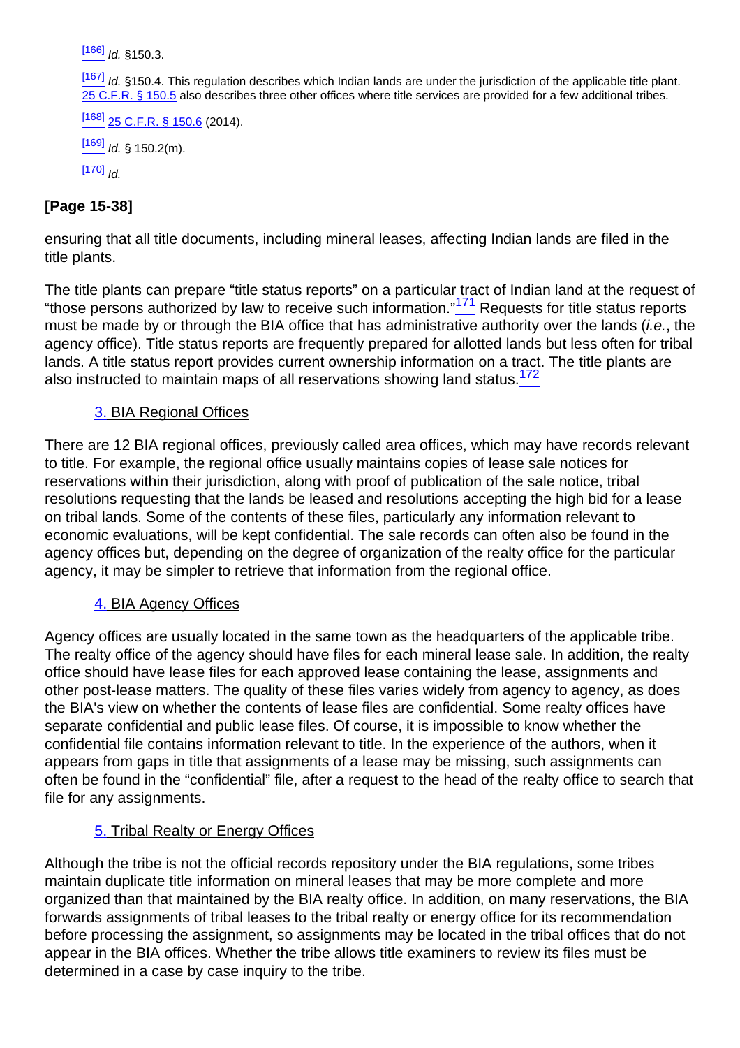[166] *Id.* §150.3.

[167] *Id.* §150.4. This regulation describes which Indian lands are under the jurisdiction of the applicable title plant. 25 C.F.R. § 150.5 also describes three other offices where title services are provided for a few additional tribes.

[168] 25 C.F.R. § 150.6 (2014).

[169] *Id.* § 150.2(m).

[170] *Id.*

**[Page 15-38]**

ensuring that all title documents, including mineral leases, affecting Indian lands are filed in the title plants.

The title plants can prepare "title status reports" on a particular tract of Indian land at the request of "those persons authorized by law to receive such information."[171] Requests for title status reports must be made by or through the BIA office that has administrative authority over the lands (*i.e.*, the agency office). Title status reports are frequently prepared for allotted lands but less often for tribal lands. A title status report provides current ownership information on a tract. The title plants are also instructed to maintain maps of all reservations showing land status.[172]

### 3. BIA Regional Offices

There are 12 BIA regional offices, previously called area offices, which may have records relevant to title. For example, the regional office usually maintains copies of lease sale notices for reservations within their jurisdiction, along with proof of publication of the sale notice, tribal resolutions requesting that the lands be leased and resolutions accepting the high bid for a lease on tribal lands. Some of the contents of these files, particularly any information relevant to economic evaluations, will be kept confidential. The sale records can often also be found in the agency offices but, depending on the degree of organization of the realty office for the particular agency, it may be simpler to retrieve that information from the regional office.

### 4. BIA Agency Offices

Agency offices are usually located in the same town as the headquarters of the applicable tribe. The realty office of the agency should have files for each mineral lease sale. In addition, the realty office should have lease files for each approved lease containing the lease, assignments and other post-lease matters. The quality of these files varies widely from agency to agency, as does the BIA's view on whether the contents of lease files are confidential. Some realty offices have separate confidential and public lease files. Of course, it is impossible to know whether the confidential file contains information relevant to title. In the experience of the authors, when it appears from gaps in title that assignments of a lease may be missing, such assignments can often be found in the "confidential" file, after a request to the head of the realty office to search that file for any assignments.

### 5. Tribal Realty or Energy Offices

Although the tribe is not the official records repository under the BIA regulations, some tribes maintain duplicate title information on mineral leases that may be more complete and more organized than that maintained by the BIA realty office. In addition, on many reservations, the BIA forwards assignments of tribal leases to the tribal realty or energy office for its recommendation before processing the assignment, so assignments may be located in the tribal offices that do not appear in the BIA offices. Whether the tribe allows title examiners to review its files must be determined in a case by case inquiry to the tribe.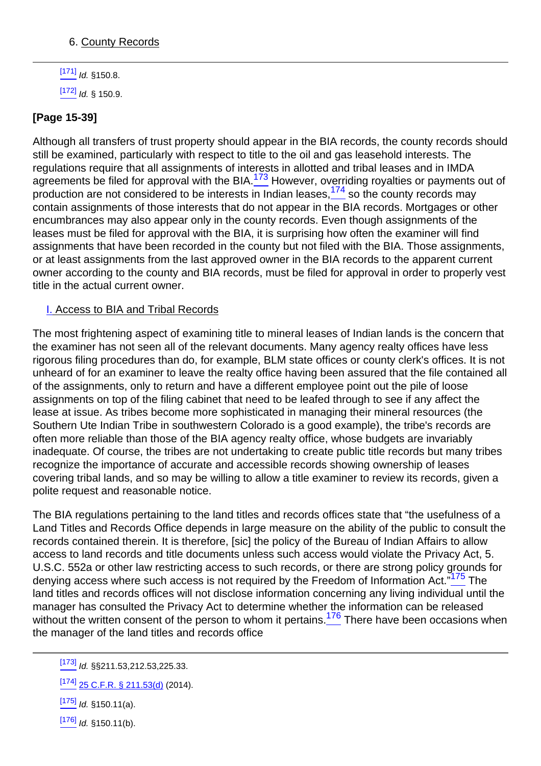6. County Records

[171] *Id.* §150.8.

[172] *Id.* § 150.9.

**[Page 15-39]**

Although all transfers of trust property should appear in the BIA records, the county records should still be examined, particularly with respect to title to the oil and gas leasehold interests. The regulations require that all assignments of interests in allotted and tribal leases and in IMDA agreements be filed for approval with the BIA.[173] However, overriding royalties or payments out of production are not considered to be interests in Indian leases,[174] so the county records may contain assignments of those interests that do not appear in the BIA records. Mortgages or other encumbrances may also appear only in the county records. Even though assignments of the leases must be filed for approval with the BIA, it is surprising how often the examiner will find assignments that have been recorded in the county but not filed with the BIA. Those assignments, or at least assignments from the last approved owner in the BIA records to the apparent current owner according to the county and BIA records, must be filed for approval in order to properly vest title in the actual current owner.

I. Access to BIA and Tribal Records

The most frightening aspect of examining title to mineral leases of Indian lands is the concern that the examiner has not seen all of the relevant documents. Many agency realty offices have less rigorous filing procedures than do, for example, BLM state offices or county clerk's offices. It is not unheard of for an examiner to leave the realty office having been assured that the file contained all of the assignments, only to return and have a different employee point out the pile of loose assignments on top of the filing cabinet that need to be leafed through to see if any affect the lease at issue. As tribes become more sophisticated in managing their mineral resources (the Southern Ute Indian Tribe in southwestern Colorado is a good example), the tribe's records are often more reliable than those of the BIA agency realty office, whose budgets are invariably inadequate. Of course, the tribes are not undertaking to create public title records but many tribes recognize the importance of accurate and accessible records showing ownership of leases covering tribal lands, and so may be willing to allow a title examiner to review its records, given a polite request and reasonable notice.

The BIA regulations pertaining to the land titles and records offices state that "the usefulness of a Land Titles and Records Office depends in large measure on the ability of the public to consult the records contained therein. It is therefore, [sic] the policy of the Bureau of Indian Affairs to allow access to land records and title documents unless such access would violate the Privacy Act, 5. U.S.C. 552a or other law restricting access to such records, or there are strong policy grounds for denying access where such access is not required by the Freedom of Information Act."[175] The land titles and records offices will not disclose information concerning any living individual until the manager has consulted the Privacy Act to determine whether the information can be released without the written consent of the person to whom it pertains.[176] There have been occasions when the manager of the land titles and records office

[173] *Id.* §§211.53,212.53,225.33.

[174] 25 C.F.R. § 211.53(d) (2014).

[175] *Id.* §150.11(a).

[176] *Id.* §150.11(b).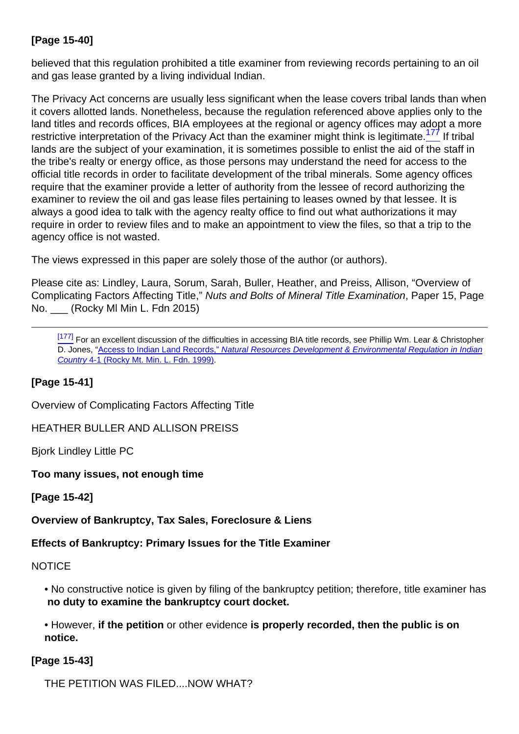[Page 15-40]

believed that this regulation prohibited a title examiner from reviewing records pertaining to an oil and gas lease granted by a living individual Indian.

The Privacy Act concerns are usually less significant when the lease covers tribal lands than when it covers allotted lands. Nonetheless, because the regulation referenced above applies only to the land titles and records offices, BIA employees at the regional or agency offices may adopt a more restrictive interpretation of the Privacy Act than the examiner might think is legitimate.[177] If tribal lands are the subject of your examination, it is sometimes possible to enlist the aid of the staff in the tribe's realty or energy office, as those persons may understand the need for access to the official title records in order to facilitate development of the tribal minerals. Some agency offices require that the examiner provide a letter of authority from the lessee of record authorizing the examiner to review the oil and gas lease files pertaining to leases owned by that lessee. It is always a good idea to talk with the agency realty office to find out what authorizations it may require in order to review files and to make an appointment to view the files, so that a trip to the agency office is not wasted.

The views expressed in this paper are solely those of the author (or authors).

Please cite as: Lindley, Laura, Sorum, Sarah, Buller, Heather, and Preiss, Allison, "Overview of Complicating Factors Affecting Title," *Nuts and Bolts of Mineral Title Examination*, Paper 15, Page No. ___ (Rocky Ml Min L. Fdn 2015)

---

[177] For an excellent discussion of the difficulties in accessing BIA title records, see Phillip Wm. Lear & Christopher D. Jones, "Access to Indian Land Records," *Natural Resources Development & Environmental Regulation in Indian Country* 4-1 (Rocky Mt. Min. L. Fdn. 1999).

[Page 15-41]

Overview of Complicating Factors Affecting Title

HEATHER BULLER AND ALLISON PREISS

Bjork Lindley Little PC

**Too many issues, not enough time**

[Page 15-42]

**Overview of Bankruptcy, Tax Sales, Foreclosure & Liens**

**Effects of Bankruptcy: Primary Issues for the Title Examiner**

NOTICE

- No constructive notice is given by filing of the bankruptcy petition; therefore, title examiner has **no duty to examine the bankruptcy court docket.**
- However, **if the petition** or other evidence **is properly recorded, then the public is on notice.**

[Page 15-43]

THE PETITION WAS FILED....NOW WHAT?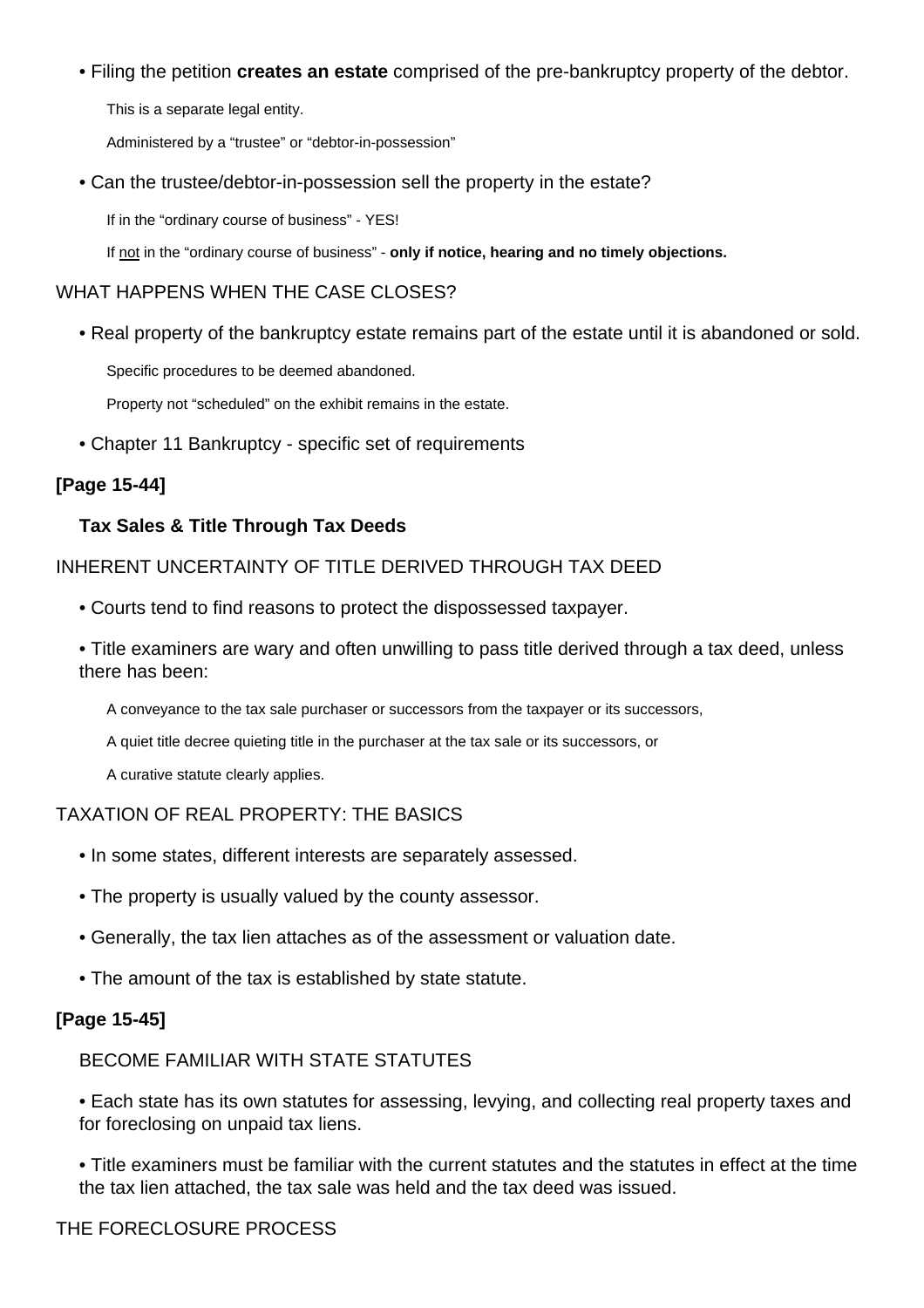- Filing the petition **creates an estate** comprised of the pre-bankruptcy property of the debtor.

  This is a separate legal entity.

  Administered by a “trustee” or “debtor-in-possession”

- Can the trustee/debtor-in-possession sell the property in the estate?

  If in the “ordinary course of business” - YES!

  If <u>not</u> in the “ordinary course of business” - **only if notice, hearing and no timely objections.**

WHAT HAPPENS WHEN THE CASE CLOSES?

- Real property of the bankruptcy estate remains part of the estate until it is abandoned or sold.

  Specific procedures to be deemed abandoned.

  Property not “scheduled” on the exhibit remains in the estate.

- Chapter 11 Bankruptcy - specific set of requirements

**[Page 15-44]**

**Tax Sales & Title Through Tax Deeds**

INHERENT UNCERTAINTY OF TITLE DERIVED THROUGH TAX DEED

- Courts tend to find reasons to protect the dispossessed taxpayer.
- Title examiners are wary and often unwilling to pass title derived through a tax deed, unless there has been:

  A conveyance to the tax sale purchaser or successors from the taxpayer or its successors,

  A quiet title decree quieting title in the purchaser at the tax sale or its successors, or

  A curative statute clearly applies.

TAXATION OF REAL PROPERTY: THE BASICS

- In some states, different interests are separately assessed.
- The property is usually valued by the county assessor.
- Generally, the tax lien attaches as of the assessment or valuation date.
- The amount of the tax is established by state statute.

**[Page 15-45]**

BECOME FAMILIAR WITH STATE STATUTES

- Each state has its own statutes for assessing, levying, and collecting real property taxes and for foreclosing on unpaid tax liens.
- Title examiners must be familiar with the current statutes and the statutes in effect at the time the tax lien attached, the tax sale was held and the tax deed was issued.

THE FORECLOSURE PROCESS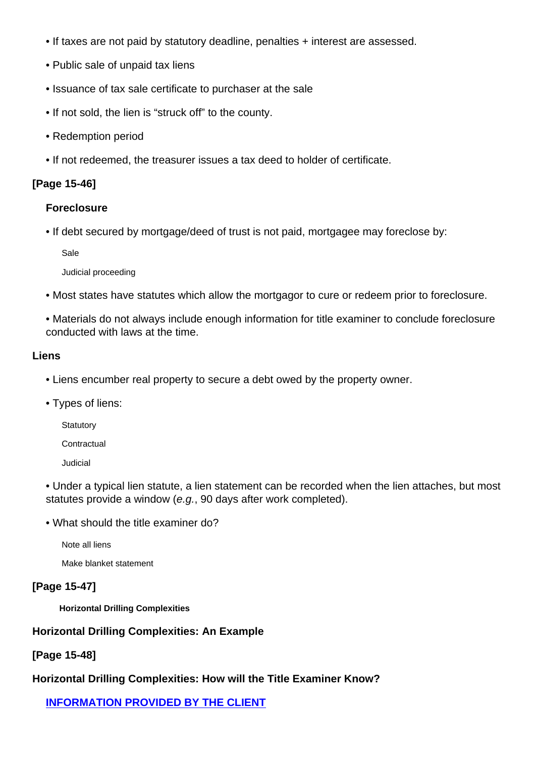- If taxes are not paid by statutory deadline, penalties + interest are assessed.
- Public sale of unpaid tax liens
- Issuance of tax sale certificate to purchaser at the sale
- If not sold, the lien is "struck off" to the county.
- Redemption period
- If not redeemed, the treasurer issues a tax deed to holder of certificate.

**[Page 15-46]**

**Foreclosure**

- If debt secured by mortgage/deed of trust is not paid, mortgagee may foreclose by:
  - Sale
  - Judicial proceeding
- Most states have statutes which allow the mortgagor to cure or redeem prior to foreclosure.
- Materials do not always include enough information for title examiner to conclude foreclosure conducted with laws at the time.

**Liens**

- Liens encumber real property to secure a debt owed by the property owner.
- Types of liens:
  - Statutory
  - Contractual
  - Judicial
- Under a typical lien statute, a lien statement can be recorded when the lien attaches, but most statutes provide a window (*e.g.*, 90 days after work completed).
- What should the title examiner do?
  - Note all liens
  - Make blanket statement

**[Page 15-47]**

**Horizontal Drilling Complexities**

**Horizontal Drilling Complexities: An Example**

**[Page 15-48]**

**Horizontal Drilling Complexities: How will the Title Examiner Know?**

**INFORMATION PROVIDED BY THE CLIENT**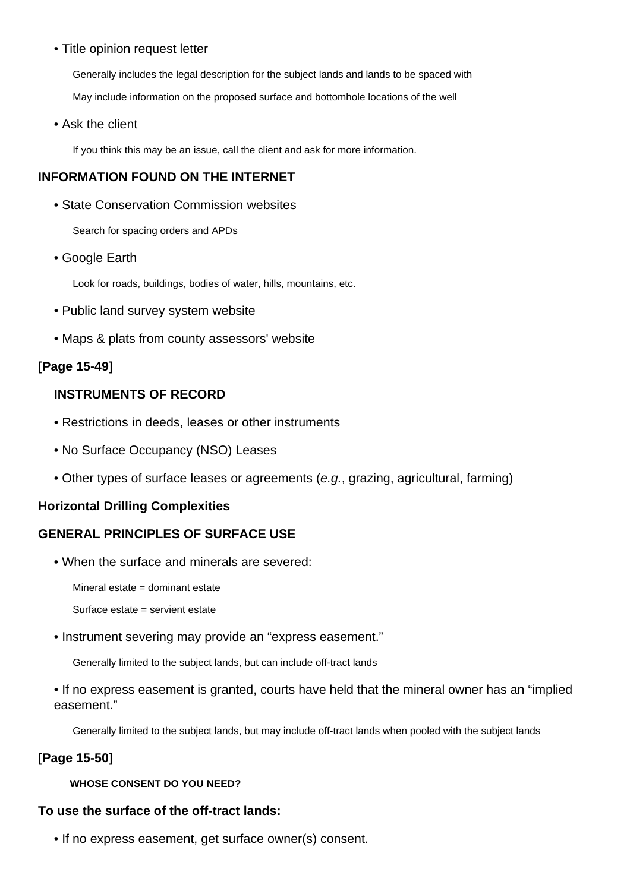- Title opinion request letter

  Generally includes the legal description for the subject lands and lands to be spaced with

  May include information on the proposed surface and bottomhole locations of the well

- Ask the client

  If you think this may be an issue, call the client and ask for more information.

**INFORMATION FOUND ON THE INTERNET**

- State Conservation Commission websites

  Search for spacing orders and APDs

- Google Earth

  Look for roads, buildings, bodies of water, hills, mountains, etc.

- Public land survey system website

- Maps & plats from county assessors' website

**[Page 15-49]**

**INSTRUMENTS OF RECORD**

- Restrictions in deeds, leases or other instruments

- No Surface Occupancy (NSO) Leases

- Other types of surface leases or agreements (*e.g.*, grazing, agricultural, farming)

**Horizontal Drilling Complexities**

**GENERAL PRINCIPLES OF SURFACE USE**

- When the surface and minerals are severed:

  Mineral estate = dominant estate

  Surface estate = servient estate

- Instrument severing may provide an "express easement."

  Generally limited to the subject lands, but can include off-tract lands

- If no express easement is granted, courts have held that the mineral owner has an "implied easement."

  Generally limited to the subject lands, but may include off-tract lands when pooled with the subject lands

**[Page 15-50]**

**WHOSE CONSENT DO YOU NEED?**

**To use the surface of the off-tract lands:**

- If no express easement, get surface owner(s) consent.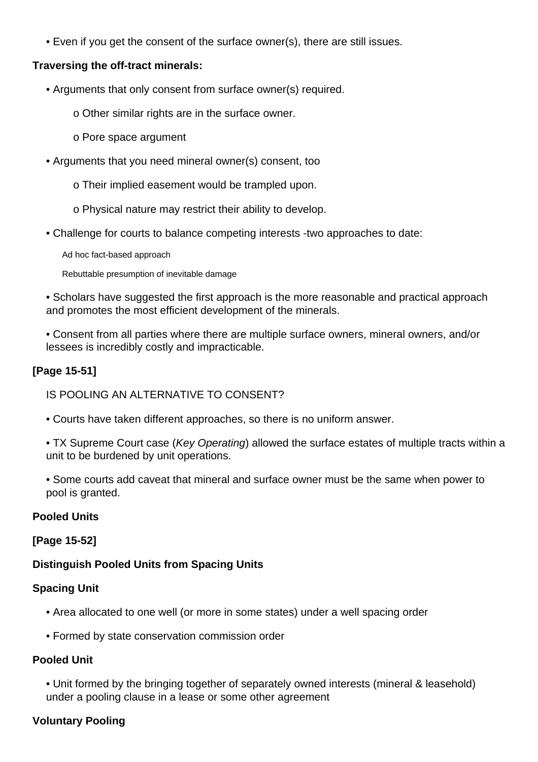- Even if you get the consent of the surface owner(s), there are still issues.

**Traversing the off-tract minerals:**

- Arguments that only consent from surface owner(s) required.
  - o Other similar rights are in the surface owner.
  - o Pore space argument
- Arguments that you need mineral owner(s) consent, too
  - o Their implied easement would be trampled upon.
  - o Physical nature may restrict their ability to develop.
- Challenge for courts to balance competing interests -two approaches to date:

  Ad hoc fact-based approach

  Rebuttable presumption of inevitable damage

- Scholars have suggested the first approach is the more reasonable and practical approach and promotes the most efficient development of the minerals.
- Consent from all parties where there are multiple surface owners, mineral owners, and/or lessees is incredibly costly and impracticable.

**[Page 15-51]**

IS POOLING AN ALTERNATIVE TO CONSENT?

- Courts have taken different approaches, so there is no uniform answer.
- TX Supreme Court case (*Key Operating*) allowed the surface estates of multiple tracts within a unit to be burdened by unit operations.
- Some courts add caveat that mineral and surface owner must be the same when power to pool is granted.

**Pooled Units**

**[Page 15-52]**

**Distinguish Pooled Units from Spacing Units**

**Spacing Unit**

- Area allocated to one well (or more in some states) under a well spacing order
- Formed by state conservation commission order

**Pooled Unit**

- Unit formed by the bringing together of separately owned interests (mineral & leasehold) under a pooling clause in a lease or some other agreement

**Voluntary Pooling**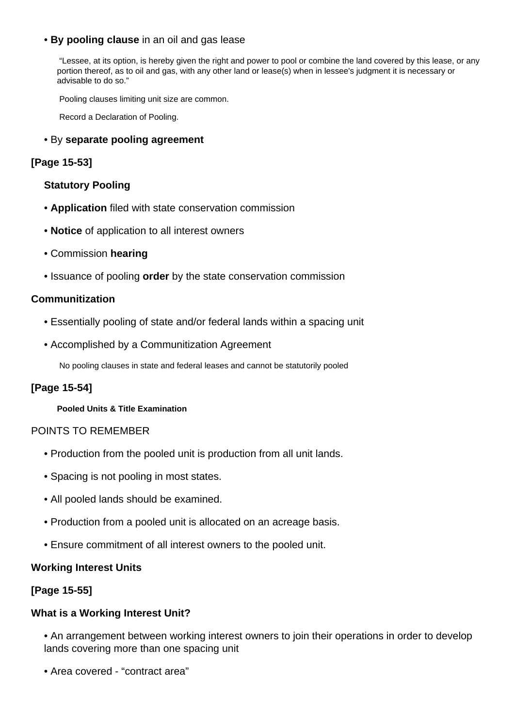- **By pooling clause** in an oil and gas lease

  "Lessee, at its option, is hereby given the right and power to pool or combine the land covered by this lease, or any portion thereof, as to oil and gas, with any other land or lease(s) when in lessee's judgment it is necessary or advisable to do so."

  Pooling clauses limiting unit size are common.

  Record a Declaration of Pooling.

- By **separate pooling agreement**

**[Page 15-53]**

**Statutory Pooling**

- **Application** filed with state conservation commission
- **Notice** of application to all interest owners
- Commission **hearing**
- Issuance of pooling **order** by the state conservation commission

**Communitization**

- Essentially pooling of state and/or federal lands within a spacing unit
- Accomplished by a Communitization Agreement

  No pooling clauses in state and federal leases and cannot be statutorily pooled

**[Page 15-54]**

**Pooled Units & Title Examination**

POINTS TO REMEMBER

- Production from the pooled unit is production from all unit lands.
- Spacing is not pooling in most states.
- All pooled lands should be examined.
- Production from a pooled unit is allocated on an acreage basis.
- Ensure commitment of all interest owners to the pooled unit.

**Working Interest Units**

**[Page 15-55]**

**What is a Working Interest Unit?**

- An arrangement between working interest owners to join their operations in order to develop lands covering more than one spacing unit
- Area covered - "contract area"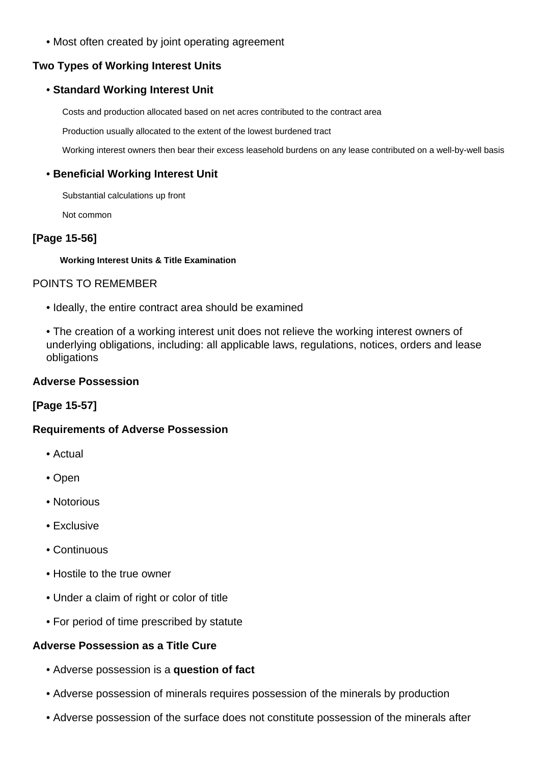- Most often created by joint operating agreement

**Two Types of Working Interest Units**

- **Standard Working Interest Unit**

  Costs and production allocated based on net acres contributed to the contract area

  Production usually allocated to the extent of the lowest burdened tract

  Working interest owners then bear their excess leasehold burdens on any lease contributed on a well-by-well basis

- **Beneficial Working Interest Unit**

  Substantial calculations up front

  Not common

**[Page 15-56]**

**Working Interest Units & Title Examination**

POINTS TO REMEMBER

- Ideally, the entire contract area should be examined
- The creation of a working interest unit does not relieve the working interest owners of underlying obligations, including: all applicable laws, regulations, notices, orders and lease obligations

**Adverse Possession**

**[Page 15-57]**

**Requirements of Adverse Possession**

- Actual
- Open
- Notorious
- Exclusive
- Continuous
- Hostile to the true owner
- Under a claim of right or color of title
- For period of time prescribed by statute

**Adverse Possession as a Title Cure**

- Adverse possession is a **question of fact**
- Adverse possession of minerals requires possession of the minerals by production
- Adverse possession of the surface does not constitute possession of the minerals after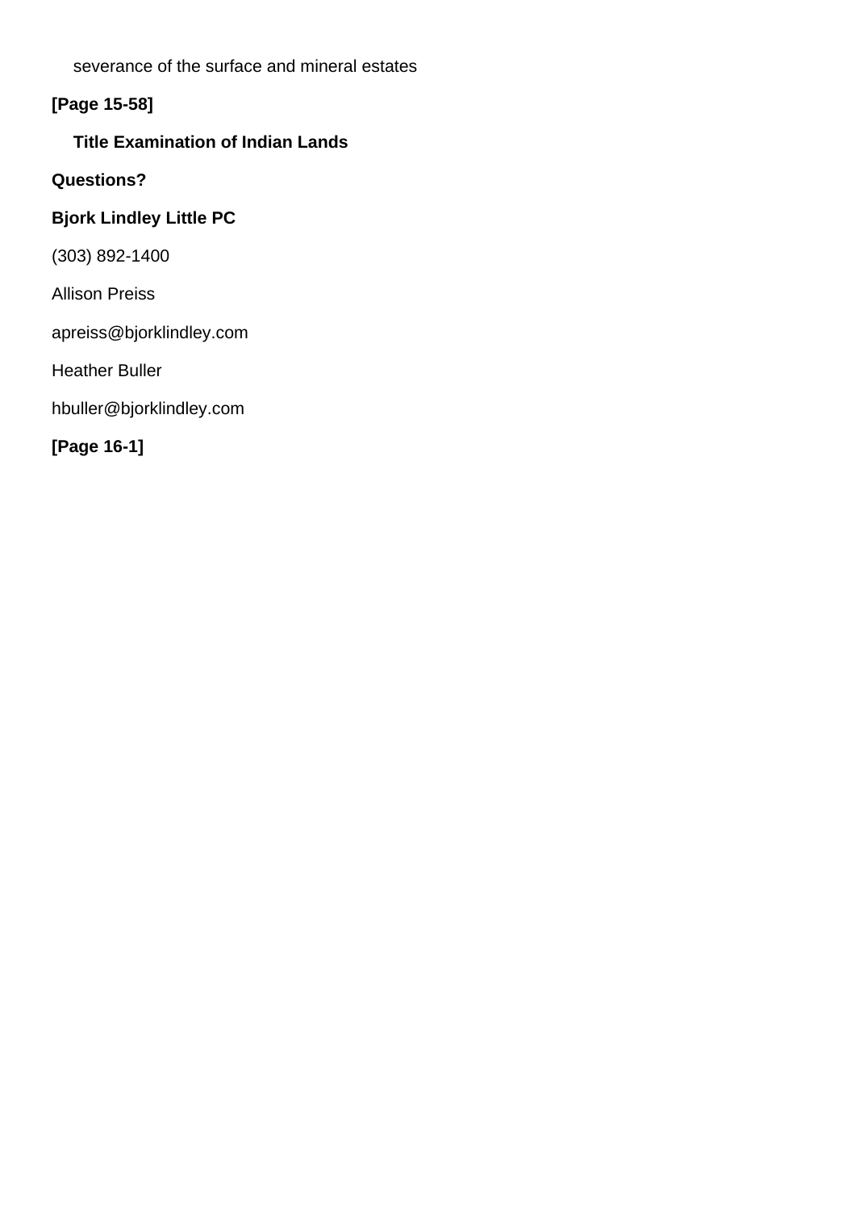severance of the surface and mineral estates

**[Page 15-58]**

**Title Examination of Indian Lands**

**Questions?**

**Bjork Lindley Little PC**

(303) 892-1400

Allison Preiss

apreiss@bjorklindley.com

Heather Buller

hbuller@bjorklindley.com

**[Page 16-1]**